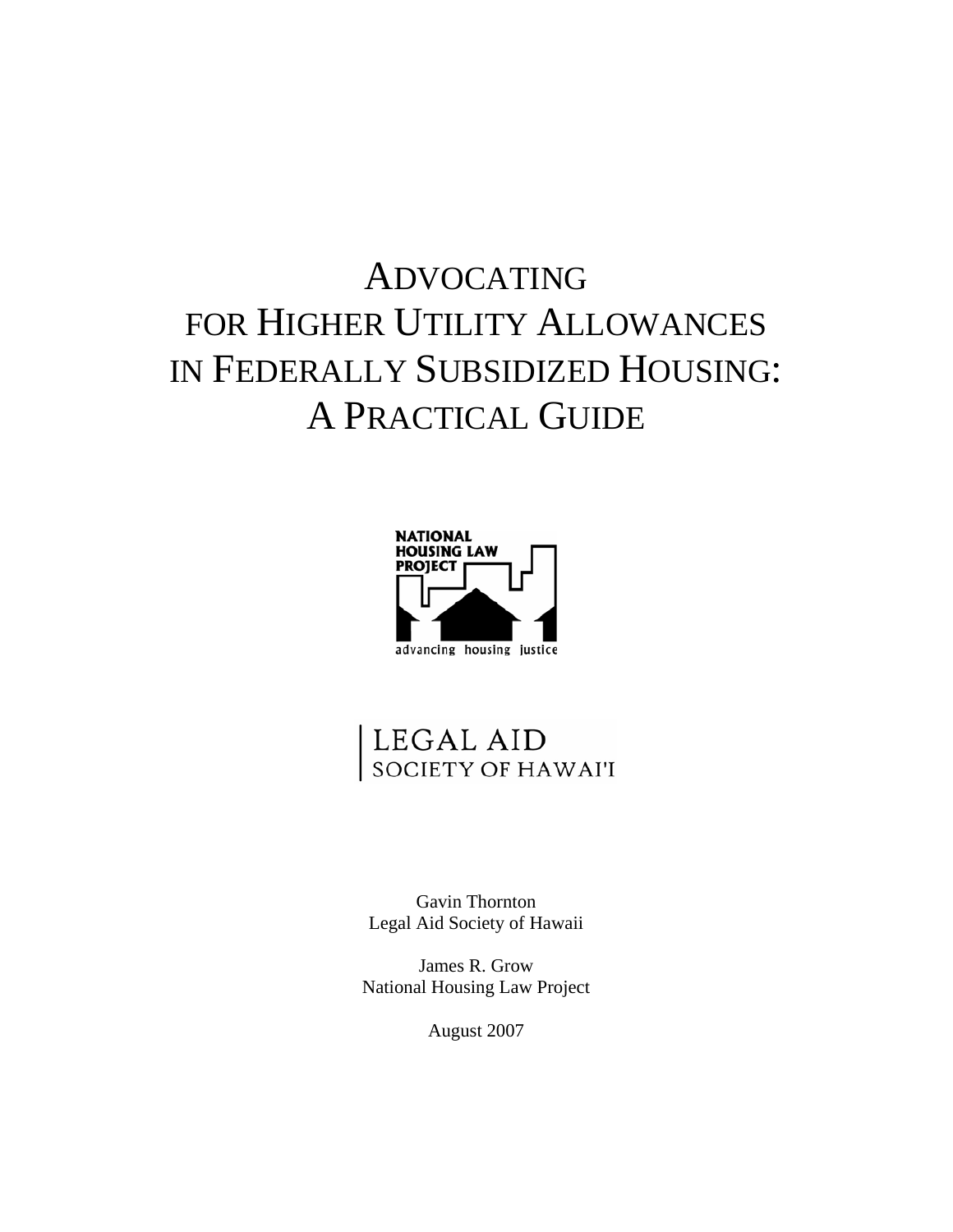# ADVOCATING FOR HIGHER UTILITY ALLOWANCES IN FEDERALLY SUBSIDIZED HOUSING: A PRACTICAL GUIDE

NATIONAL HOUSING LAW PROJECT

advancing housing justice

LEGAL AID SOCIETY OF HAWAI'I

Gavin Thornton
Legal Aid Society of Hawaii

James R. Grow
National Housing Law Project

August 2007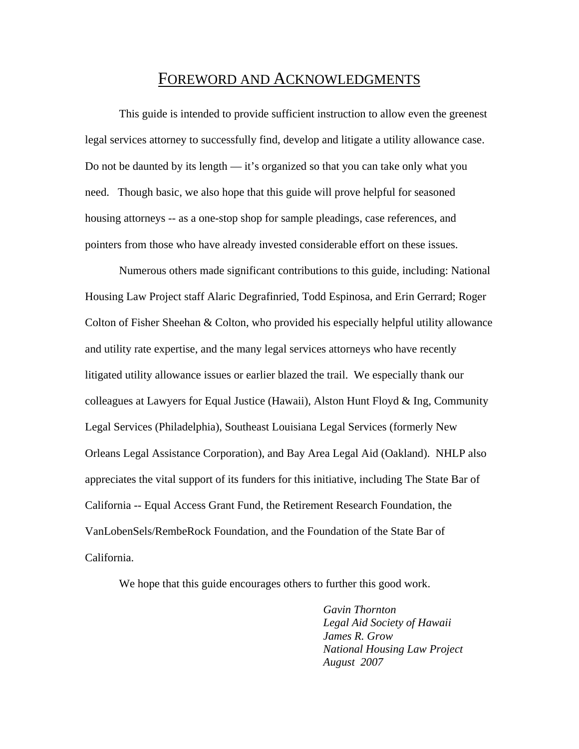# FOREWORD AND ACKNOWLEDGMENTS

This guide is intended to provide sufficient instruction to allow even the greenest legal services attorney to successfully find, develop and litigate a utility allowance case. Do not be daunted by its length — it's organized so that you can take only what you need. Though basic, we also hope that this guide will prove helpful for seasoned housing attorneys -- as a one-stop shop for sample pleadings, case references, and pointers from those who have already invested considerable effort on these issues.

Numerous others made significant contributions to this guide, including: National Housing Law Project staff Alaric Degrafinried, Todd Espinosa, and Erin Gerrard; Roger Colton of Fisher Sheehan & Colton, who provided his especially helpful utility allowance and utility rate expertise, and the many legal services attorneys who have recently litigated utility allowance issues or earlier blazed the trail. We especially thank our colleagues at Lawyers for Equal Justice (Hawaii), Alston Hunt Floyd & Ing, Community Legal Services (Philadelphia), Southeast Louisiana Legal Services (formerly New Orleans Legal Assistance Corporation), and Bay Area Legal Aid (Oakland). NHLP also appreciates the vital support of its funders for this initiative, including The State Bar of California -- Equal Access Grant Fund, the Retirement Research Foundation, the VanLobenSels/RembeRock Foundation, and the Foundation of the State Bar of California.

We hope that this guide encourages others to further this good work.

*Gavin Thornton*
*Legal Aid Society of Hawaii*
*James R. Grow*
*National Housing Law Project*
*August 2007*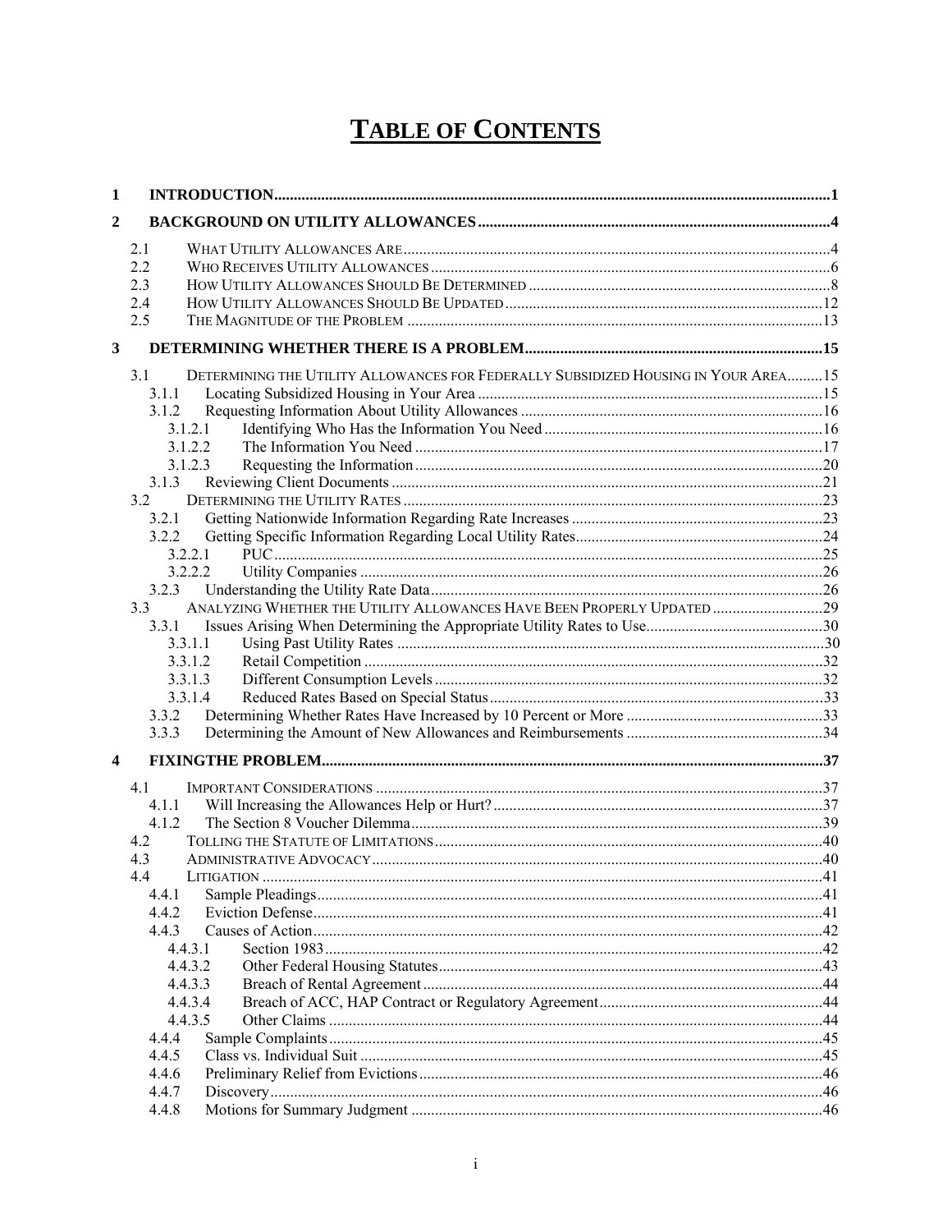# TABLE OF CONTENTS

1 INTRODUCTION....................1

2 BACKGROUND ON UTILITY ALLOWANCES....................4

- 2.1 WHAT UTILITY ALLOWANCES ARE....................4
- 2.2 WHO RECEIVES UTILITY ALLOWANCES....................6
- 2.3 HOW UTILITY ALLOWANCES SHOULD BE DETERMINED....................8
- 2.4 HOW UTILITY ALLOWANCES SHOULD BE UPDATED....................12
- 2.5 THE MAGNITUDE OF THE PROBLEM....................13

3 DETERMINING WHETHER THERE IS A PROBLEM....................15

- 3.1 DETERMINING THE UTILITY ALLOWANCES FOR FEDERALLY SUBSIDIZED HOUSING IN YOUR AREA....................15
  - 3.1.1 Locating Subsidized Housing in Your Area....................15
  - 3.1.2 Requesting Information About Utility Allowances....................16
    - 3.1.2.1 Identifying Who Has the Information You Need....................16
    - 3.1.2.2 The Information You Need....................17
    - 3.1.2.3 Requesting the Information....................20
  - 3.1.3 Reviewing Client Documents....................21
- 3.2 DETERMINING THE UTILITY RATES....................23
  - 3.2.1 Getting Nationwide Information Regarding Rate Increases....................23
  - 3.2.2 Getting Specific Information Regarding Local Utility Rates....................24
    - 3.2.2.1 PUC....................25
    - 3.2.2.2 Utility Companies....................26
  - 3.2.3 Understanding the Utility Rate Data....................26
- 3.3 ANALYZING WHETHER THE UTILITY ALLOWANCES HAVE BEEN PROPERLY UPDATED....................29
  - 3.3.1 Issues Arising When Determining the Appropriate Utility Rates to Use....................30
    - 3.3.1.1 Using Past Utility Rates....................30
    - 3.3.1.2 Retail Competition....................32
    - 3.3.1.3 Different Consumption Levels....................32
    - 3.3.1.4 Reduced Rates Based on Special Status....................33
  - 3.3.2 Determining Whether Rates Have Increased by 10 Percent or More....................33
  - 3.3.3 Determining the Amount of New Allowances and Reimbursements....................34

4 FIXINGTHE PROBLEM....................37

- 4.1 IMPORTANT CONSIDERATIONS....................37
  - 4.1.1 Will Increasing the Allowances Help or Hurt?....................37
  - 4.1.2 The Section 8 Voucher Dilemma....................39
- 4.2 TOLLING THE STATUTE OF LIMITATIONS....................40
- 4.3 ADMINISTRATIVE ADVOCACY....................40
- 4.4 LITIGATION....................41
  - 4.4.1 Sample Pleadings....................41
  - 4.4.2 Eviction Defense....................41
  - 4.4.3 Causes of Action....................42
    - 4.4.3.1 Section 1983....................42
    - 4.4.3.2 Other Federal Housing Statutes....................43
    - 4.4.3.3 Breach of Rental Agreement....................44
    - 4.4.3.4 Breach of ACC, HAP Contract or Regulatory Agreement....................44
    - 4.4.3.5 Other Claims....................44
  - 4.4.4 Sample Complaints....................45
  - 4.4.5 Class vs. Individual Suit....................45
  - 4.4.6 Preliminary Relief from Evictions....................46
  - 4.4.7 Discovery....................46
  - 4.4.8 Motions for Summary Judgment....................46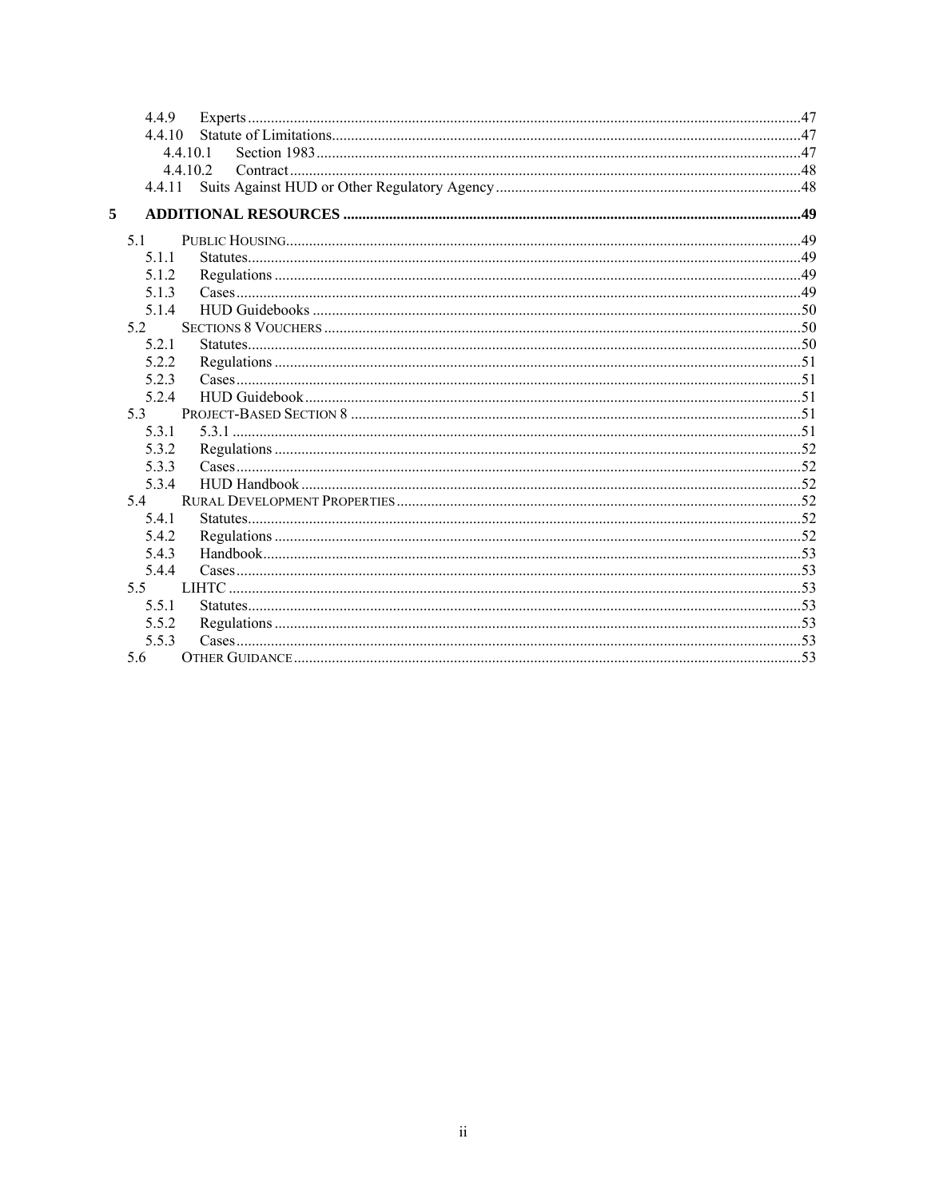- 4.4.9 Experts ....................................................................................................................................47
- 4.4.10 Statute of Limitations.............................................................................................................47
  - 4.4.10.1 Section 1983 .................................................................................................................47
  - 4.4.10.2 Contract........................................................................................................................48
- 4.4.11 Suits Against HUD or Other Regulatory Agency ...................................................................48

**5 ADDITIONAL RESOURCES .........................................................................................................49**

- 5.1 PUBLIC HOUSING.........................................................................................................................49
  - 5.1.1 Statutes...................................................................................................................................49
  - 5.1.2 Regulations ............................................................................................................................49
  - 5.1.3 Cases......................................................................................................................................49
  - 5.1.4 HUD Guidebooks ..................................................................................................................50
- 5.2 SECTIONS 8 VOUCHERS ..............................................................................................................50
  - 5.2.1 Statutes...................................................................................................................................50
  - 5.2.2 Regulations ............................................................................................................................51
  - 5.2.3 Cases......................................................................................................................................51
  - 5.2.4 HUD Guidebook ....................................................................................................................51
- 5.3 PROJECT-BASED SECTION 8 ........................................................................................................51
  - 5.3.1 5.3.1 .......................................................................................................................................51
  - 5.3.2 Regulations ............................................................................................................................52
  - 5.3.3 Cases......................................................................................................................................52
  - 5.3.4 HUD Handbook .....................................................................................................................52
- 5.4 RURAL DEVELOPMENT PROPERTIES ...........................................................................................52
  - 5.4.1 Statutes...................................................................................................................................52
  - 5.4.2 Regulations ............................................................................................................................52
  - 5.4.3 Handbook...............................................................................................................................53
  - 5.4.4 Cases......................................................................................................................................53
- 5.5 LIHTC .......................................................................................................................................53
  - 5.5.1 Statutes...................................................................................................................................53
  - 5.5.2 Regulations ............................................................................................................................53
  - 5.5.3 Cases......................................................................................................................................53
- 5.6 OTHER GUIDANCE......................................................................................................................53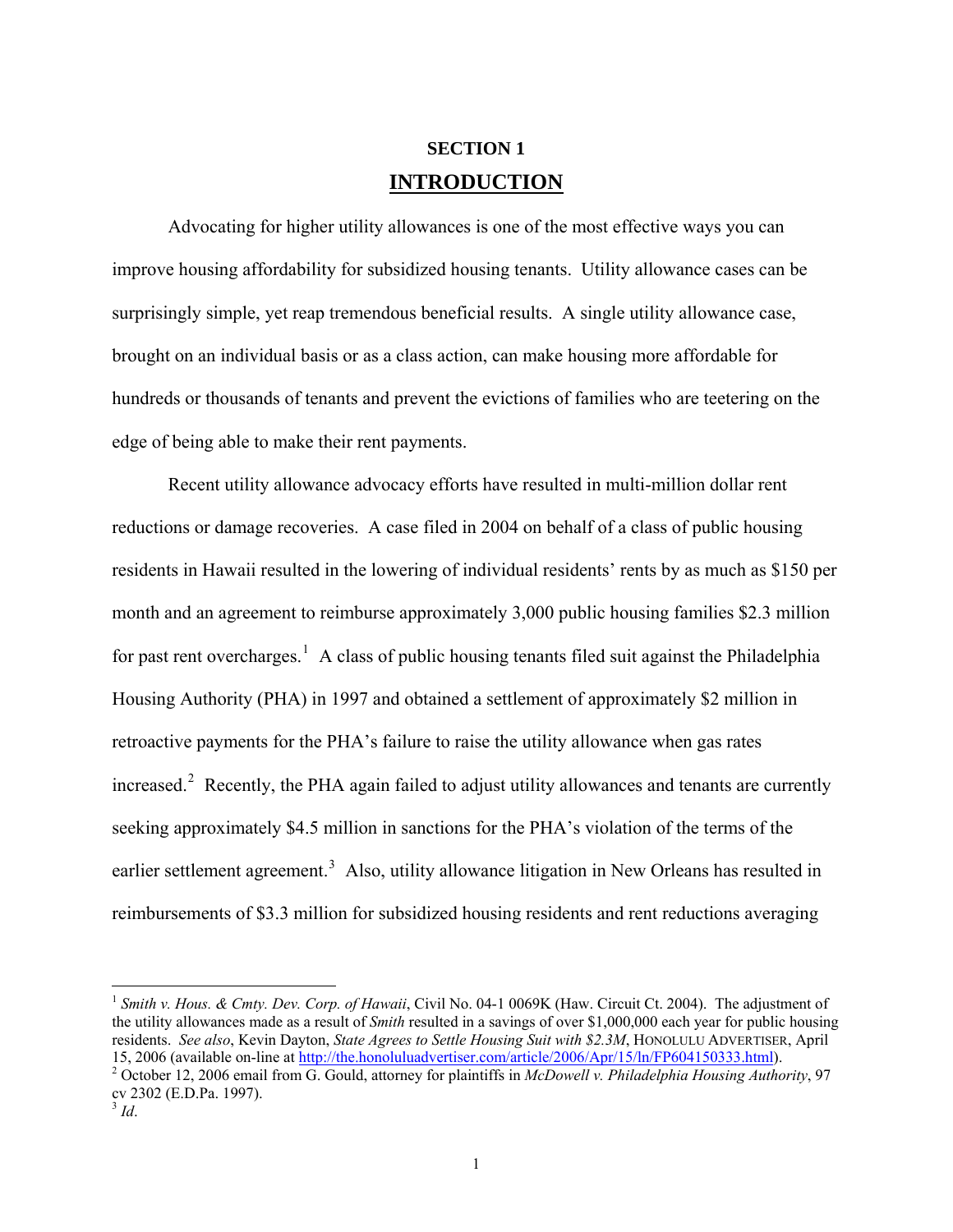# SECTION 1

## INTRODUCTION

Advocating for higher utility allowances is one of the most effective ways you can improve housing affordability for subsidized housing tenants. Utility allowance cases can be surprisingly simple, yet reap tremendous beneficial results. A single utility allowance case, brought on an individual basis or as a class action, can make housing more affordable for hundreds or thousands of tenants and prevent the evictions of families who are teetering on the edge of being able to make their rent payments.

Recent utility allowance advocacy efforts have resulted in multi-million dollar rent reductions or damage recoveries. A case filed in 2004 on behalf of a class of public housing residents in Hawaii resulted in the lowering of individual residents' rents by as much as $150 per month and an agreement to reimburse approximately 3,000 public housing families $2.3 million for past rent overcharges.[1] A class of public housing tenants filed suit against the Philadelphia Housing Authority (PHA) in 1997 and obtained a settlement of approximately $2 million in retroactive payments for the PHA's failure to raise the utility allowance when gas rates increased.[2] Recently, the PHA again failed to adjust utility allowances and tenants are currently seeking approximately $4.5 million in sanctions for the PHA's violation of the terms of the earlier settlement agreement.[3] Also, utility allowance litigation in New Orleans has resulted in reimbursements of $3.3 million for subsidized housing residents and rent reductions averaging

---

[1] *Smith v. Hous. & Cmty. Dev. Corp. of Hawaii*, Civil No. 04-1 0069K (Haw. Circuit Ct. 2004). The adjustment of the utility allowances made as a result of *Smith* resulted in a savings of over $1,000,000 each year for public housing residents. *See also*, Kevin Dayton, *State Agrees to Settle Housing Suit with $2.3M*, HONOLULU ADVERTISER, April 15, 2006 (available on-line at http://the.honoluluadvertiser.com/article/2006/Apr/15/ln/FP604150333.html).

[2] October 12, 2006 email from G. Gould, attorney for plaintiffs in *McDowell v. Philadelphia Housing Authority*, 97 cv 2302 (E.D.Pa. 1997).

[3] *Id*.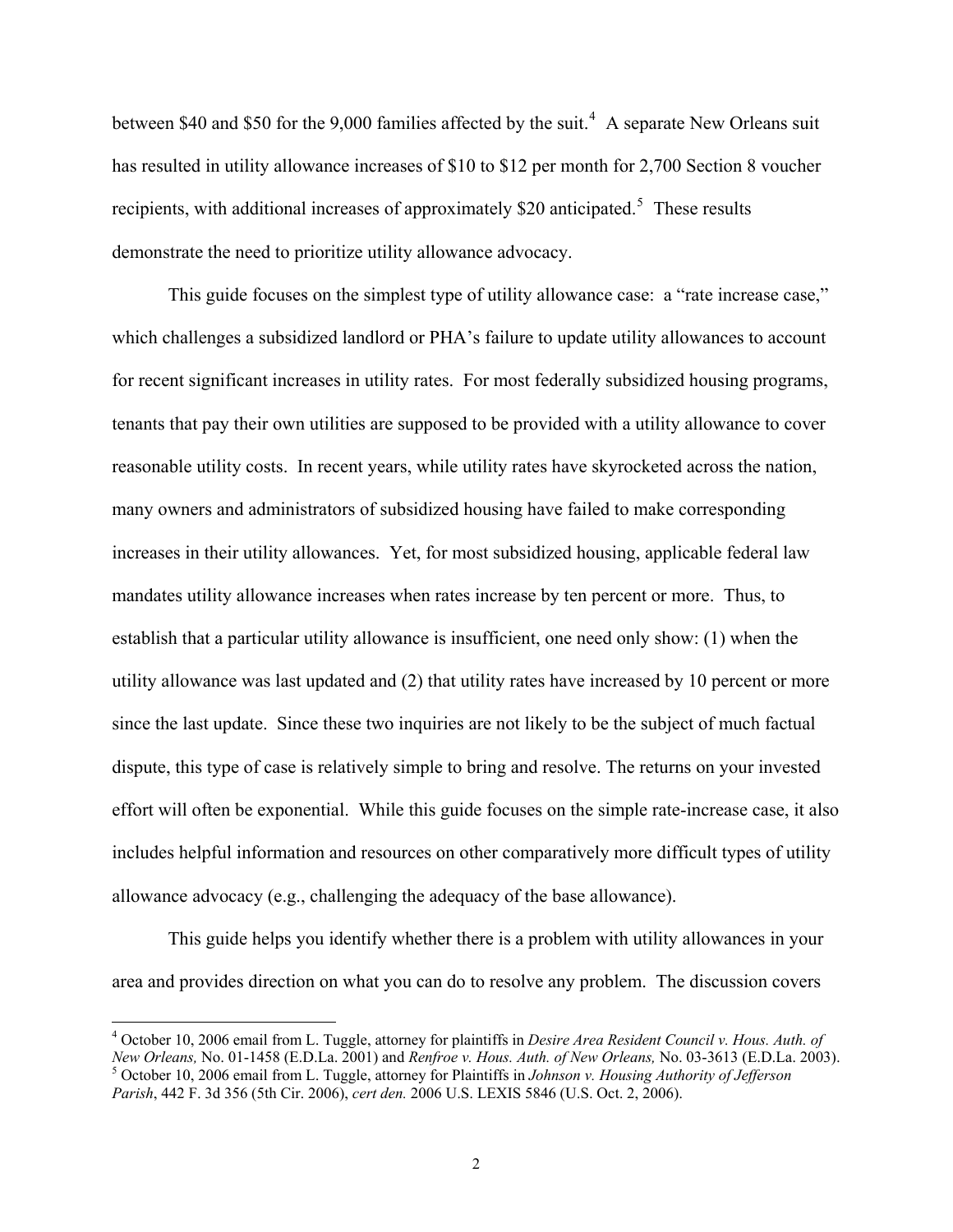between $40 and $50 for the 9,000 families affected by the suit.[4] A separate New Orleans suit has resulted in utility allowance increases of $10 to $12 per month for 2,700 Section 8 voucher recipients, with additional increases of approximately $20 anticipated.[5] These results demonstrate the need to prioritize utility allowance advocacy.

This guide focuses on the simplest type of utility allowance case: a "rate increase case," which challenges a subsidized landlord or PHA's failure to update utility allowances to account for recent significant increases in utility rates. For most federally subsidized housing programs, tenants that pay their own utilities are supposed to be provided with a utility allowance to cover reasonable utility costs. In recent years, while utility rates have skyrocketed across the nation, many owners and administrators of subsidized housing have failed to make corresponding increases in their utility allowances. Yet, for most subsidized housing, applicable federal law mandates utility allowance increases when rates increase by ten percent or more. Thus, to establish that a particular utility allowance is insufficient, one need only show: (1) when the utility allowance was last updated and (2) that utility rates have increased by 10 percent or more since the last update. Since these two inquiries are not likely to be the subject of much factual dispute, this type of case is relatively simple to bring and resolve. The returns on your invested effort will often be exponential. While this guide focuses on the simple rate-increase case, it also includes helpful information and resources on other comparatively more difficult types of utility allowance advocacy (e.g., challenging the adequacy of the base allowance).

This guide helps you identify whether there is a problem with utility allowances in your area and provides direction on what you can do to resolve any problem. The discussion covers

---

[4] October 10, 2006 email from L. Tuggle, attorney for plaintiffs in *Desire Area Resident Council v. Hous. Auth. of New Orleans,* No. 01-1458 (E.D.La. 2001) and *Renfroe v. Hous. Auth. of New Orleans,* No. 03-3613 (E.D.La. 2003).

[5] October 10, 2006 email from L. Tuggle, attorney for Plaintiffs in *Johnson v. Housing Authority of Jefferson Parish*, 442 F. 3d 356 (5th Cir. 2006), *cert den.* 2006 U.S. LEXIS 5846 (U.S. Oct. 2, 2006).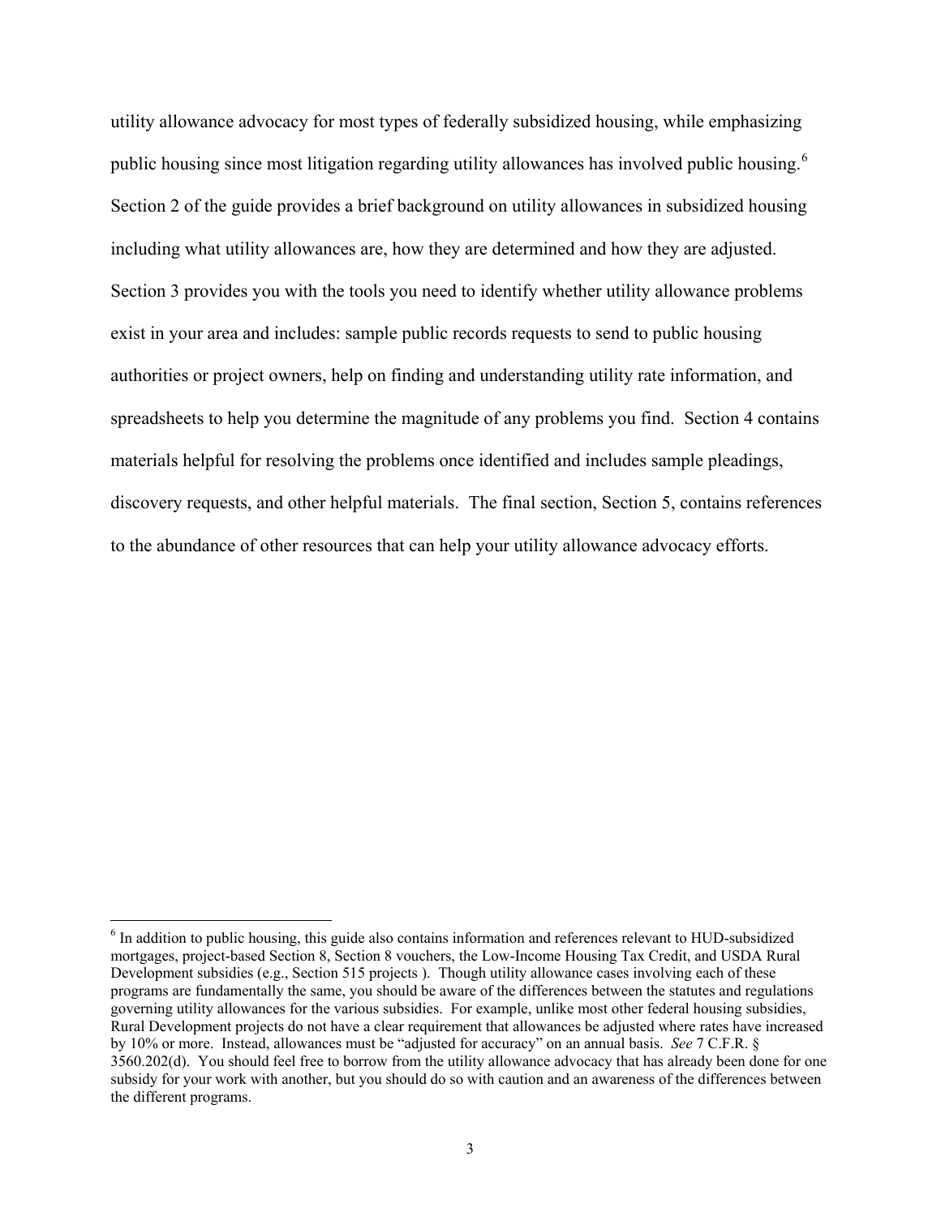utility allowance advocacy for most types of federally subsidized housing, while emphasizing public housing since most litigation regarding utility allowances has involved public housing.[6] Section 2 of the guide provides a brief background on utility allowances in subsidized housing including what utility allowances are, how they are determined and how they are adjusted. Section 3 provides you with the tools you need to identify whether utility allowance problems exist in your area and includes: sample public records requests to send to public housing authorities or project owners, help on finding and understanding utility rate information, and spreadsheets to help you determine the magnitude of any problems you find. Section 4 contains materials helpful for resolving the problems once identified and includes sample pleadings, discovery requests, and other helpful materials. The final section, Section 5, contains references to the abundance of other resources that can help your utility allowance advocacy efforts.

---

[6] In addition to public housing, this guide also contains information and references relevant to HUD-subsidized mortgages, project-based Section 8, Section 8 vouchers, the Low-Income Housing Tax Credit, and USDA Rural Development subsidies (e.g., Section 515 projects ). Though utility allowance cases involving each of these programs are fundamentally the same, you should be aware of the differences between the statutes and regulations governing utility allowances for the various subsidies. For example, unlike most other federal housing subsidies, Rural Development projects do not have a clear requirement that allowances be adjusted where rates have increased by 10% or more. Instead, allowances must be "adjusted for accuracy" on an annual basis. *See* 7 C.F.R. § 3560.202(d). You should feel free to borrow from the utility allowance advocacy that has already been done for one subsidy for your work with another, but you should do so with caution and an awareness of the differences between the different programs.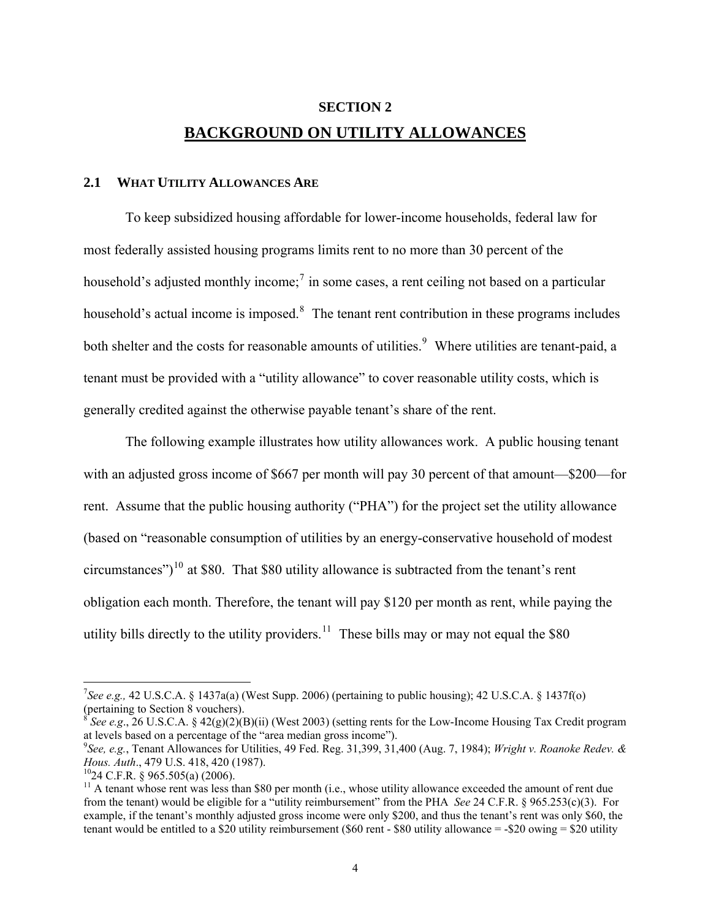# SECTION 2

# BACKGROUND ON UTILITY ALLOWANCES

## 2.1 WHAT UTILITY ALLOWANCES ARE

To keep subsidized housing affordable for lower-income households, federal law for most federally assisted housing programs limits rent to no more than 30 percent of the household's adjusted monthly income;[7] in some cases, a rent ceiling not based on a particular household's actual income is imposed.[8] The tenant rent contribution in these programs includes both shelter and the costs for reasonable amounts of utilities.[9] Where utilities are tenant-paid, a tenant must be provided with a "utility allowance" to cover reasonable utility costs, which is generally credited against the otherwise payable tenant's share of the rent.

The following example illustrates how utility allowances work. A public housing tenant with an adjusted gross income of $667 per month will pay 30 percent of that amount—$200—for rent. Assume that the public housing authority ("PHA") for the project set the utility allowance (based on "reasonable consumption of utilities by an energy-conservative household of modest circumstances")[10] at $80. That $80 utility allowance is subtracted from the tenant's rent obligation each month. Therefore, the tenant will pay $120 per month as rent, while paying the utility bills directly to the utility providers.[11] These bills may or may not equal the $80

---

[7] *See e.g.,* 42 U.S.C.A. § 1437a(a) (West Supp. 2006) (pertaining to public housing); 42 U.S.C.A. § 1437f(o) (pertaining to Section 8 vouchers).

[8] *See e.g*., 26 U.S.C.A. § 42(g)(2)(B)(ii) (West 2003) (setting rents for the Low-Income Housing Tax Credit program at levels based on a percentage of the "area median gross income").

[9] *See, e.g.*, Tenant Allowances for Utilities, 49 Fed. Reg. 31,399, 31,400 (Aug. 7, 1984); *Wright v. Roanoke Redev. & Hous. Auth*., 479 U.S. 418, 420 (1987).

[10] 24 C.F.R. § 965.505(a) (2006).

[11] A tenant whose rent was less than $80 per month (i.e., whose utility allowance exceeded the amount of rent due from the tenant) would be eligible for a "utility reimbursement" from the PHA *See* 24 C.F.R. § 965.253(c)(3). For example, if the tenant's monthly adjusted gross income were only $200, and thus the tenant's rent was only $60, the tenant would be entitled to a $20 utility reimbursement ($60 rent - $80 utility allowance = -$20 owing = $20 utility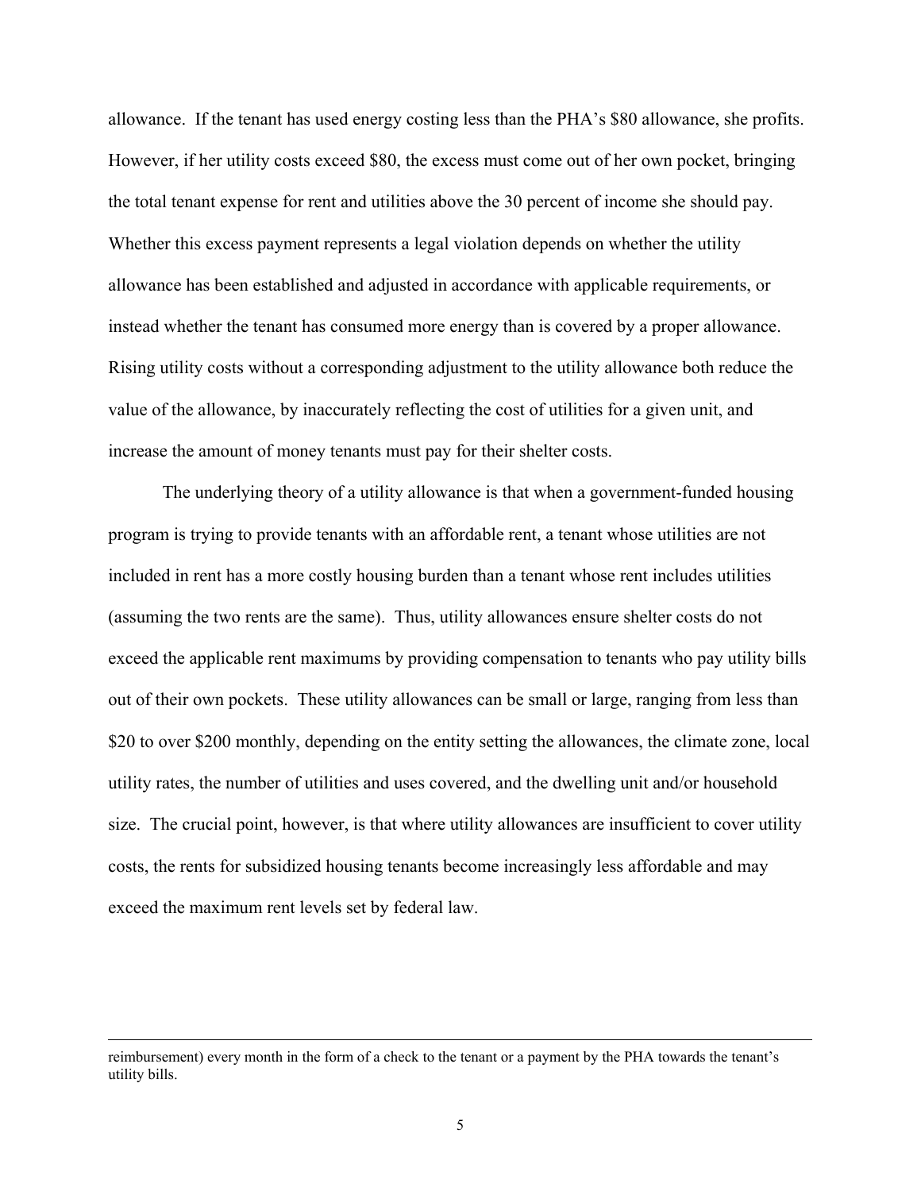allowance. If the tenant has used energy costing less than the PHA's $80 allowance, she profits. However, if her utility costs exceed $80, the excess must come out of her own pocket, bringing the total tenant expense for rent and utilities above the 30 percent of income she should pay. Whether this excess payment represents a legal violation depends on whether the utility allowance has been established and adjusted in accordance with applicable requirements, or instead whether the tenant has consumed more energy than is covered by a proper allowance. Rising utility costs without a corresponding adjustment to the utility allowance both reduce the value of the allowance, by inaccurately reflecting the cost of utilities for a given unit, and increase the amount of money tenants must pay for their shelter costs.

The underlying theory of a utility allowance is that when a government-funded housing program is trying to provide tenants with an affordable rent, a tenant whose utilities are not included in rent has a more costly housing burden than a tenant whose rent includes utilities (assuming the two rents are the same). Thus, utility allowances ensure shelter costs do not exceed the applicable rent maximums by providing compensation to tenants who pay utility bills out of their own pockets. These utility allowances can be small or large, ranging from less than $20 to over $200 monthly, depending on the entity setting the allowances, the climate zone, local utility rates, the number of utilities and uses covered, and the dwelling unit and/or household size. The crucial point, however, is that where utility allowances are insufficient to cover utility costs, the rents for subsidized housing tenants become increasingly less affordable and may exceed the maximum rent levels set by federal law.

---

reimbursement) every month in the form of a check to the tenant or a payment by the PHA towards the tenant's utility bills.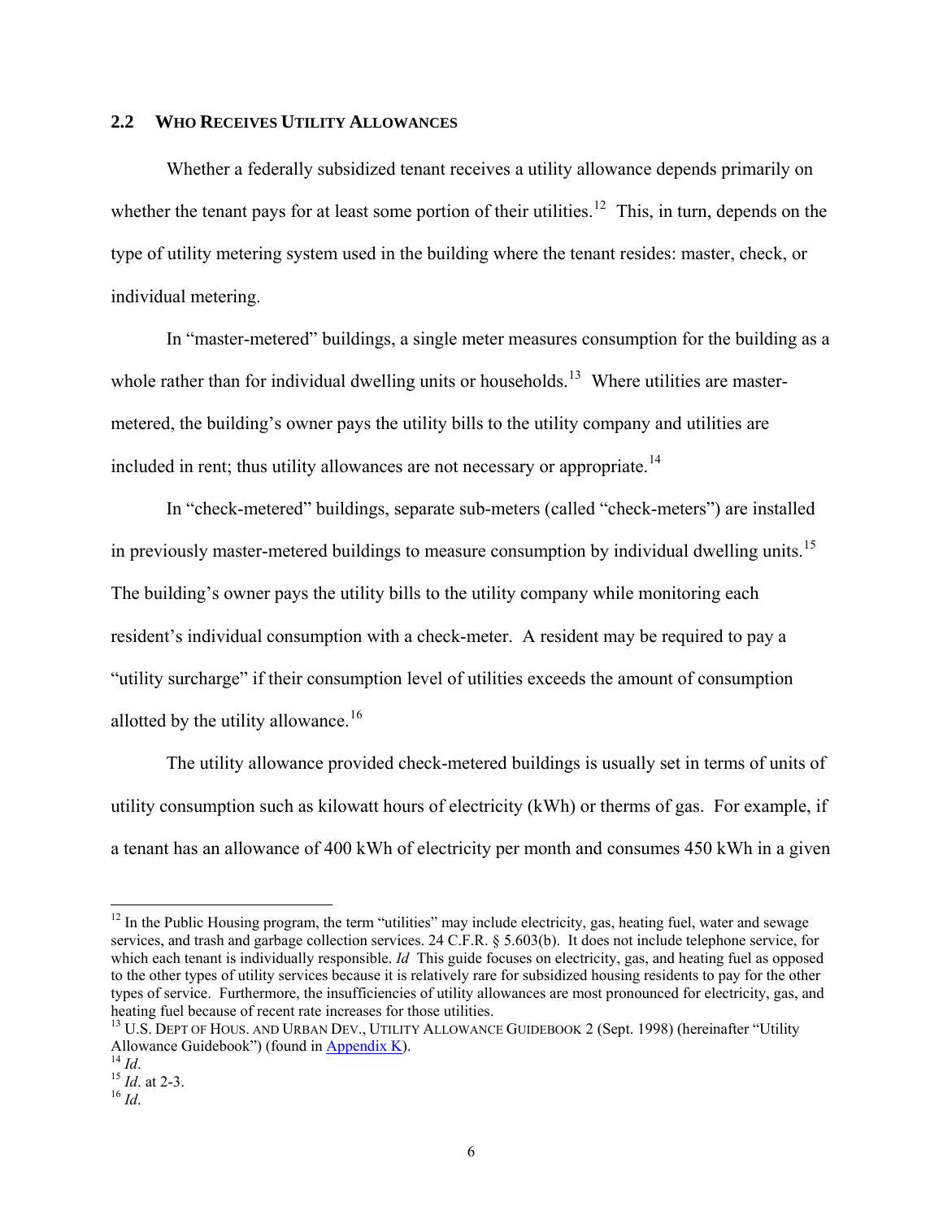### 2.2 WHO RECEIVES UTILITY ALLOWANCES

Whether a federally subsidized tenant receives a utility allowance depends primarily on whether the tenant pays for at least some portion of their utilities.[12] This, in turn, depends on the type of utility metering system used in the building where the tenant resides: master, check, or individual metering.

In "master-metered" buildings, a single meter measures consumption for the building as a whole rather than for individual dwelling units or households.[13] Where utilities are master-metered, the building's owner pays the utility bills to the utility company and utilities are included in rent; thus utility allowances are not necessary or appropriate.[14]

In "check-metered" buildings, separate sub-meters (called "check-meters") are installed in previously master-metered buildings to measure consumption by individual dwelling units.[15] The building's owner pays the utility bills to the utility company while monitoring each resident's individual consumption with a check-meter. A resident may be required to pay a "utility surcharge" if their consumption level of utilities exceeds the amount of consumption allotted by the utility allowance.[16]

The utility allowance provided check-metered buildings is usually set in terms of units of utility consumption such as kilowatt hours of electricity (kWh) or therms of gas. For example, if a tenant has an allowance of 400 kWh of electricity per month and consumes 450 kWh in a given

---

[12] In the Public Housing program, the term "utilities" may include electricity, gas, heating fuel, water and sewage services, and trash and garbage collection services. 24 C.F.R. § 5.603(b). It does not include telephone service, for which each tenant is individually responsible. *Id* This guide focuses on electricity, gas, and heating fuel as opposed to the other types of utility services because it is relatively rare for subsidized housing residents to pay for the other types of service. Furthermore, the insufficiencies of utility allowances are most pronounced for electricity, gas, and heating fuel because of recent rate increases for those utilities.

[13] U.S. DEPT OF HOUS. AND URBAN DEV., UTILITY ALLOWANCE GUIDEBOOK 2 (Sept. 1998) (hereinafter "Utility Allowance Guidebook") (found in Appendix K).

[14] *Id*.

[15] *Id*. at 2-3.

[16] *Id*.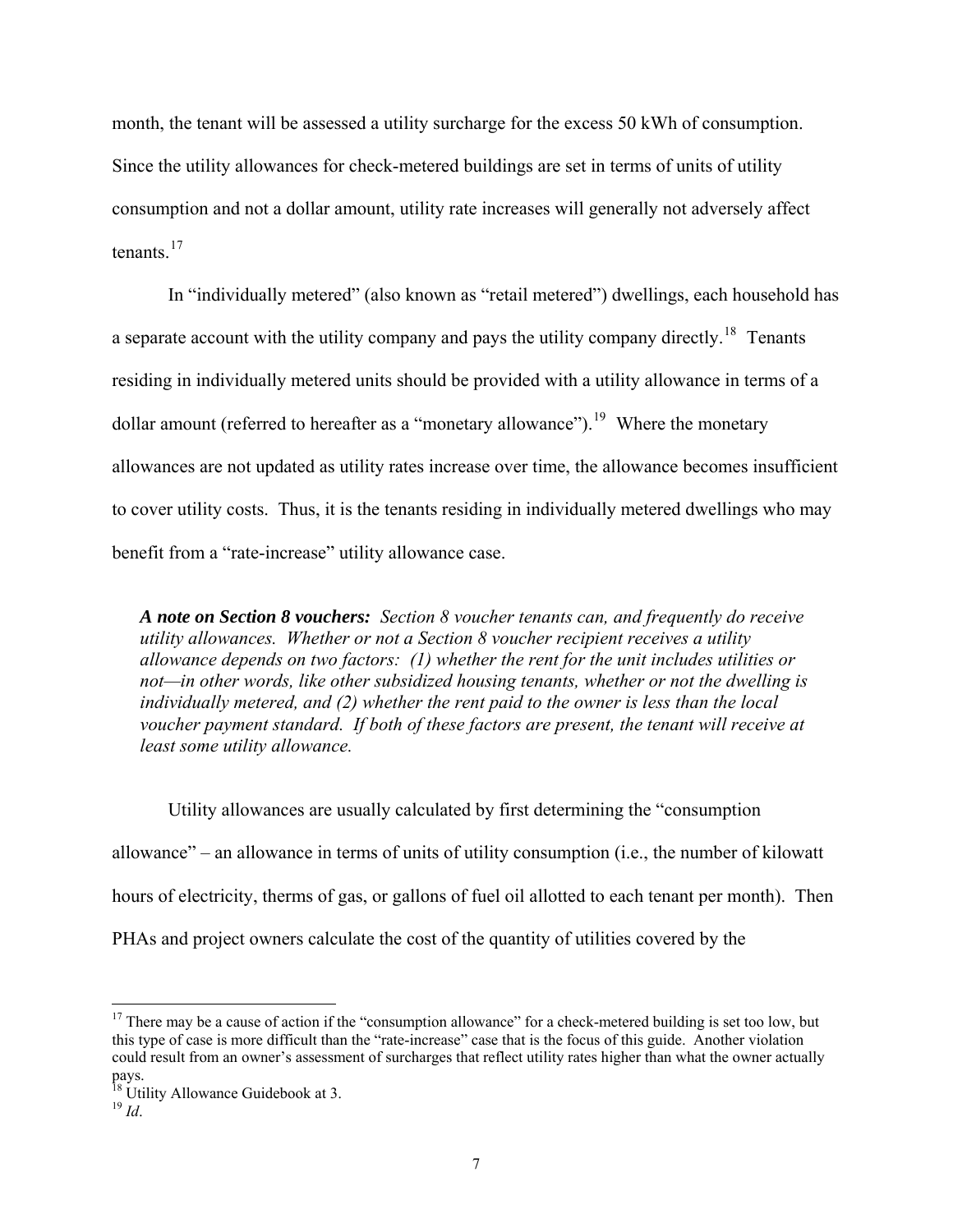month, the tenant will be assessed a utility surcharge for the excess 50 kWh of consumption. Since the utility allowances for check-metered buildings are set in terms of units of utility consumption and not a dollar amount, utility rate increases will generally not adversely affect tenants.[17]

In "individually metered" (also known as "retail metered") dwellings, each household has a separate account with the utility company and pays the utility company directly.[18] Tenants residing in individually metered units should be provided with a utility allowance in terms of a dollar amount (referred to hereafter as a "monetary allowance").[19] Where the monetary allowances are not updated as utility rates increase over time, the allowance becomes insufficient to cover utility costs. Thus, it is the tenants residing in individually metered dwellings who may benefit from a "rate-increase" utility allowance case.

> ***A note on Section 8 vouchers:*** *Section 8 voucher tenants can, and frequently do receive utility allowances. Whether or not a Section 8 voucher recipient receives a utility allowance depends on two factors: (1) whether the rent for the unit includes utilities or not—in other words, like other subsidized housing tenants, whether or not the dwelling is individually metered, and (2) whether the rent paid to the owner is less than the local voucher payment standard. If both of these factors are present, the tenant will receive at least some utility allowance.*

Utility allowances are usually calculated by first determining the "consumption allowance" – an allowance in terms of units of utility consumption (i.e., the number of kilowatt hours of electricity, therms of gas, or gallons of fuel oil allotted to each tenant per month). Then PHAs and project owners calculate the cost of the quantity of utilities covered by the

---

[17] There may be a cause of action if the "consumption allowance" for a check-metered building is set too low, but this type of case is more difficult than the "rate-increase" case that is the focus of this guide. Another violation could result from an owner's assessment of surcharges that reflect utility rates higher than what the owner actually pays.

[18] Utility Allowance Guidebook at 3.

[19] *Id*.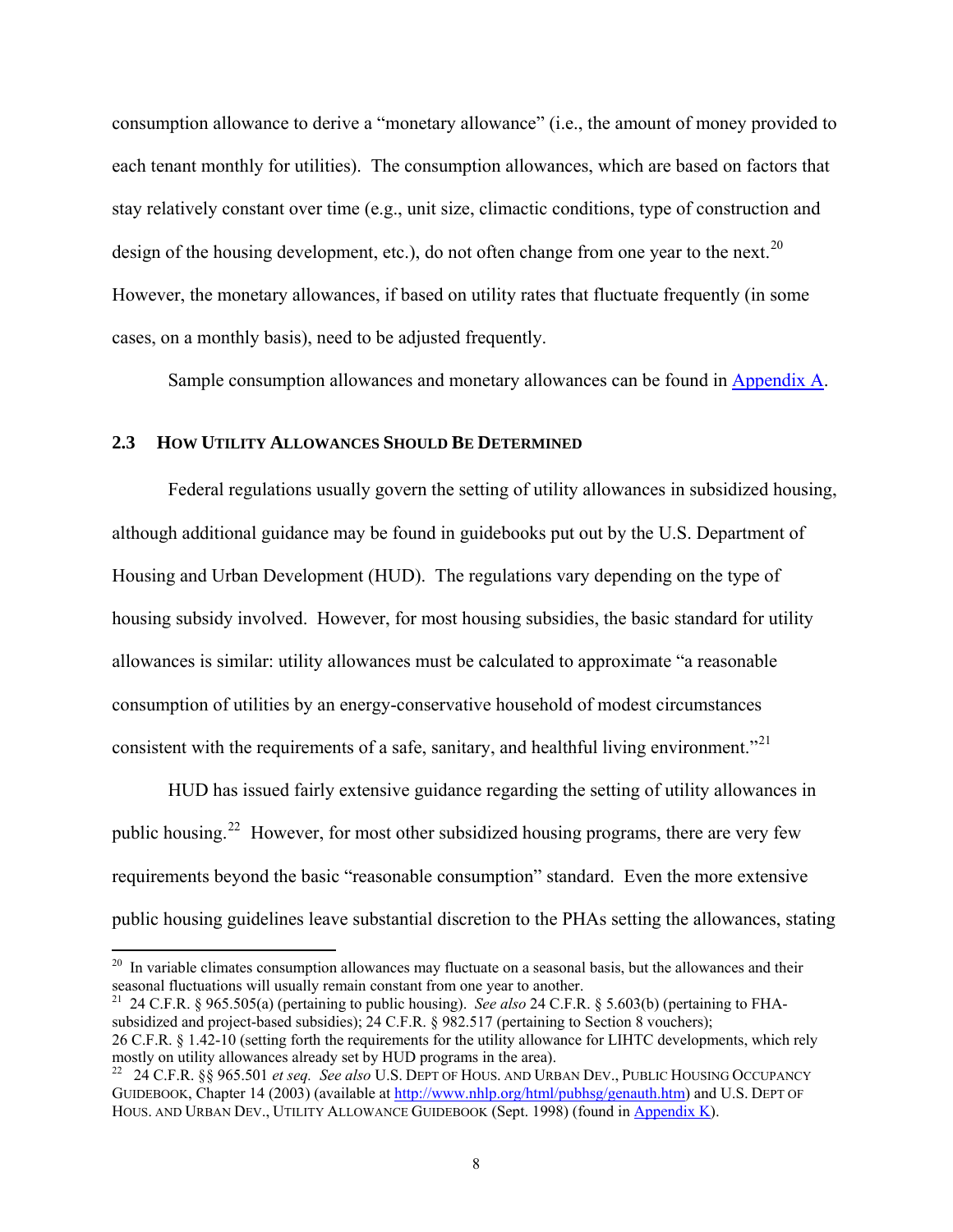consumption allowance to derive a "monetary allowance" (i.e., the amount of money provided to each tenant monthly for utilities). The consumption allowances, which are based on factors that stay relatively constant over time (e.g., unit size, climactic conditions, type of construction and design of the housing development, etc.), do not often change from one year to the next.[20] However, the monetary allowances, if based on utility rates that fluctuate frequently (in some cases, on a monthly basis), need to be adjusted frequently.

Sample consumption allowances and monetary allowances can be found in Appendix A.

### 2.3 How Utility Allowances Should Be Determined

Federal regulations usually govern the setting of utility allowances in subsidized housing, although additional guidance may be found in guidebooks put out by the U.S. Department of Housing and Urban Development (HUD). The regulations vary depending on the type of housing subsidy involved. However, for most housing subsidies, the basic standard for utility allowances is similar: utility allowances must be calculated to approximate "a reasonable consumption of utilities by an energy-conservative household of modest circumstances consistent with the requirements of a safe, sanitary, and healthful living environment."[21]

HUD has issued fairly extensive guidance regarding the setting of utility allowances in public housing.[22] However, for most other subsidized housing programs, there are very few requirements beyond the basic "reasonable consumption" standard. Even the more extensive public housing guidelines leave substantial discretion to the PHAs setting the allowances, stating

---

[20] In variable climates consumption allowances may fluctuate on a seasonal basis, but the allowances and their seasonal fluctuations will usually remain constant from one year to another.

[21] 24 C.F.R. § 965.505(a) (pertaining to public housing). *See also* 24 C.F.R. § 5.603(b) (pertaining to FHA-subsidized and project-based subsidies); 24 C.F.R. § 982.517 (pertaining to Section 8 vouchers); 26 C.F.R. § 1.42-10 (setting forth the requirements for the utility allowance for LIHTC developments, which rely mostly on utility allowances already set by HUD programs in the area).

[22] 24 C.F.R. §§ 965.501 *et seq. See also* U.S. Dept of Hous. and Urban Dev., Public Housing Occupancy Guidebook, Chapter 14 (2003) (available at http://www.nhlp.org/html/pubhsg/genauth.htm) and U.S. Dept of Hous. and Urban Dev., Utility Allowance Guidebook (Sept. 1998) (found in Appendix K).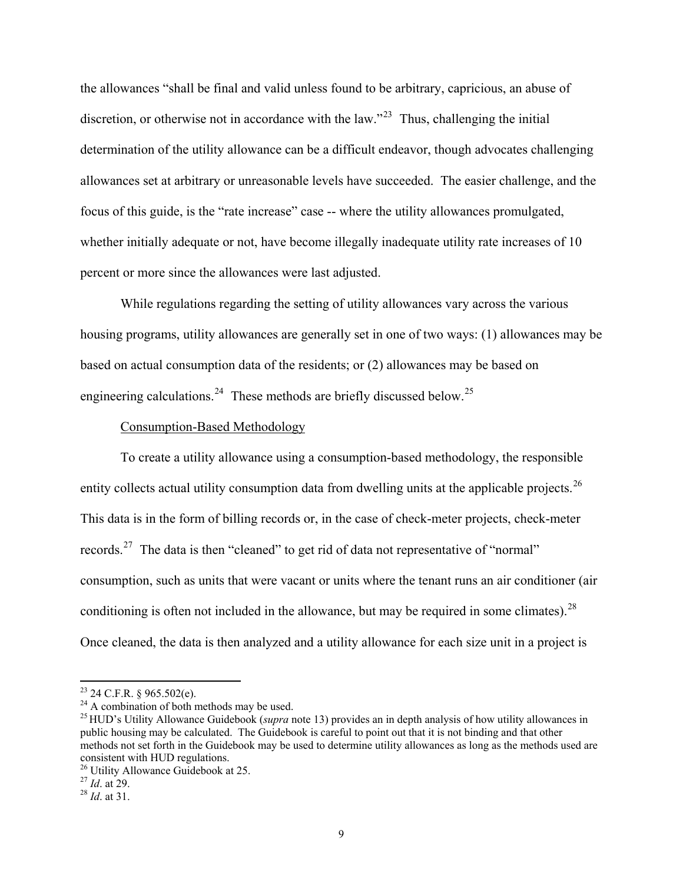the allowances "shall be final and valid unless found to be arbitrary, capricious, an abuse of discretion, or otherwise not in accordance with the law."[23] Thus, challenging the initial determination of the utility allowance can be a difficult endeavor, though advocates challenging allowances set at arbitrary or unreasonable levels have succeeded. The easier challenge, and the focus of this guide, is the "rate increase" case -- where the utility allowances promulgated, whether initially adequate or not, have become illegally inadequate utility rate increases of 10 percent or more since the allowances were last adjusted.

While regulations regarding the setting of utility allowances vary across the various housing programs, utility allowances are generally set in one of two ways: (1) allowances may be based on actual consumption data of the residents; or (2) allowances may be based on engineering calculations.[24] These methods are briefly discussed below.[25]

Consumption-Based Methodology

To create a utility allowance using a consumption-based methodology, the responsible entity collects actual utility consumption data from dwelling units at the applicable projects.[26] This data is in the form of billing records or, in the case of check-meter projects, check-meter records.[27] The data is then "cleaned" to get rid of data not representative of "normal" consumption, such as units that were vacant or units where the tenant runs an air conditioner (air conditioning is often not included in the allowance, but may be required in some climates).[28] Once cleaned, the data is then analyzed and a utility allowance for each size unit in a project is

---

[23] 24 C.F.R. § 965.502(e).

[24] A combination of both methods may be used.

[25] HUD's Utility Allowance Guidebook (*supra* note 13) provides an in depth analysis of how utility allowances in public housing may be calculated. The Guidebook is careful to point out that it is not binding and that other methods not set forth in the Guidebook may be used to determine utility allowances as long as the methods used are consistent with HUD regulations.

[26] Utility Allowance Guidebook at 25.

[27] *Id*. at 29.

[28] *Id*. at 31.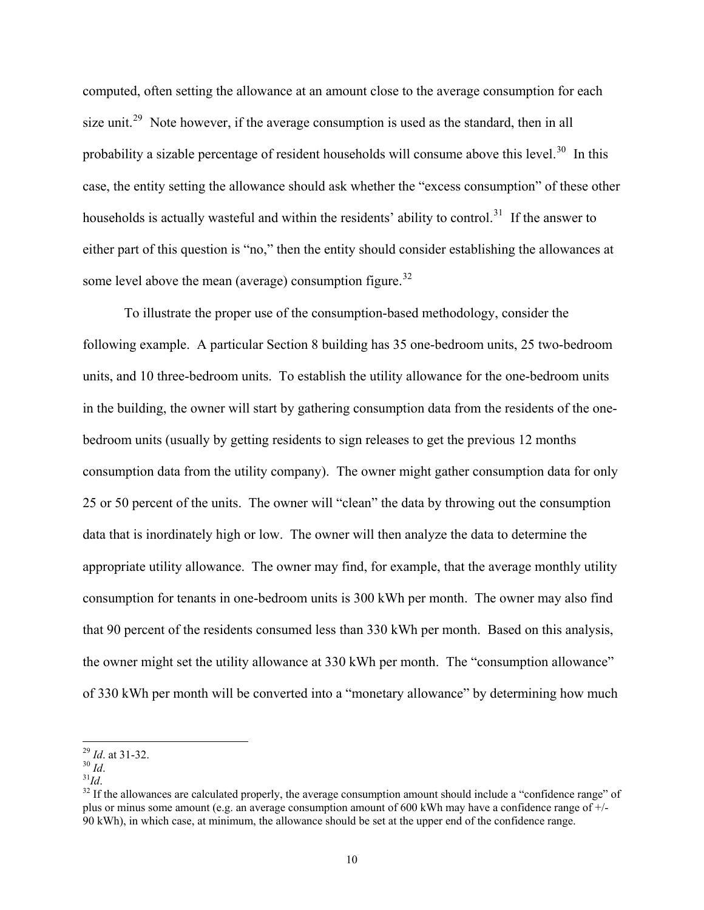computed, often setting the allowance at an amount close to the average consumption for each size unit.[29] Note however, if the average consumption is used as the standard, then in all probability a sizable percentage of resident households will consume above this level.[30] In this case, the entity setting the allowance should ask whether the "excess consumption" of these other households is actually wasteful and within the residents' ability to control.[31] If the answer to either part of this question is "no," then the entity should consider establishing the allowances at some level above the mean (average) consumption figure.[32]

To illustrate the proper use of the consumption-based methodology, consider the following example. A particular Section 8 building has 35 one-bedroom units, 25 two-bedroom units, and 10 three-bedroom units. To establish the utility allowance for the one-bedroom units in the building, the owner will start by gathering consumption data from the residents of the one-bedroom units (usually by getting residents to sign releases to get the previous 12 months consumption data from the utility company). The owner might gather consumption data for only 25 or 50 percent of the units. The owner will "clean" the data by throwing out the consumption data that is inordinately high or low. The owner will then analyze the data to determine the appropriate utility allowance. The owner may find, for example, that the average monthly utility consumption for tenants in one-bedroom units is 300 kWh per month. The owner may also find that 90 percent of the residents consumed less than 330 kWh per month. Based on this analysis, the owner might set the utility allowance at 330 kWh per month. The "consumption allowance" of 330 kWh per month will be converted into a "monetary allowance" by determining how much

---

[29] *Id*. at 31-32.

[30] *Id*.

[31] *Id*.

[32] If the allowances are calculated properly, the average consumption amount should include a "confidence range" of plus or minus some amount (e.g. an average consumption amount of 600 kWh may have a confidence range of +/- 90 kWh), in which case, at minimum, the allowance should be set at the upper end of the confidence range.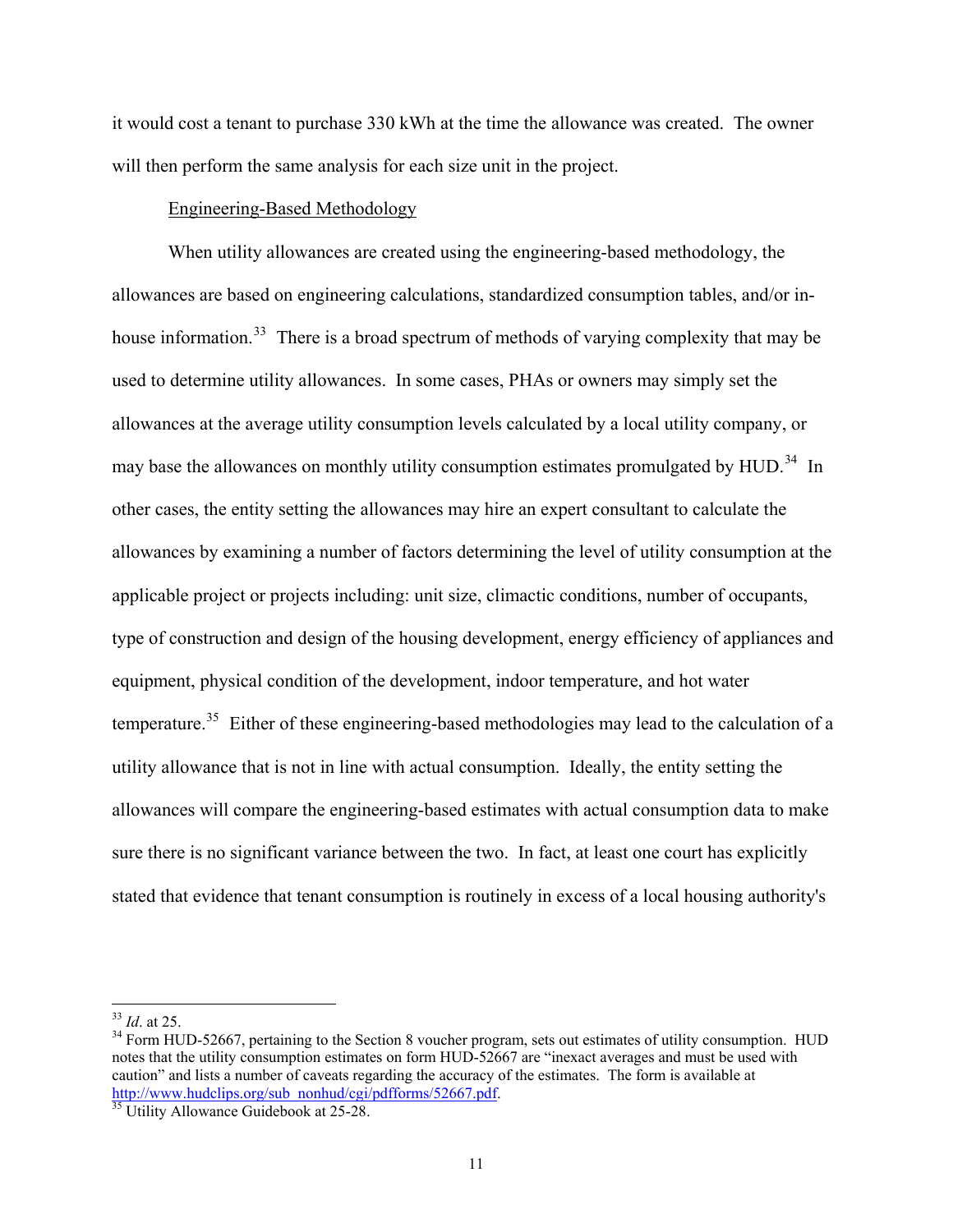it would cost a tenant to purchase 330 kWh at the time the allowance was created. The owner will then perform the same analysis for each size unit in the project.

Engineering-Based Methodology

When utility allowances are created using the engineering-based methodology, the allowances are based on engineering calculations, standardized consumption tables, and/or in-house information.[33] There is a broad spectrum of methods of varying complexity that may be used to determine utility allowances. In some cases, PHAs or owners may simply set the allowances at the average utility consumption levels calculated by a local utility company, or may base the allowances on monthly utility consumption estimates promulgated by HUD.[34] In other cases, the entity setting the allowances may hire an expert consultant to calculate the allowances by examining a number of factors determining the level of utility consumption at the applicable project or projects including: unit size, climactic conditions, number of occupants, type of construction and design of the housing development, energy efficiency of appliances and equipment, physical condition of the development, indoor temperature, and hot water temperature.[35] Either of these engineering-based methodologies may lead to the calculation of a utility allowance that is not in line with actual consumption. Ideally, the entity setting the allowances will compare the engineering-based estimates with actual consumption data to make sure there is no significant variance between the two. In fact, at least one court has explicitly stated that evidence that tenant consumption is routinely in excess of a local housing authority's

---

[33] *Id*. at 25.

[34] Form HUD-52667, pertaining to the Section 8 voucher program, sets out estimates of utility consumption. HUD notes that the utility consumption estimates on form HUD-52667 are "inexact averages and must be used with caution" and lists a number of caveats regarding the accuracy of the estimates. The form is available at http://www.hudclips.org/sub_nonhud/cgi/pdfforms/52667.pdf.

[35] Utility Allowance Guidebook at 25-28.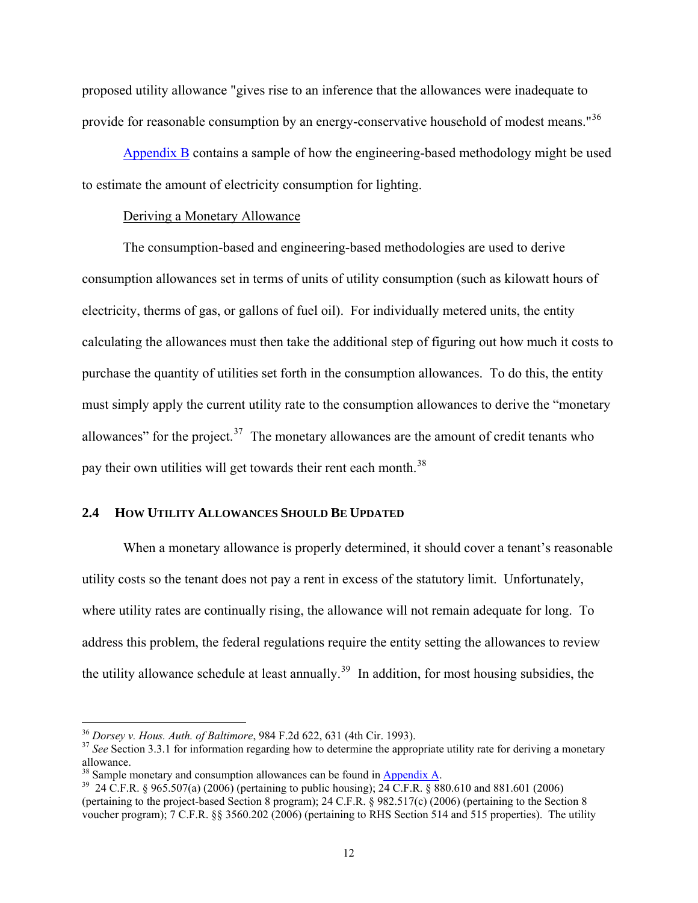proposed utility allowance "gives rise to an inference that the allowances were inadequate to provide for reasonable consumption by an energy-conservative household of modest means."[36]

Appendix B contains a sample of how the engineering-based methodology might be used to estimate the amount of electricity consumption for lighting.

Deriving a Monetary Allowance

The consumption-based and engineering-based methodologies are used to derive consumption allowances set in terms of units of utility consumption (such as kilowatt hours of electricity, therms of gas, or gallons of fuel oil). For individually metered units, the entity calculating the allowances must then take the additional step of figuring out how much it costs to purchase the quantity of utilities set forth in the consumption allowances. To do this, the entity must simply apply the current utility rate to the consumption allowances to derive the "monetary allowances" for the project.[37] The monetary allowances are the amount of credit tenants who pay their own utilities will get towards their rent each month.[38]

## 2.4 HOW UTILITY ALLOWANCES SHOULD BE UPDATED

When a monetary allowance is properly determined, it should cover a tenant's reasonable utility costs so the tenant does not pay a rent in excess of the statutory limit. Unfortunately, where utility rates are continually rising, the allowance will not remain adequate for long. To address this problem, the federal regulations require the entity setting the allowances to review the utility allowance schedule at least annually.[39] In addition, for most housing subsidies, the

---

[36] *Dorsey v. Hous. Auth. of Baltimore*, 984 F.2d 622, 631 (4th Cir. 1993).

[37] *See* Section 3.3.1 for information regarding how to determine the appropriate utility rate for deriving a monetary allowance.

[38] Sample monetary and consumption allowances can be found in Appendix A.

[39] 24 C.F.R. § 965.507(a) (2006) (pertaining to public housing); 24 C.F.R. § 880.610 and 881.601 (2006) (pertaining to the project-based Section 8 program); 24 C.F.R. § 982.517(c) (2006) (pertaining to the Section 8 voucher program); 7 C.F.R. §§ 3560.202 (2006) (pertaining to RHS Section 514 and 515 properties). The utility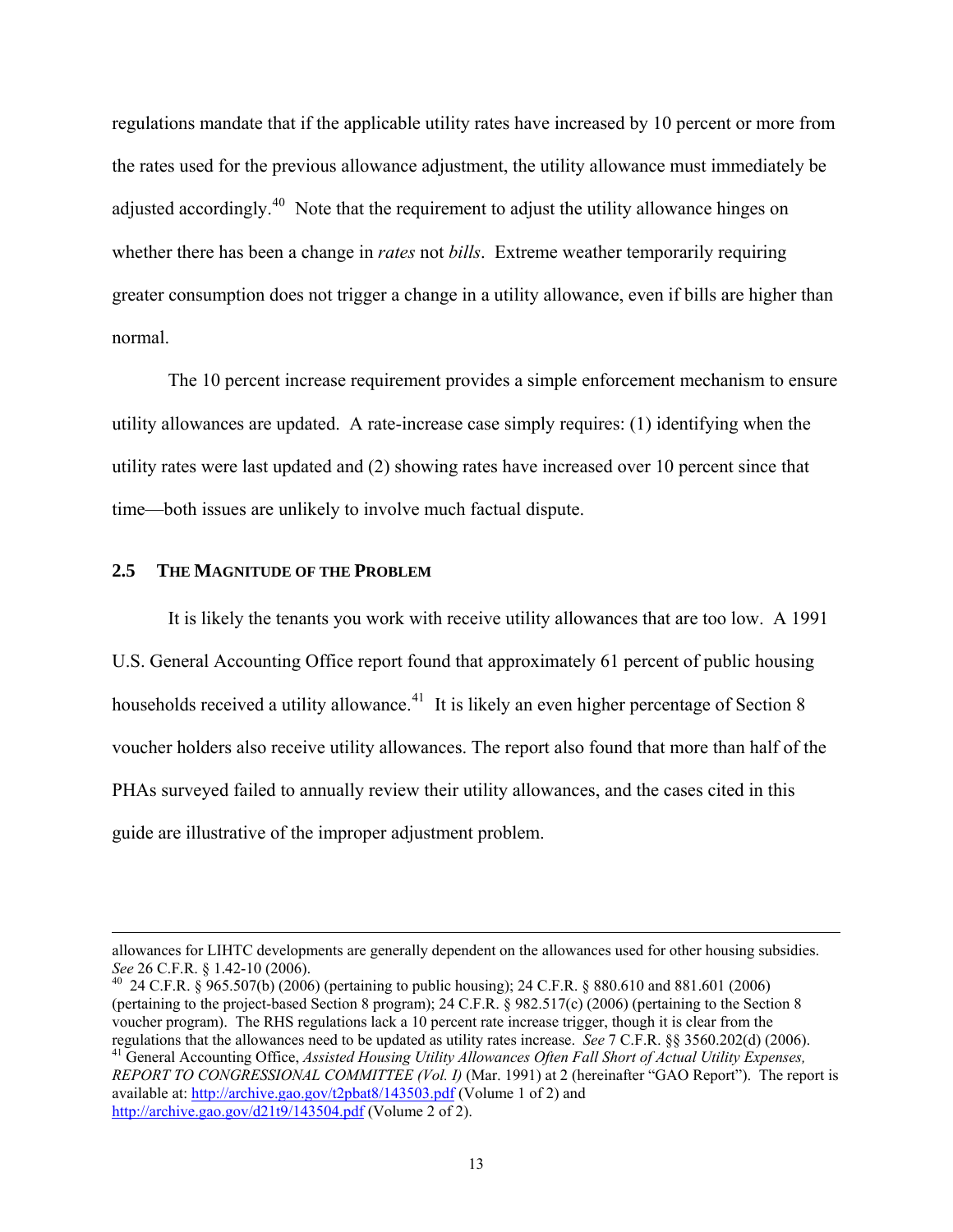regulations mandate that if the applicable utility rates have increased by 10 percent or more from the rates used for the previous allowance adjustment, the utility allowance must immediately be adjusted accordingly.[40] Note that the requirement to adjust the utility allowance hinges on whether there has been a change in *rates* not *bills*. Extreme weather temporarily requiring greater consumption does not trigger a change in a utility allowance, even if bills are higher than normal.

The 10 percent increase requirement provides a simple enforcement mechanism to ensure utility allowances are updated. A rate-increase case simply requires: (1) identifying when the utility rates were last updated and (2) showing rates have increased over 10 percent since that time—both issues are unlikely to involve much factual dispute.

## 2.5 The Magnitude of the Problem

It is likely the tenants you work with receive utility allowances that are too low. A 1991 U.S. General Accounting Office report found that approximately 61 percent of public housing households received a utility allowance.[41] It is likely an even higher percentage of Section 8 voucher holders also receive utility allowances. The report also found that more than half of the PHAs surveyed failed to annually review their utility allowances, and the cases cited in this guide are illustrative of the improper adjustment problem.

---

allowances for LIHTC developments are generally dependent on the allowances used for other housing subsidies. *See* 26 C.F.R. § 1.42-10 (2006).

[40] 24 C.F.R. § 965.507(b) (2006) (pertaining to public housing); 24 C.F.R. § 880.610 and 881.601 (2006) (pertaining to the project-based Section 8 program); 24 C.F.R. § 982.517(c) (2006) (pertaining to the Section 8 voucher program). The RHS regulations lack a 10 percent rate increase trigger, though it is clear from the regulations that the allowances need to be updated as utility rates increase. *See* 7 C.F.R. §§ 3560.202(d) (2006).

[41] General Accounting Office, *Assisted Housing Utility Allowances Often Fall Short of Actual Utility Expenses, REPORT TO CONGRESSIONAL COMMITTEE (Vol. I)* (Mar. 1991) at 2 (hereinafter "GAO Report"). The report is available at: http://archive.gao.gov/t2pbat8/143503.pdf (Volume 1 of 2) and http://archive.gao.gov/d21t9/143504.pdf (Volume 2 of 2).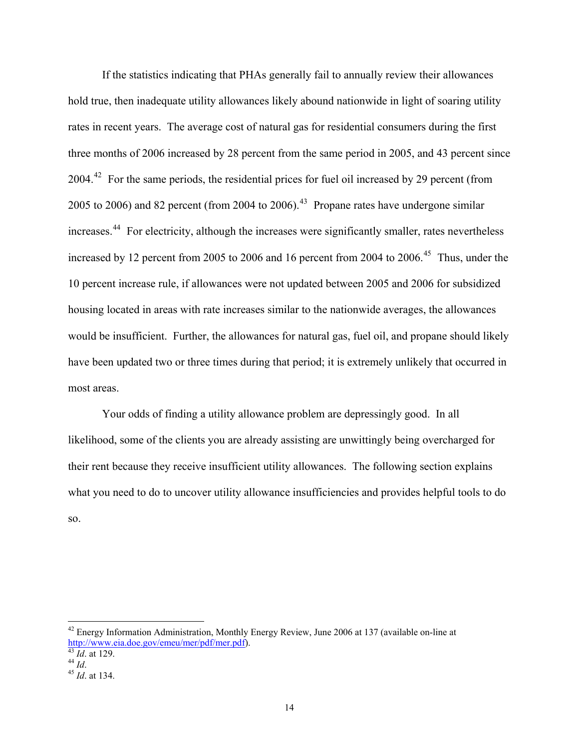If the statistics indicating that PHAs generally fail to annually review their allowances hold true, then inadequate utility allowances likely abound nationwide in light of soaring utility rates in recent years. The average cost of natural gas for residential consumers during the first three months of 2006 increased by 28 percent from the same period in 2005, and 43 percent since 2004.[42] For the same periods, the residential prices for fuel oil increased by 29 percent (from 2005 to 2006) and 82 percent (from 2004 to 2006).[43] Propane rates have undergone similar increases.[44] For electricity, although the increases were significantly smaller, rates nevertheless increased by 12 percent from 2005 to 2006 and 16 percent from 2004 to 2006.[45] Thus, under the 10 percent increase rule, if allowances were not updated between 2005 and 2006 for subsidized housing located in areas with rate increases similar to the nationwide averages, the allowances would be insufficient. Further, the allowances for natural gas, fuel oil, and propane should likely have been updated two or three times during that period; it is extremely unlikely that occurred in most areas.

Your odds of finding a utility allowance problem are depressingly good. In all likelihood, some of the clients you are already assisting are unwittingly being overcharged for their rent because they receive insufficient utility allowances. The following section explains what you need to do to uncover utility allowance insufficiencies and provides helpful tools to do so.

---

[42] Energy Information Administration, Monthly Energy Review, June 2006 at 137 (available on-line at http://www.eia.doe.gov/emeu/mer/pdf/mer.pdf).

[43] *Id*. at 129.

[44] *Id*.

[45] *Id*. at 134.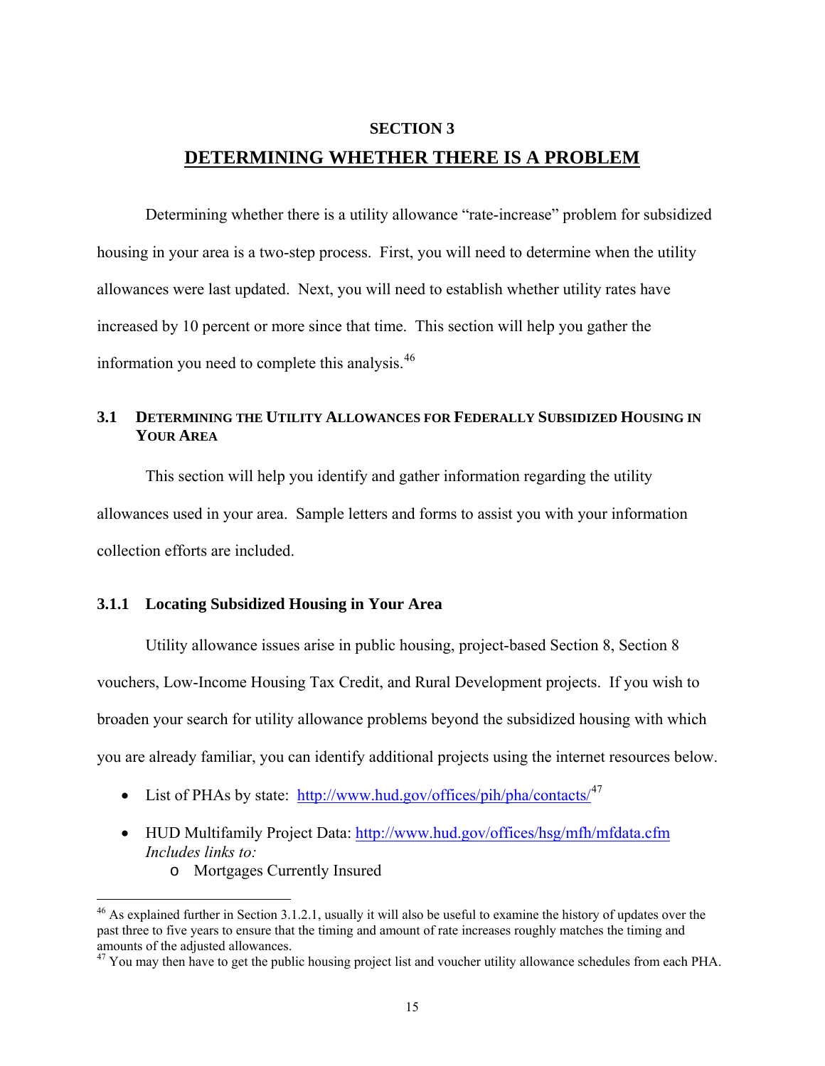# SECTION 3

# DETERMINING WHETHER THERE IS A PROBLEM

Determining whether there is a utility allowance "rate-increase" problem for subsidized housing in your area is a two-step process. First, you will need to determine when the utility allowances were last updated. Next, you will need to establish whether utility rates have increased by 10 percent or more since that time. This section will help you gather the information you need to complete this analysis.[46]

## 3.1 DETERMINING THE UTILITY ALLOWANCES FOR FEDERALLY SUBSIDIZED HOUSING IN YOUR AREA

This section will help you identify and gather information regarding the utility allowances used in your area. Sample letters and forms to assist you with your information collection efforts are included.

### 3.1.1 Locating Subsidized Housing in Your Area

Utility allowance issues arise in public housing, project-based Section 8, Section 8 vouchers, Low-Income Housing Tax Credit, and Rural Development projects. If you wish to broaden your search for utility allowance problems beyond the subsidized housing with which you are already familiar, you can identify additional projects using the internet resources below.

- List of PHAs by state: http://www.hud.gov/offices/pih/pha/contacts/[47]
- HUD Multifamily Project Data: http://www.hud.gov/offices/hsg/mfh/mfdata.cfm
  *Includes links to:*
  - Mortgages Currently Insured

---

[46] As explained further in Section 3.1.2.1, usually it will also be useful to examine the history of updates over the past three to five years to ensure that the timing and amount of rate increases roughly matches the timing and amounts of the adjusted allowances.

[47] You may then have to get the public housing project list and voucher utility allowance schedules from each PHA.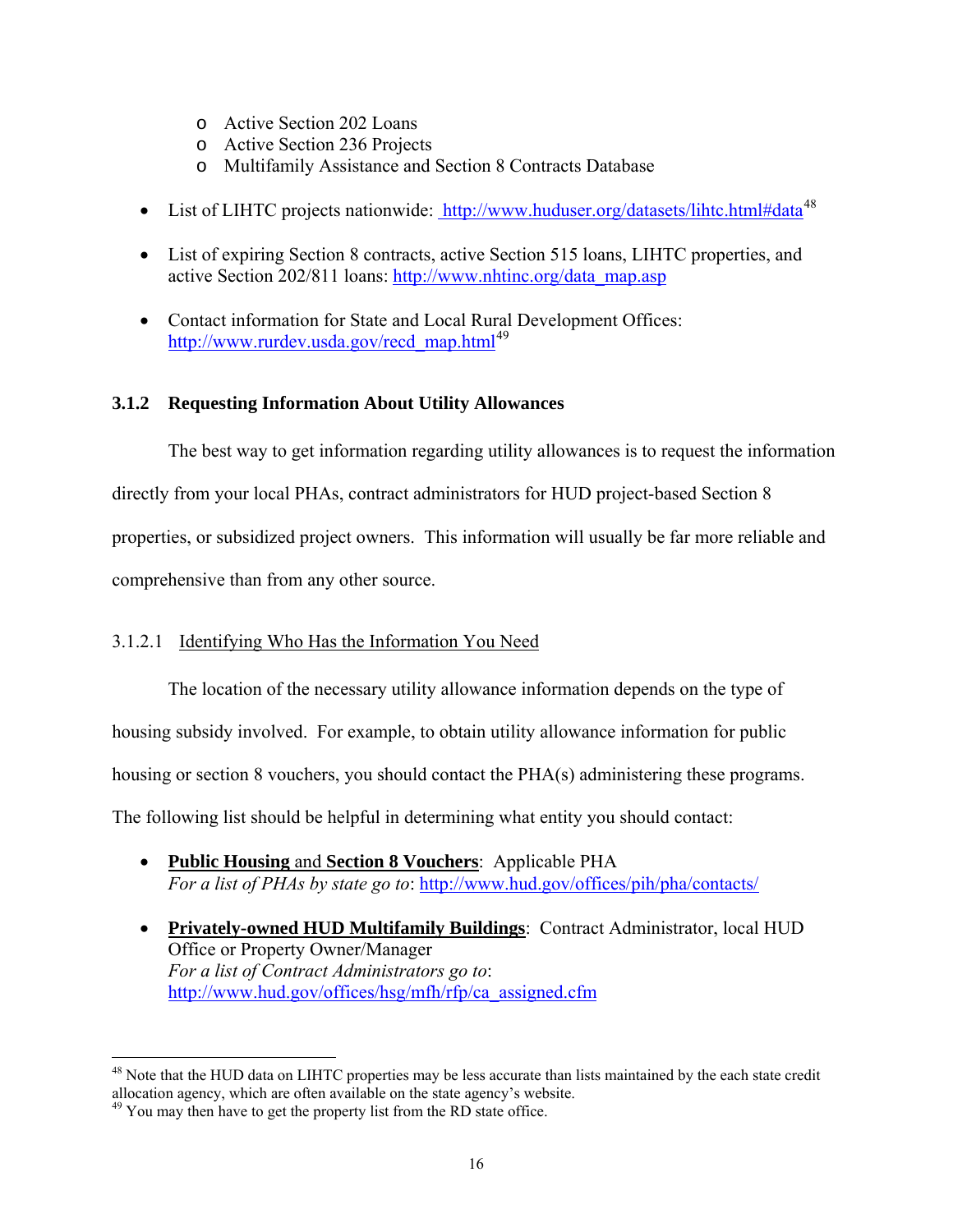- Active Section 202 Loans
- Active Section 236 Projects
- Multifamily Assistance and Section 8 Contracts Database

- List of LIHTC projects nationwide: http://www.huduser.org/datasets/lihtc.html#data[48]

- List of expiring Section 8 contracts, active Section 515 loans, LIHTC properties, and active Section 202/811 loans: http://www.nhtinc.org/data_map.asp

- Contact information for State and Local Rural Development Offices: http://www.rurdev.usda.gov/recd_map.html[49]

### 3.1.2 Requesting Information About Utility Allowances

The best way to get information regarding utility allowances is to request the information directly from your local PHAs, contract administrators for HUD project-based Section 8 properties, or subsidized project owners. This information will usually be far more reliable and comprehensive than from any other source.

#### 3.1.2.1 Identifying Who Has the Information You Need

The location of the necessary utility allowance information depends on the type of housing subsidy involved. For example, to obtain utility allowance information for public housing or section 8 vouchers, you should contact the PHA(s) administering these programs. The following list should be helpful in determining what entity you should contact:

- **Public Housing** and **Section 8 Vouchers**: Applicable PHA
  *For a list of PHAs by state go to*: http://www.hud.gov/offices/pih/pha/contacts/

- **Privately-owned HUD Multifamily Buildings**: Contract Administrator, local HUD Office or Property Owner/Manager
  *For a list of Contract Administrators go to*: http://www.hud.gov/offices/hsg/mfh/rfp/ca_assigned.cfm

---

[48] Note that the HUD data on LIHTC properties may be less accurate than lists maintained by the each state credit allocation agency, which are often available on the state agency's website.

[49] You may then have to get the property list from the RD state office.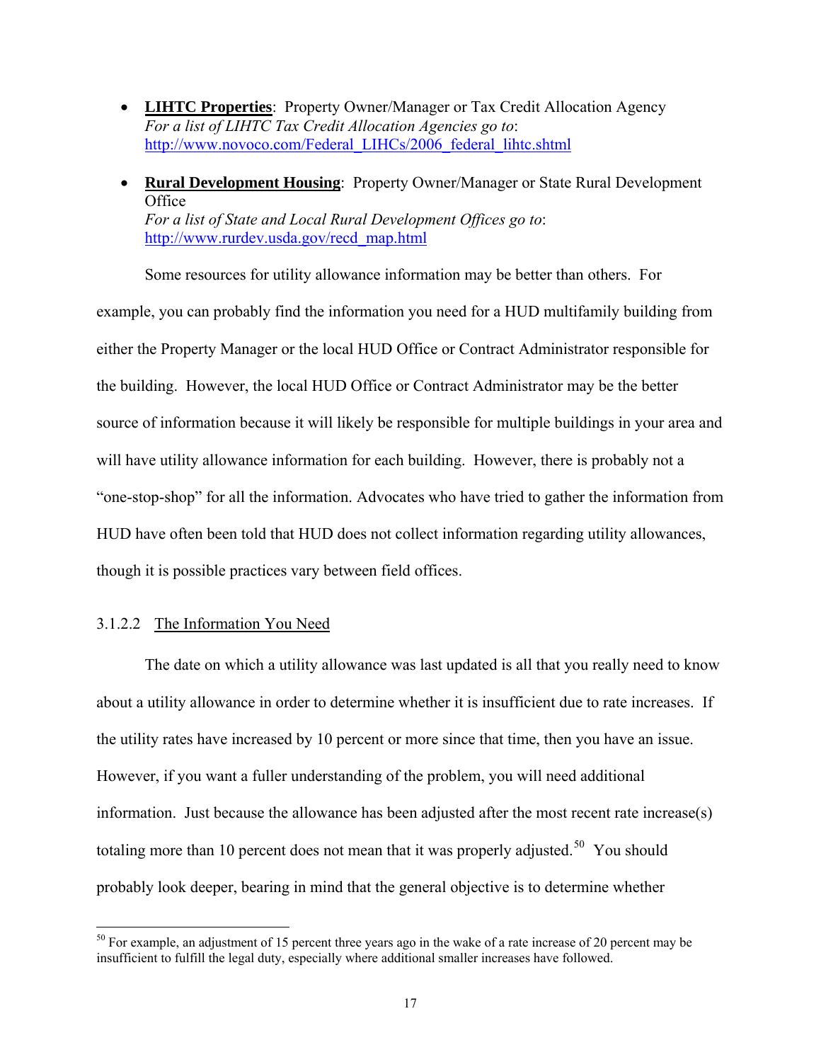- **LIHTC Properties**: Property Owner/Manager or Tax Credit Allocation Agency
  *For a list of LIHTC Tax Credit Allocation Agencies go to*:
  http://www.novoco.com/Federal_LIHCs/2006_federal_lihtc.shtml

- **Rural Development Housing**: Property Owner/Manager or State Rural Development Office
  *For a list of State and Local Rural Development Offices go to*:
  http://www.rurdev.usda.gov/recd_map.html

Some resources for utility allowance information may be better than others. For example, you can probably find the information you need for a HUD multifamily building from either the Property Manager or the local HUD Office or Contract Administrator responsible for the building. However, the local HUD Office or Contract Administrator may be the better source of information because it will likely be responsible for multiple buildings in your area and will have utility allowance information for each building. However, there is probably not a "one-stop-shop" for all the information. Advocates who have tried to gather the information from HUD have often been told that HUD does not collect information regarding utility allowances, though it is possible practices vary between field offices.

#### 3.1.2.2 The Information You Need

The date on which a utility allowance was last updated is all that you really need to know about a utility allowance in order to determine whether it is insufficient due to rate increases. If the utility rates have increased by 10 percent or more since that time, then you have an issue. However, if you want a fuller understanding of the problem, you will need additional information. Just because the allowance has been adjusted after the most recent rate increase(s) totaling more than 10 percent does not mean that it was properly adjusted.[50] You should probably look deeper, bearing in mind that the general objective is to determine whether

[50] For example, an adjustment of 15 percent three years ago in the wake of a rate increase of 20 percent may be insufficient to fulfill the legal duty, especially where additional smaller increases have followed.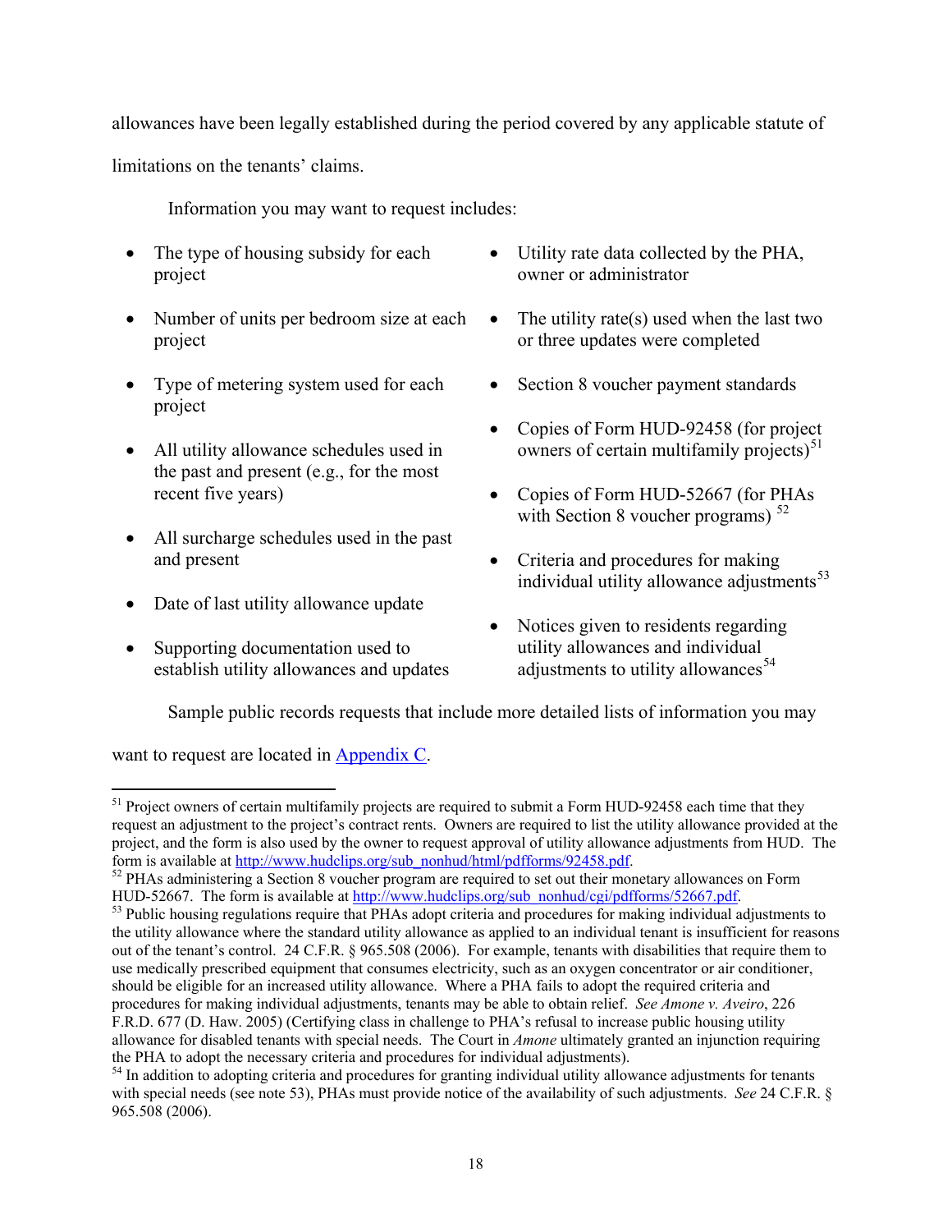allowances have been legally established during the period covered by any applicable statute of limitations on the tenants' claims.

Information you may want to request includes:

- The type of housing subsidy for each project
- Number of units per bedroom size at each project
- Type of metering system used for each project
- All utility allowance schedules used in the past and present (e.g., for the most recent five years)
- All surcharge schedules used in the past and present
- Date of last utility allowance update
- Supporting documentation used to establish utility allowances and updates
- Utility rate data collected by the PHA, owner or administrator
- The utility rate(s) used when the last two or three updates were completed
- Section 8 voucher payment standards
- Copies of Form HUD-92458 (for project owners of certain multifamily projects)[51]
- Copies of Form HUD-52667 (for PHAs with Section 8 voucher programs) [52]
- Criteria and procedures for making individual utility allowance adjustments[53]
- Notices given to residents regarding utility allowances and individual adjustments to utility allowances[54]

Sample public records requests that include more detailed lists of information you may want to request are located in Appendix C.

---

[51] Project owners of certain multifamily projects are required to submit a Form HUD-92458 each time that they request an adjustment to the project's contract rents. Owners are required to list the utility allowance provided at the project, and the form is also used by the owner to request approval of utility allowance adjustments from HUD. The form is available at http://www.hudclips.org/sub_nonhud/html/pdfforms/92458.pdf.

[52] PHAs administering a Section 8 voucher program are required to set out their monetary allowances on Form HUD-52667. The form is available at http://www.hudclips.org/sub_nonhud/cgi/pdfforms/52667.pdf.

[53] Public housing regulations require that PHAs adopt criteria and procedures for making individual adjustments to the utility allowance where the standard utility allowance as applied to an individual tenant is insufficient for reasons out of the tenant's control. 24 C.F.R. § 965.508 (2006). For example, tenants with disabilities that require them to use medically prescribed equipment that consumes electricity, such as an oxygen concentrator or air conditioner, should be eligible for an increased utility allowance. Where a PHA fails to adopt the required criteria and procedures for making individual adjustments, tenants may be able to obtain relief. *See Amone v. Aveiro*, 226 F.R.D. 677 (D. Haw. 2005) (Certifying class in challenge to PHA's refusal to increase public housing utility allowance for disabled tenants with special needs. The Court in *Amone* ultimately granted an injunction requiring the PHA to adopt the necessary criteria and procedures for individual adjustments).

[54] In addition to adopting criteria and procedures for granting individual utility allowance adjustments for tenants with special needs (see note 53), PHAs must provide notice of the availability of such adjustments. *See* 24 C.F.R. § 965.508 (2006).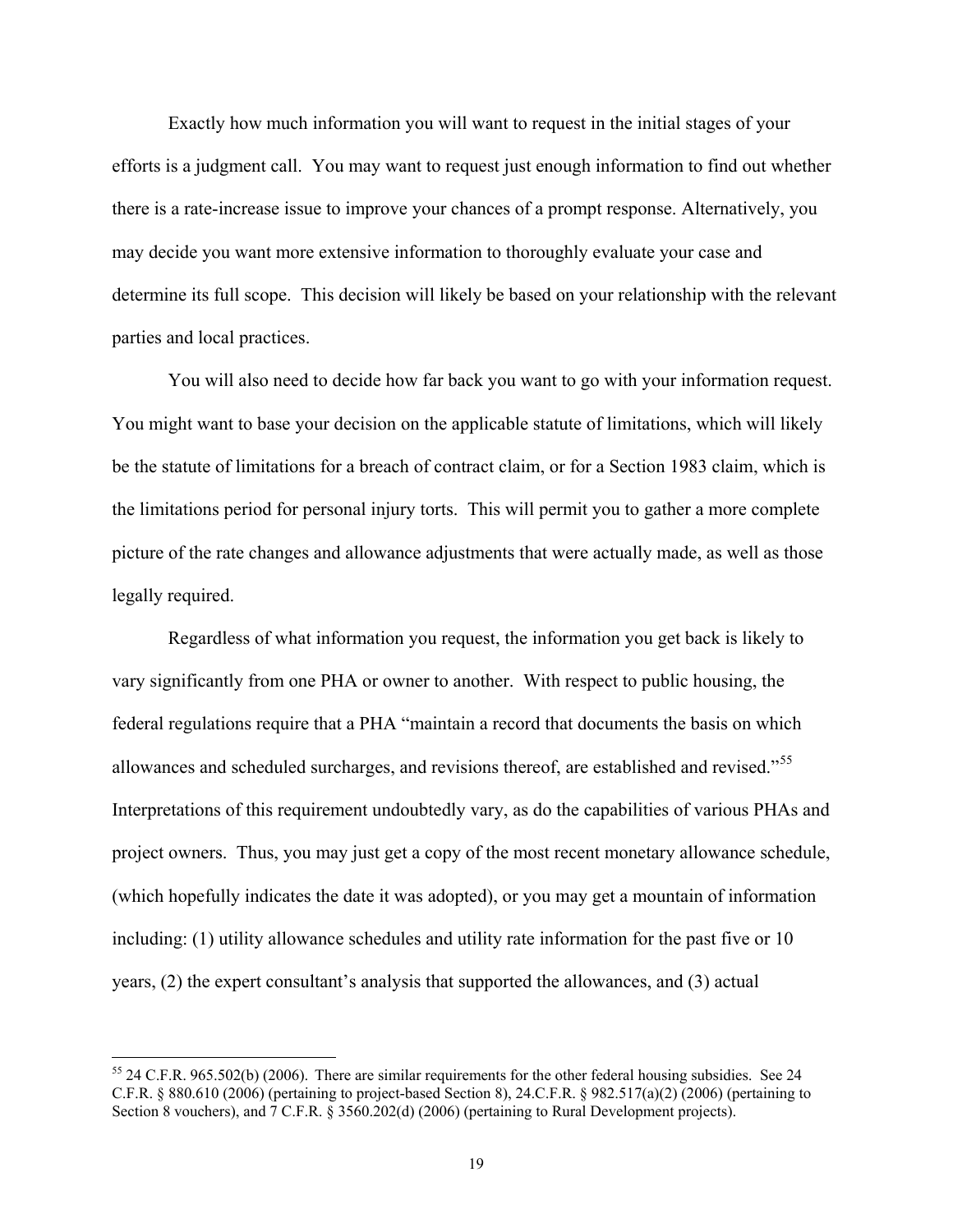Exactly how much information you will want to request in the initial stages of your efforts is a judgment call. You may want to request just enough information to find out whether there is a rate-increase issue to improve your chances of a prompt response. Alternatively, you may decide you want more extensive information to thoroughly evaluate your case and determine its full scope. This decision will likely be based on your relationship with the relevant parties and local practices.

You will also need to decide how far back you want to go with your information request. You might want to base your decision on the applicable statute of limitations, which will likely be the statute of limitations for a breach of contract claim, or for a Section 1983 claim, which is the limitations period for personal injury torts. This will permit you to gather a more complete picture of the rate changes and allowance adjustments that were actually made, as well as those legally required.

Regardless of what information you request, the information you get back is likely to vary significantly from one PHA or owner to another. With respect to public housing, the federal regulations require that a PHA "maintain a record that documents the basis on which allowances and scheduled surcharges, and revisions thereof, are established and revised."[55] Interpretations of this requirement undoubtedly vary, as do the capabilities of various PHAs and project owners. Thus, you may just get a copy of the most recent monetary allowance schedule, (which hopefully indicates the date it was adopted), or you may get a mountain of information including: (1) utility allowance schedules and utility rate information for the past five or 10 years, (2) the expert consultant's analysis that supported the allowances, and (3) actual

---

[55] 24 C.F.R. 965.502(b) (2006). There are similar requirements for the other federal housing subsidies. See 24 C.F.R. § 880.610 (2006) (pertaining to project-based Section 8), 24.C.F.R. § 982.517(a)(2) (2006) (pertaining to Section 8 vouchers), and 7 C.F.R. § 3560.202(d) (2006) (pertaining to Rural Development projects).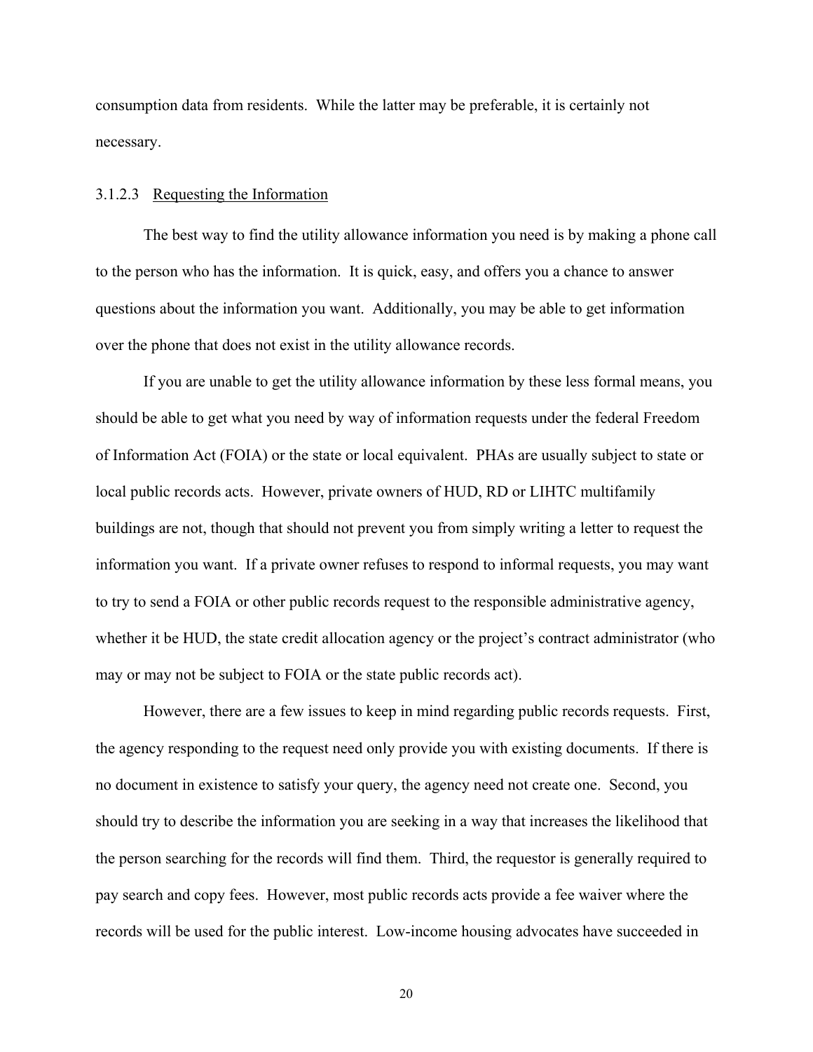consumption data from residents. While the latter may be preferable, it is certainly not necessary.

#### 3.1.2.3 Requesting the Information

The best way to find the utility allowance information you need is by making a phone call to the person who has the information. It is quick, easy, and offers you a chance to answer questions about the information you want. Additionally, you may be able to get information over the phone that does not exist in the utility allowance records.

If you are unable to get the utility allowance information by these less formal means, you should be able to get what you need by way of information requests under the federal Freedom of Information Act (FOIA) or the state or local equivalent. PHAs are usually subject to state or local public records acts. However, private owners of HUD, RD or LIHTC multifamily buildings are not, though that should not prevent you from simply writing a letter to request the information you want. If a private owner refuses to respond to informal requests, you may want to try to send a FOIA or other public records request to the responsible administrative agency, whether it be HUD, the state credit allocation agency or the project's contract administrator (who may or may not be subject to FOIA or the state public records act).

However, there are a few issues to keep in mind regarding public records requests. First, the agency responding to the request need only provide you with existing documents. If there is no document in existence to satisfy your query, the agency need not create one. Second, you should try to describe the information you are seeking in a way that increases the likelihood that the person searching for the records will find them. Third, the requestor is generally required to pay search and copy fees. However, most public records acts provide a fee waiver where the records will be used for the public interest. Low-income housing advocates have succeeded in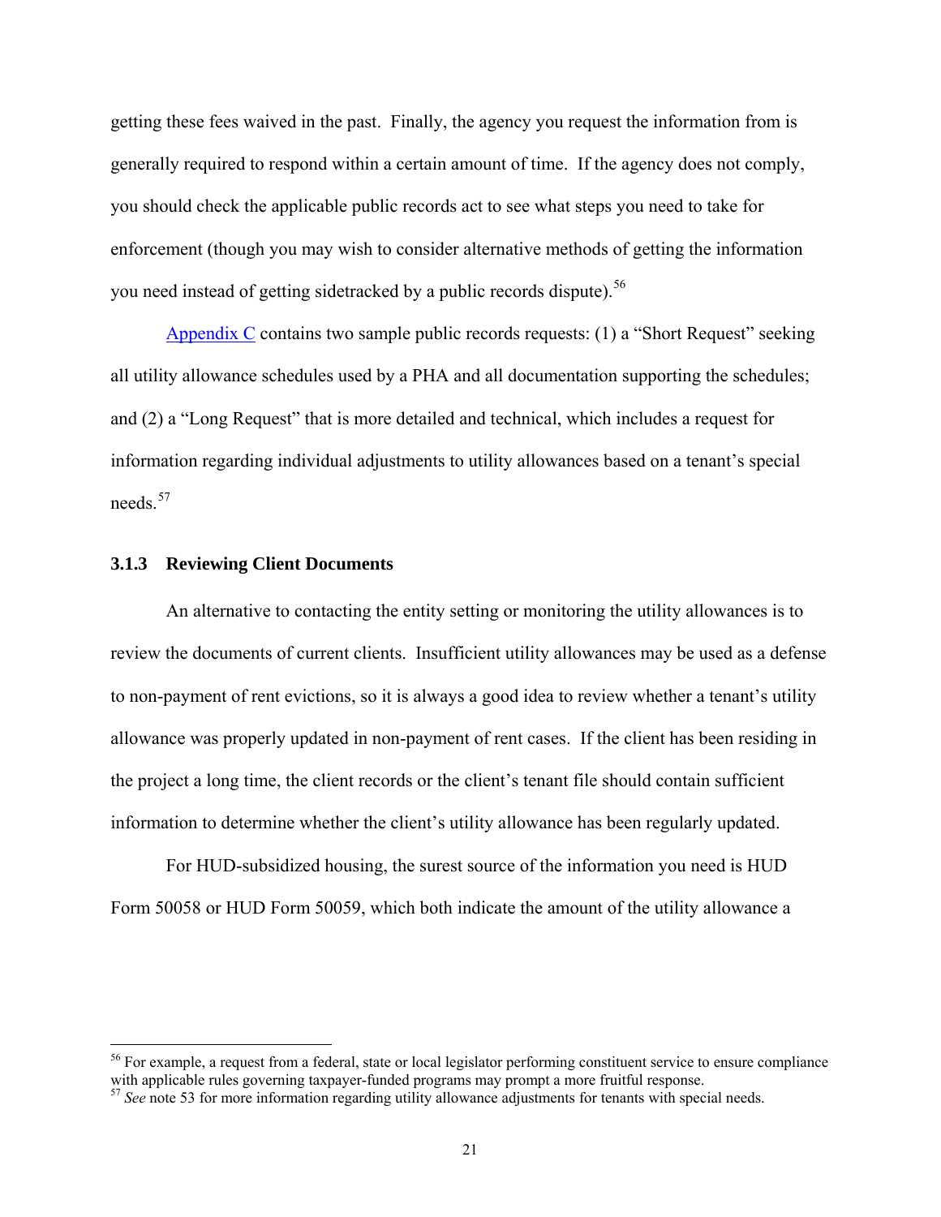getting these fees waived in the past. Finally, the agency you request the information from is generally required to respond within a certain amount of time. If the agency does not comply, you should check the applicable public records act to see what steps you need to take for enforcement (though you may wish to consider alternative methods of getting the information you need instead of getting sidetracked by a public records dispute).[56]

Appendix C contains two sample public records requests: (1) a "Short Request" seeking all utility allowance schedules used by a PHA and all documentation supporting the schedules; and (2) a "Long Request" that is more detailed and technical, which includes a request for information regarding individual adjustments to utility allowances based on a tenant's special needs.[57]

### 3.1.3 Reviewing Client Documents

An alternative to contacting the entity setting or monitoring the utility allowances is to review the documents of current clients. Insufficient utility allowances may be used as a defense to non-payment of rent evictions, so it is always a good idea to review whether a tenant's utility allowance was properly updated in non-payment of rent cases. If the client has been residing in the project a long time, the client records or the client's tenant file should contain sufficient information to determine whether the client's utility allowance has been regularly updated.

For HUD-subsidized housing, the surest source of the information you need is HUD Form 50058 or HUD Form 50059, which both indicate the amount of the utility allowance a

---

[56] For example, a request from a federal, state or local legislator performing constituent service to ensure compliance with applicable rules governing taxpayer-funded programs may prompt a more fruitful response.

[57] *See* note 53 for more information regarding utility allowance adjustments for tenants with special needs.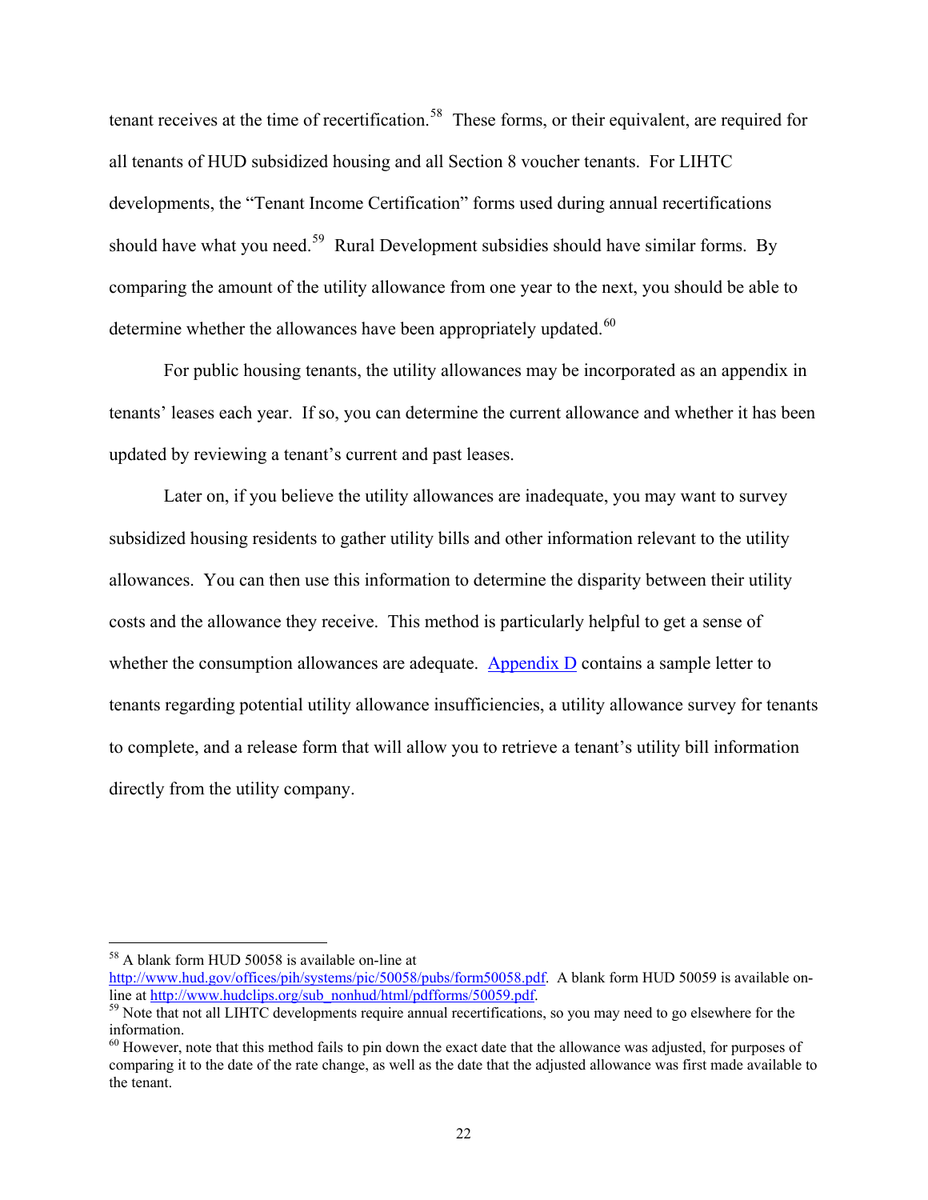tenant receives at the time of recertification.[58] These forms, or their equivalent, are required for all tenants of HUD subsidized housing and all Section 8 voucher tenants. For LIHTC developments, the "Tenant Income Certification" forms used during annual recertifications should have what you need.[59] Rural Development subsidies should have similar forms. By comparing the amount of the utility allowance from one year to the next, you should be able to determine whether the allowances have been appropriately updated.[60]

For public housing tenants, the utility allowances may be incorporated as an appendix in tenants' leases each year. If so, you can determine the current allowance and whether it has been updated by reviewing a tenant's current and past leases.

Later on, if you believe the utility allowances are inadequate, you may want to survey subsidized housing residents to gather utility bills and other information relevant to the utility allowances. You can then use this information to determine the disparity between their utility costs and the allowance they receive. This method is particularly helpful to get a sense of whether the consumption allowances are adequate. Appendix D contains a sample letter to tenants regarding potential utility allowance insufficiencies, a utility allowance survey for tenants to complete, and a release form that will allow you to retrieve a tenant's utility bill information directly from the utility company.

---

[58] A blank form HUD 50058 is available on-line at http://www.hud.gov/offices/pih/systems/pic/50058/pubs/form50058.pdf. A blank form HUD 50059 is available on-line at http://www.hudclips.org/sub_nonhud/html/pdfforms/50059.pdf.

[59] Note that not all LIHTC developments require annual recertifications, so you may need to go elsewhere for the information.

[60] However, note that this method fails to pin down the exact date that the allowance was adjusted, for purposes of comparing it to the date of the rate change, as well as the date that the adjusted allowance was first made available to the tenant.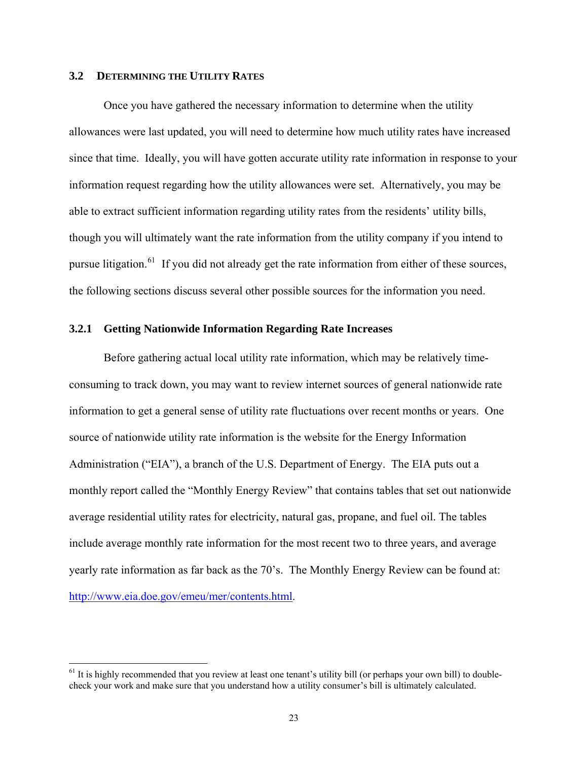### 3.2 DETERMINING THE UTILITY RATES

Once you have gathered the necessary information to determine when the utility allowances were last updated, you will need to determine how much utility rates have increased since that time. Ideally, you will have gotten accurate utility rate information in response to your information request regarding how the utility allowances were set. Alternatively, you may be able to extract sufficient information regarding utility rates from the residents' utility bills, though you will ultimately want the rate information from the utility company if you intend to pursue litigation.[61] If you did not already get the rate information from either of these sources, the following sections discuss several other possible sources for the information you need.

#### 3.2.1 Getting Nationwide Information Regarding Rate Increases

Before gathering actual local utility rate information, which may be relatively time-consuming to track down, you may want to review internet sources of general nationwide rate information to get a general sense of utility rate fluctuations over recent months or years. One source of nationwide utility rate information is the website for the Energy Information Administration ("EIA"), a branch of the U.S. Department of Energy. The EIA puts out a monthly report called the "Monthly Energy Review" that contains tables that set out nationwide average residential utility rates for electricity, natural gas, propane, and fuel oil. The tables include average monthly rate information for the most recent two to three years, and average yearly rate information as far back as the 70's. The Monthly Energy Review can be found at: http://www.eia.doe.gov/emeu/mer/contents.html.

---

[61] It is highly recommended that you review at least one tenant's utility bill (or perhaps your own bill) to double-check your work and make sure that you understand how a utility consumer's bill is ultimately calculated.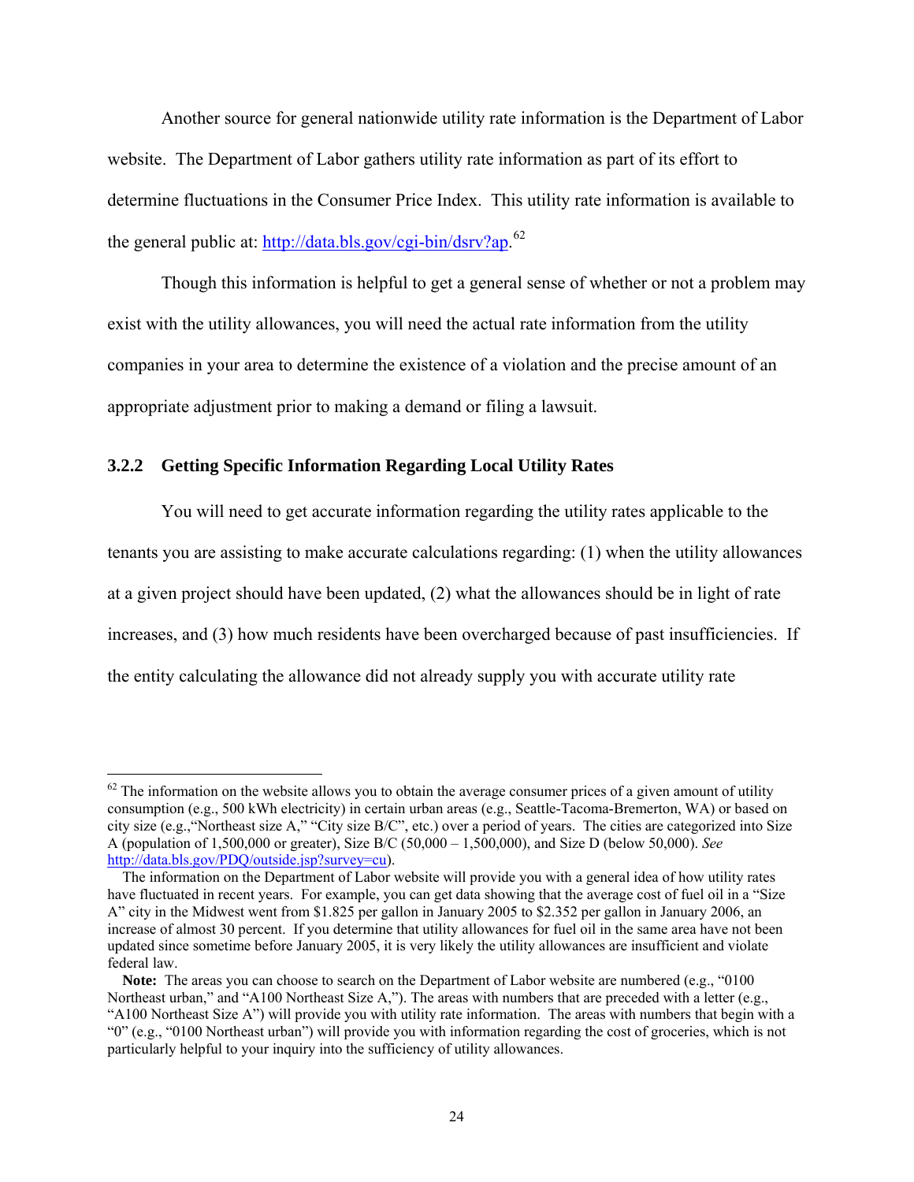Another source for general nationwide utility rate information is the Department of Labor website. The Department of Labor gathers utility rate information as part of its effort to determine fluctuations in the Consumer Price Index. This utility rate information is available to the general public at: http://data.bls.gov/cgi-bin/dsrv?ap.[62]

Though this information is helpful to get a general sense of whether or not a problem may exist with the utility allowances, you will need the actual rate information from the utility companies in your area to determine the existence of a violation and the precise amount of an appropriate adjustment prior to making a demand or filing a lawsuit.

### 3.2.2 Getting Specific Information Regarding Local Utility Rates

You will need to get accurate information regarding the utility rates applicable to the tenants you are assisting to make accurate calculations regarding: (1) when the utility allowances at a given project should have been updated, (2) what the allowances should be in light of rate increases, and (3) how much residents have been overcharged because of past insufficiencies. If the entity calculating the allowance did not already supply you with accurate utility rate

---

[62] The information on the website allows you to obtain the average consumer prices of a given amount of utility consumption (e.g., 500 kWh electricity) in certain urban areas (e.g., Seattle-Tacoma-Bremerton, WA) or based on city size (e.g.,"Northeast size A," "City size B/C", etc.) over a period of years. The cities are categorized into Size A (population of 1,500,000 or greater), Size B/C (50,000 – 1,500,000), and Size D (below 50,000). *See* http://data.bls.gov/PDQ/outside.jsp?survey=cu).

The information on the Department of Labor website will provide you with a general idea of how utility rates have fluctuated in recent years. For example, you can get data showing that the average cost of fuel oil in a "Size A" city in the Midwest went from $1.825 per gallon in January 2005 to $2.352 per gallon in January 2006, an increase of almost 30 percent. If you determine that utility allowances for fuel oil in the same area have not been updated since sometime before January 2005, it is very likely the utility allowances are insufficient and violate federal law.

**Note:** The areas you can choose to search on the Department of Labor website are numbered (e.g., "0100 Northeast urban," and "A100 Northeast Size A,"). The areas with numbers that are preceded with a letter (e.g., "A100 Northeast Size A") will provide you with utility rate information. The areas with numbers that begin with a "0" (e.g., "0100 Northeast urban") will provide you with information regarding the cost of groceries, which is not particularly helpful to your inquiry into the sufficiency of utility allowances.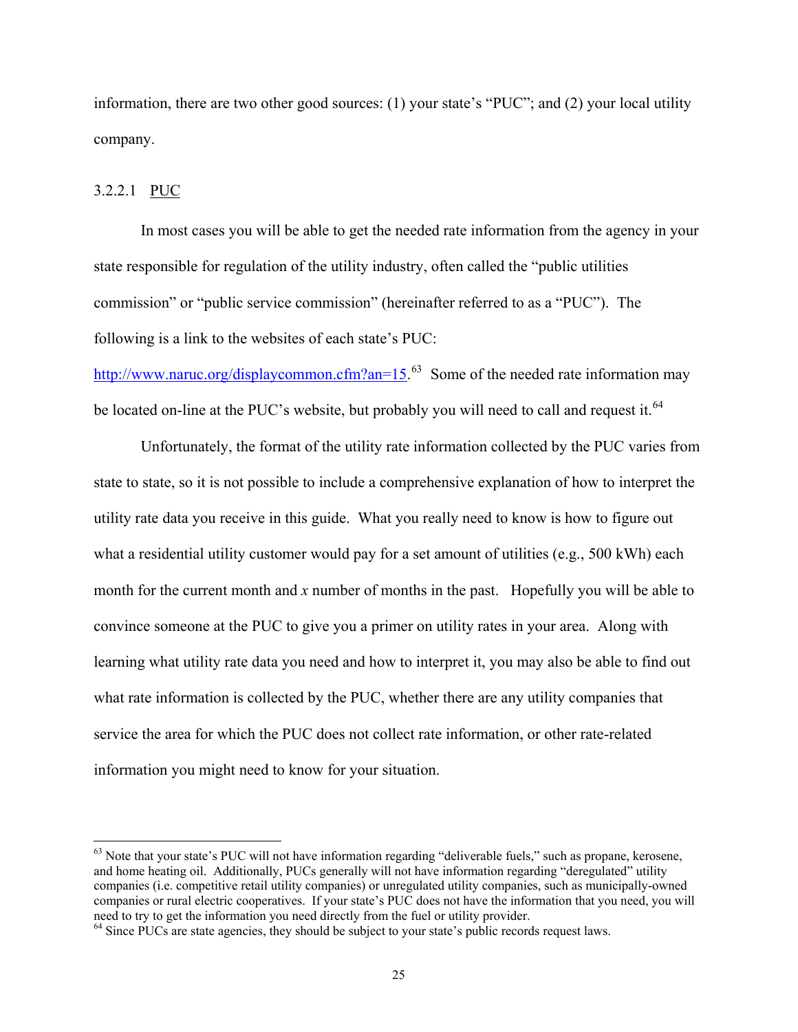information, there are two other good sources: (1) your state's "PUC"; and (2) your local utility company.

#### 3.2.2.1 PUC

In most cases you will be able to get the needed rate information from the agency in your state responsible for regulation of the utility industry, often called the "public utilities commission" or "public service commission" (hereinafter referred to as a "PUC"). The following is a link to the websites of each state's PUC: http://www.naruc.org/displaycommon.cfm?an=15.[63] Some of the needed rate information may be located on-line at the PUC's website, but probably you will need to call and request it.[64]

Unfortunately, the format of the utility rate information collected by the PUC varies from state to state, so it is not possible to include a comprehensive explanation of how to interpret the utility rate data you receive in this guide. What you really need to know is how to figure out what a residential utility customer would pay for a set amount of utilities (e.g., 500 kWh) each month for the current month and *x* number of months in the past. Hopefully you will be able to convince someone at the PUC to give you a primer on utility rates in your area. Along with learning what utility rate data you need and how to interpret it, you may also be able to find out what rate information is collected by the PUC, whether there are any utility companies that service the area for which the PUC does not collect rate information, or other rate-related information you might need to know for your situation.

---

[63] Note that your state's PUC will not have information regarding "deliverable fuels," such as propane, kerosene, and home heating oil. Additionally, PUCs generally will not have information regarding "deregulated" utility companies (i.e. competitive retail utility companies) or unregulated utility companies, such as municipally-owned companies or rural electric cooperatives. If your state's PUC does not have the information that you need, you will need to try to get the information you need directly from the fuel or utility provider.

[64] Since PUCs are state agencies, they should be subject to your state's public records request laws.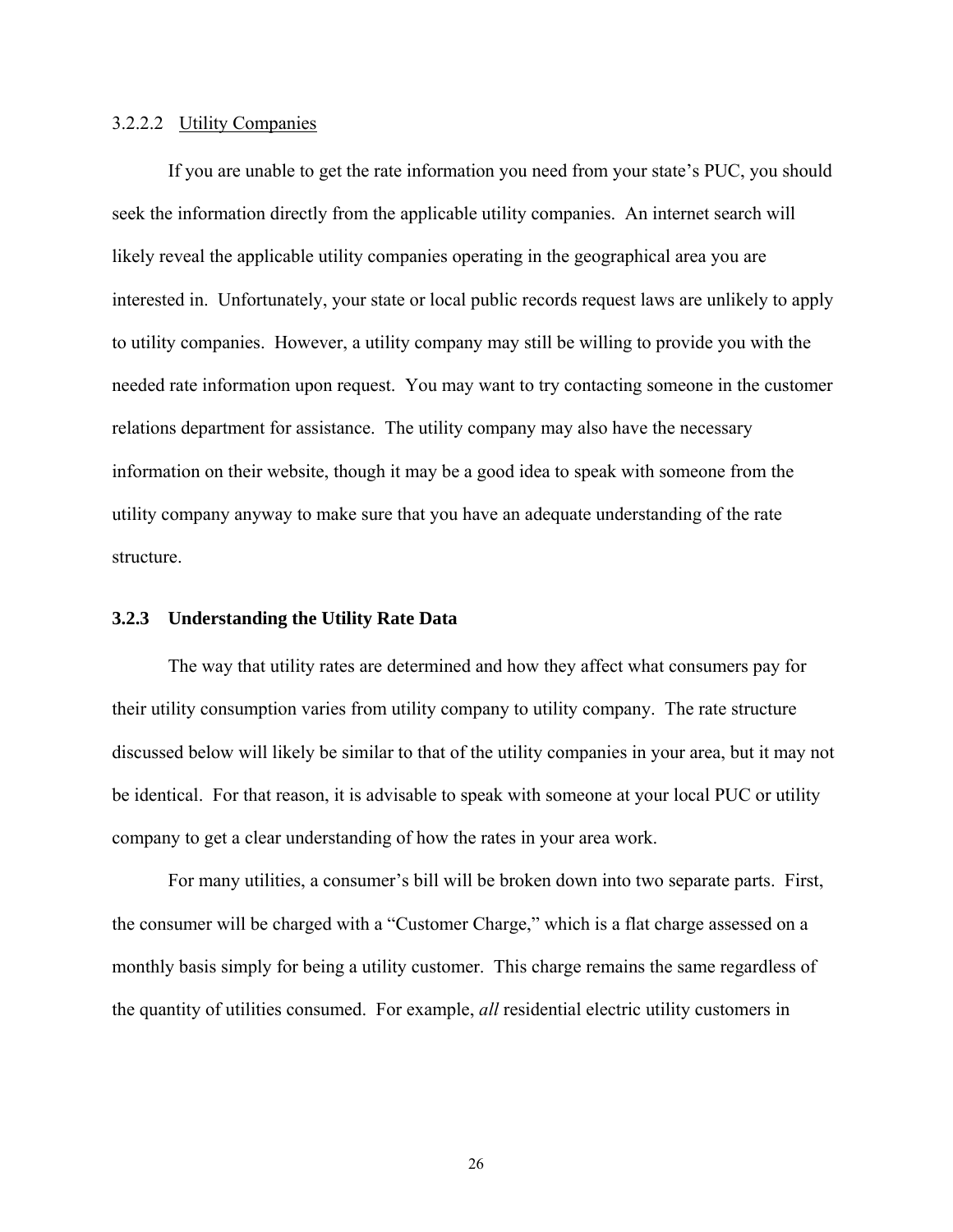#### 3.2.2.2 Utility Companies

If you are unable to get the rate information you need from your state's PUC, you should seek the information directly from the applicable utility companies. An internet search will likely reveal the applicable utility companies operating in the geographical area you are interested in. Unfortunately, your state or local public records request laws are unlikely to apply to utility companies. However, a utility company may still be willing to provide you with the needed rate information upon request. You may want to try contacting someone in the customer relations department for assistance. The utility company may also have the necessary information on their website, though it may be a good idea to speak with someone from the utility company anyway to make sure that you have an adequate understanding of the rate structure.

### 3.2.3 Understanding the Utility Rate Data

The way that utility rates are determined and how they affect what consumers pay for their utility consumption varies from utility company to utility company. The rate structure discussed below will likely be similar to that of the utility companies in your area, but it may not be identical. For that reason, it is advisable to speak with someone at your local PUC or utility company to get a clear understanding of how the rates in your area work.

For many utilities, a consumer's bill will be broken down into two separate parts. First, the consumer will be charged with a "Customer Charge," which is a flat charge assessed on a monthly basis simply for being a utility customer. This charge remains the same regardless of the quantity of utilities consumed. For example, *all* residential electric utility customers in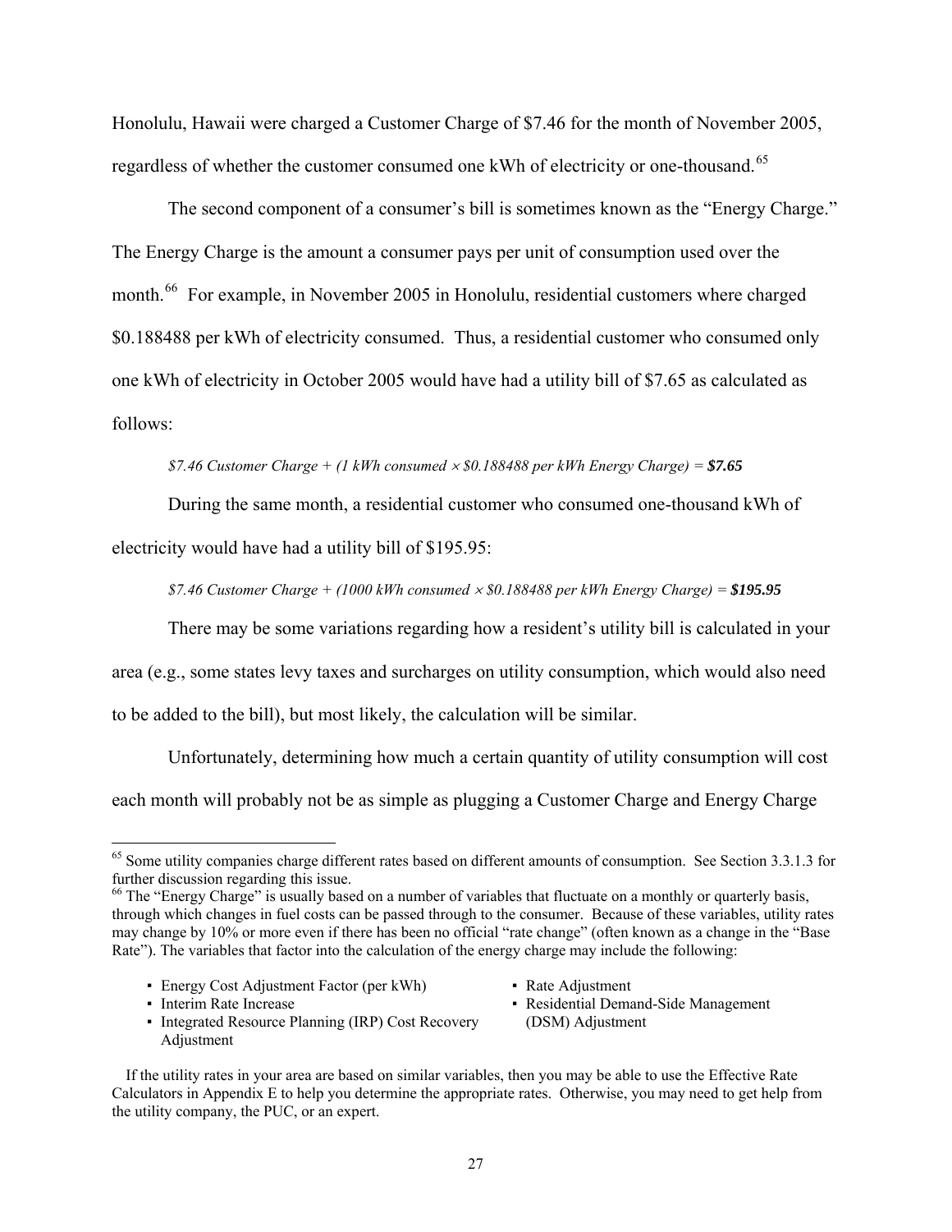Honolulu, Hawaii were charged a Customer Charge of \$7.46 for the month of November 2005, regardless of whether the customer consumed one kWh of electricity or one-thousand.[65]

The second component of a consumer's bill is sometimes known as the "Energy Charge." The Energy Charge is the amount a consumer pays per unit of consumption used over the month.[66] For example, in November 2005 in Honolulu, residential customers where charged \$0.188488 per kWh of electricity consumed. Thus, a residential customer who consumed only one kWh of electricity in October 2005 would have had a utility bill of \$7.65 as calculated as follows:

*\$7.46 Customer Charge + (1 kWh consumed × \$0.188488 per kWh Energy Charge) =* ***\$7.65***

During the same month, a residential customer who consumed one-thousand kWh of electricity would have had a utility bill of \$195.95:

*\$7.46 Customer Charge + (1000 kWh consumed × \$0.188488 per kWh Energy Charge) =* ***\$195.95***

There may be some variations regarding how a resident's utility bill is calculated in your area (e.g., some states levy taxes and surcharges on utility consumption, which would also need to be added to the bill), but most likely, the calculation will be similar.

Unfortunately, determining how much a certain quantity of utility consumption will cost each month will probably not be as simple as plugging a Customer Charge and Energy Charge

---

[65] Some utility companies charge different rates based on different amounts of consumption. See Section 3.3.1.3 for further discussion regarding this issue.

[66] The "Energy Charge" is usually based on a number of variables that fluctuate on a monthly or quarterly basis, through which changes in fuel costs can be passed through to the consumer. Because of these variables, utility rates may change by 10% or more even if there has been no official "rate change" (often known as a change in the "Base Rate"). The variables that factor into the calculation of the energy charge may include the following:

- Energy Cost Adjustment Factor (per kWh)
- Interim Rate Increase
- Integrated Resource Planning (IRP) Cost Recovery Adjustment
- Rate Adjustment
- Residential Demand-Side Management (DSM) Adjustment

If the utility rates in your area are based on similar variables, then you may be able to use the Effective Rate Calculators in Appendix E to help you determine the appropriate rates. Otherwise, you may need to get help from the utility company, the PUC, or an expert.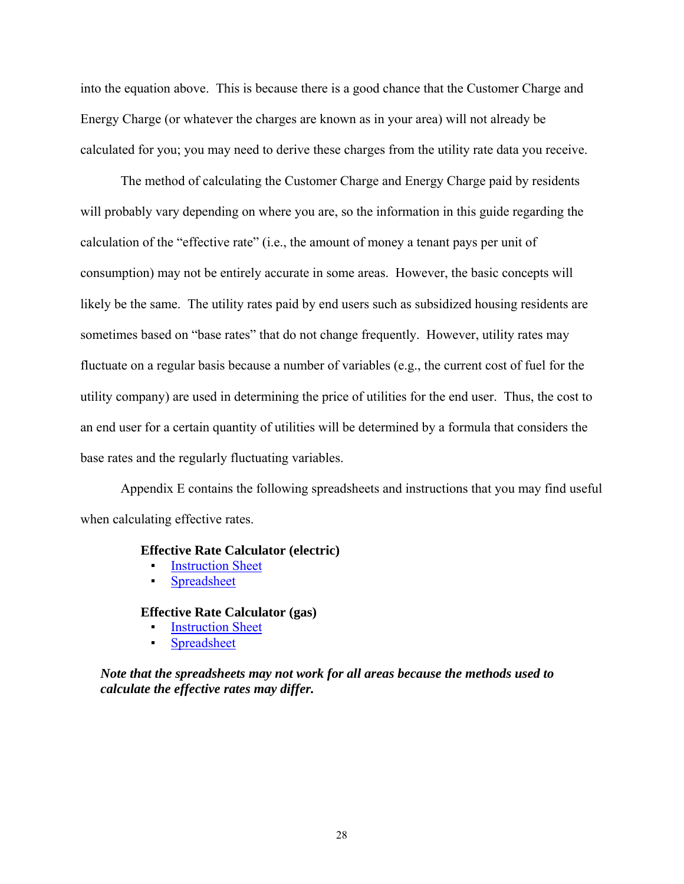into the equation above. This is because there is a good chance that the Customer Charge and Energy Charge (or whatever the charges are known as in your area) will not already be calculated for you; you may need to derive these charges from the utility rate data you receive.

The method of calculating the Customer Charge and Energy Charge paid by residents will probably vary depending on where you are, so the information in this guide regarding the calculation of the "effective rate" (i.e., the amount of money a tenant pays per unit of consumption) may not be entirely accurate in some areas. However, the basic concepts will likely be the same. The utility rates paid by end users such as subsidized housing residents are sometimes based on "base rates" that do not change frequently. However, utility rates may fluctuate on a regular basis because a number of variables (e.g., the current cost of fuel for the utility company) are used in determining the price of utilities for the end user. Thus, the cost to an end user for a certain quantity of utilities will be determined by a formula that considers the base rates and the regularly fluctuating variables.

Appendix E contains the following spreadsheets and instructions that you may find useful when calculating effective rates.

**Effective Rate Calculator (electric)**

- Instruction Sheet
- Spreadsheet

**Effective Rate Calculator (gas)**

- Instruction Sheet
- Spreadsheet

***Note that the spreadsheets may not work for all areas because the methods used to calculate the effective rates may differ.***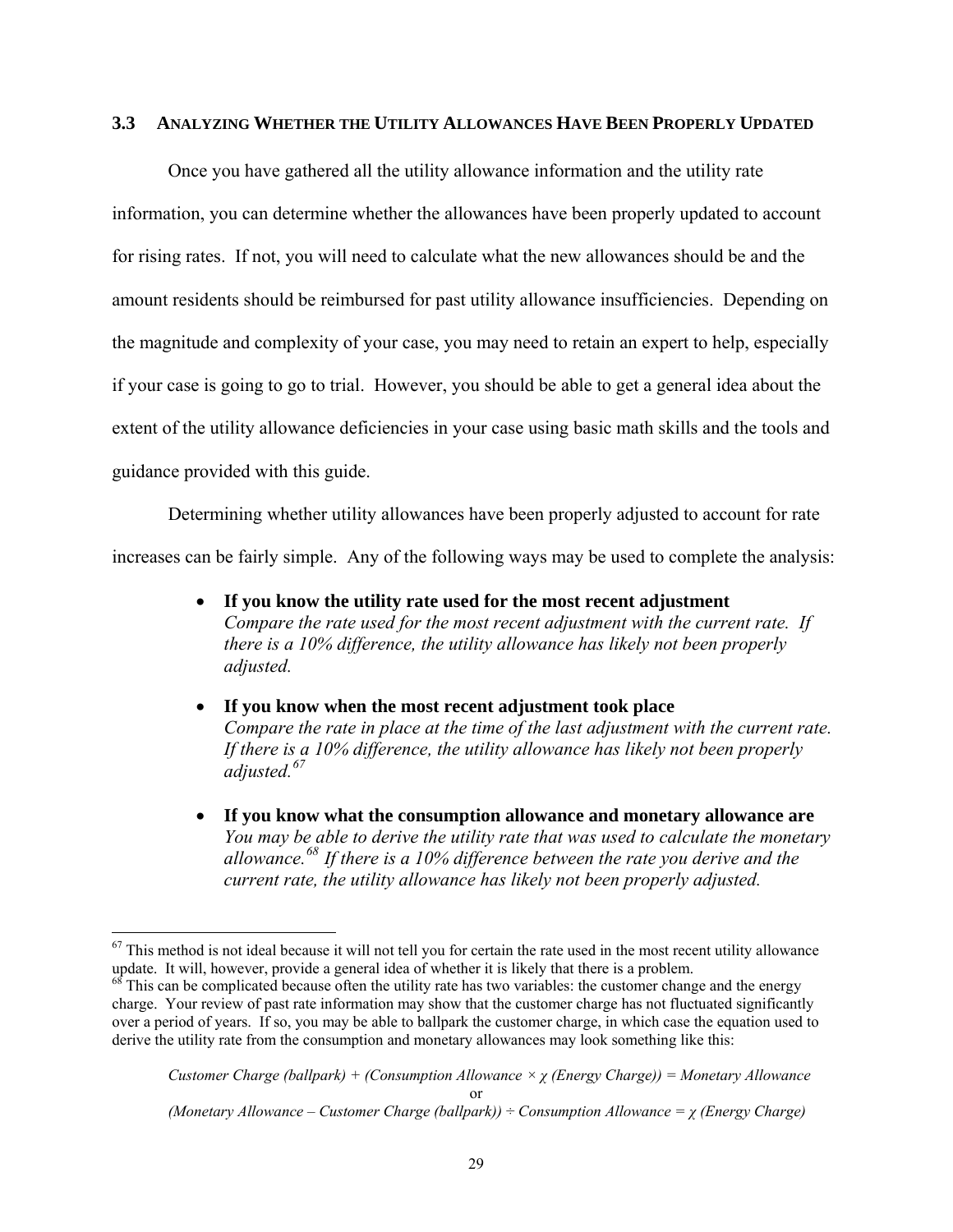### 3.3 ANALYZING WHETHER THE UTILITY ALLOWANCES HAVE BEEN PROPERLY UPDATED

Once you have gathered all the utility allowance information and the utility rate information, you can determine whether the allowances have been properly updated to account for rising rates. If not, you will need to calculate what the new allowances should be and the amount residents should be reimbursed for past utility allowance insufficiencies. Depending on the magnitude and complexity of your case, you may need to retain an expert to help, especially if your case is going to go to trial. However, you should be able to get a general idea about the extent of the utility allowance deficiencies in your case using basic math skills and the tools and guidance provided with this guide.

Determining whether utility allowances have been properly adjusted to account for rate increases can be fairly simple. Any of the following ways may be used to complete the analysis:

- **If you know the utility rate used for the most recent adjustment**
  *Compare the rate used for the most recent adjustment with the current rate. If there is a 10% difference, the utility allowance has likely not been properly adjusted.*

- **If you know when the most recent adjustment took place**
  *Compare the rate in place at the time of the last adjustment with the current rate. If there is a 10% difference, the utility allowance has likely not been properly adjusted.*[67]

- **If you know what the consumption allowance and monetary allowance are**
  *You may be able to derive the utility rate that was used to calculate the monetary allowance.*[68] *If there is a 10% difference between the rate you derive and the current rate, the utility allowance has likely not been properly adjusted.*

---

[67] This method is not ideal because it will not tell you for certain the rate used in the most recent utility allowance update. It will, however, provide a general idea of whether it is likely that there is a problem.

[68] This can be complicated because often the utility rate has two variables: the customer change and the energy charge. Your review of past rate information may show that the customer charge has not fluctuated significantly over a period of years. If so, you may be able to ballpark the customer charge, in which case the equation used to derive the utility rate from the consumption and monetary allowances may look something like this:

$$\textit{Customer Charge (ballpark)} + (\textit{Consumption Allowance} \times \chi\ (\textit{Energy Charge})) = \textit{Monetary Allowance}$$

or

$$(\textit{Monetary Allowance} - \textit{Customer Charge (ballpark)}) \div \textit{Consumption Allowance} = \chi\ (\textit{Energy Charge})$$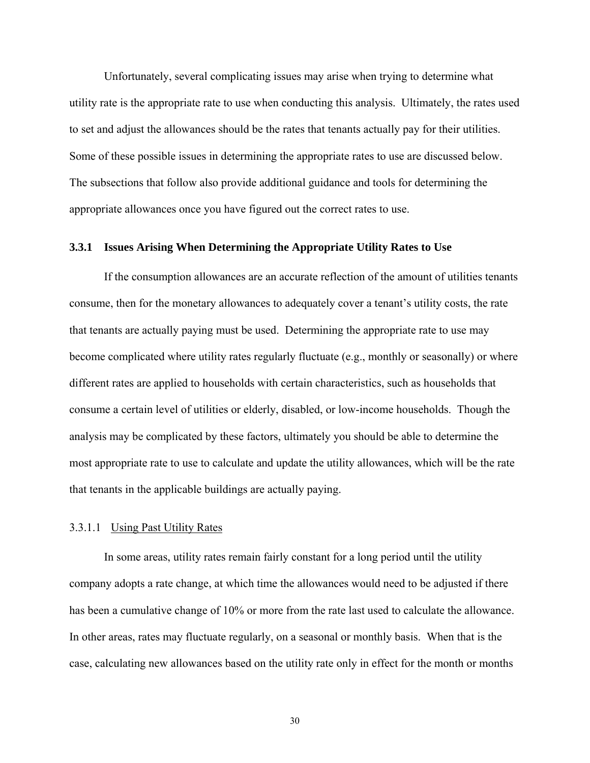Unfortunately, several complicating issues may arise when trying to determine what utility rate is the appropriate rate to use when conducting this analysis. Ultimately, the rates used to set and adjust the allowances should be the rates that tenants actually pay for their utilities. Some of these possible issues in determining the appropriate rates to use are discussed below. The subsections that follow also provide additional guidance and tools for determining the appropriate allowances once you have figured out the correct rates to use.

### 3.3.1 Issues Arising When Determining the Appropriate Utility Rates to Use

If the consumption allowances are an accurate reflection of the amount of utilities tenants consume, then for the monetary allowances to adequately cover a tenant's utility costs, the rate that tenants are actually paying must be used. Determining the appropriate rate to use may become complicated where utility rates regularly fluctuate (e.g., monthly or seasonally) or where different rates are applied to households with certain characteristics, such as households that consume a certain level of utilities or elderly, disabled, or low-income households. Though the analysis may be complicated by these factors, ultimately you should be able to determine the most appropriate rate to use to calculate and update the utility allowances, which will be the rate that tenants in the applicable buildings are actually paying.

#### 3.3.1.1 <u>Using Past Utility Rates</u>

In some areas, utility rates remain fairly constant for a long period until the utility company adopts a rate change, at which time the allowances would need to be adjusted if there has been a cumulative change of 10% or more from the rate last used to calculate the allowance. In other areas, rates may fluctuate regularly, on a seasonal or monthly basis. When that is the case, calculating new allowances based on the utility rate only in effect for the month or months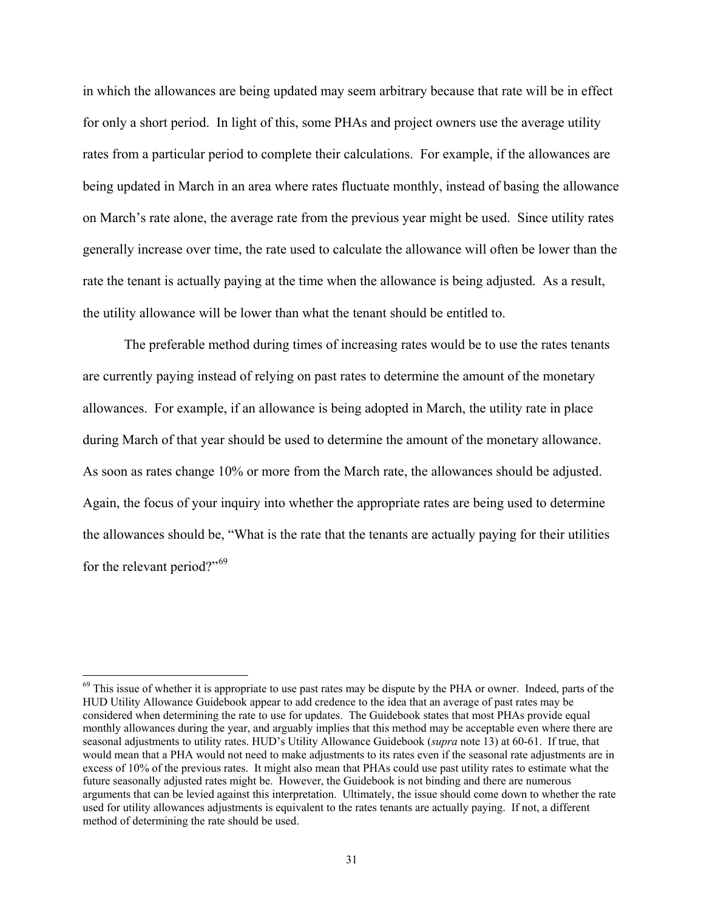in which the allowances are being updated may seem arbitrary because that rate will be in effect for only a short period. In light of this, some PHAs and project owners use the average utility rates from a particular period to complete their calculations. For example, if the allowances are being updated in March in an area where rates fluctuate monthly, instead of basing the allowance on March's rate alone, the average rate from the previous year might be used. Since utility rates generally increase over time, the rate used to calculate the allowance will often be lower than the rate the tenant is actually paying at the time when the allowance is being adjusted. As a result, the utility allowance will be lower than what the tenant should be entitled to.

The preferable method during times of increasing rates would be to use the rates tenants are currently paying instead of relying on past rates to determine the amount of the monetary allowances. For example, if an allowance is being adopted in March, the utility rate in place during March of that year should be used to determine the amount of the monetary allowance. As soon as rates change 10% or more from the March rate, the allowances should be adjusted. Again, the focus of your inquiry into whether the appropriate rates are being used to determine the allowances should be, "What is the rate that the tenants are actually paying for their utilities for the relevant period?"[69]

---

[69] This issue of whether it is appropriate to use past rates may be dispute by the PHA or owner. Indeed, parts of the HUD Utility Allowance Guidebook appear to add credence to the idea that an average of past rates may be considered when determining the rate to use for updates. The Guidebook states that most PHAs provide equal monthly allowances during the year, and arguably implies that this method may be acceptable even where there are seasonal adjustments to utility rates. HUD's Utility Allowance Guidebook (*supra* note 13) at 60-61. If true, that would mean that a PHA would not need to make adjustments to its rates even if the seasonal rate adjustments are in excess of 10% of the previous rates. It might also mean that PHAs could use past utility rates to estimate what the future seasonally adjusted rates might be. However, the Guidebook is not binding and there are numerous arguments that can be levied against this interpretation. Ultimately, the issue should come down to whether the rate used for utility allowances adjustments is equivalent to the rates tenants are actually paying. If not, a different method of determining the rate should be used.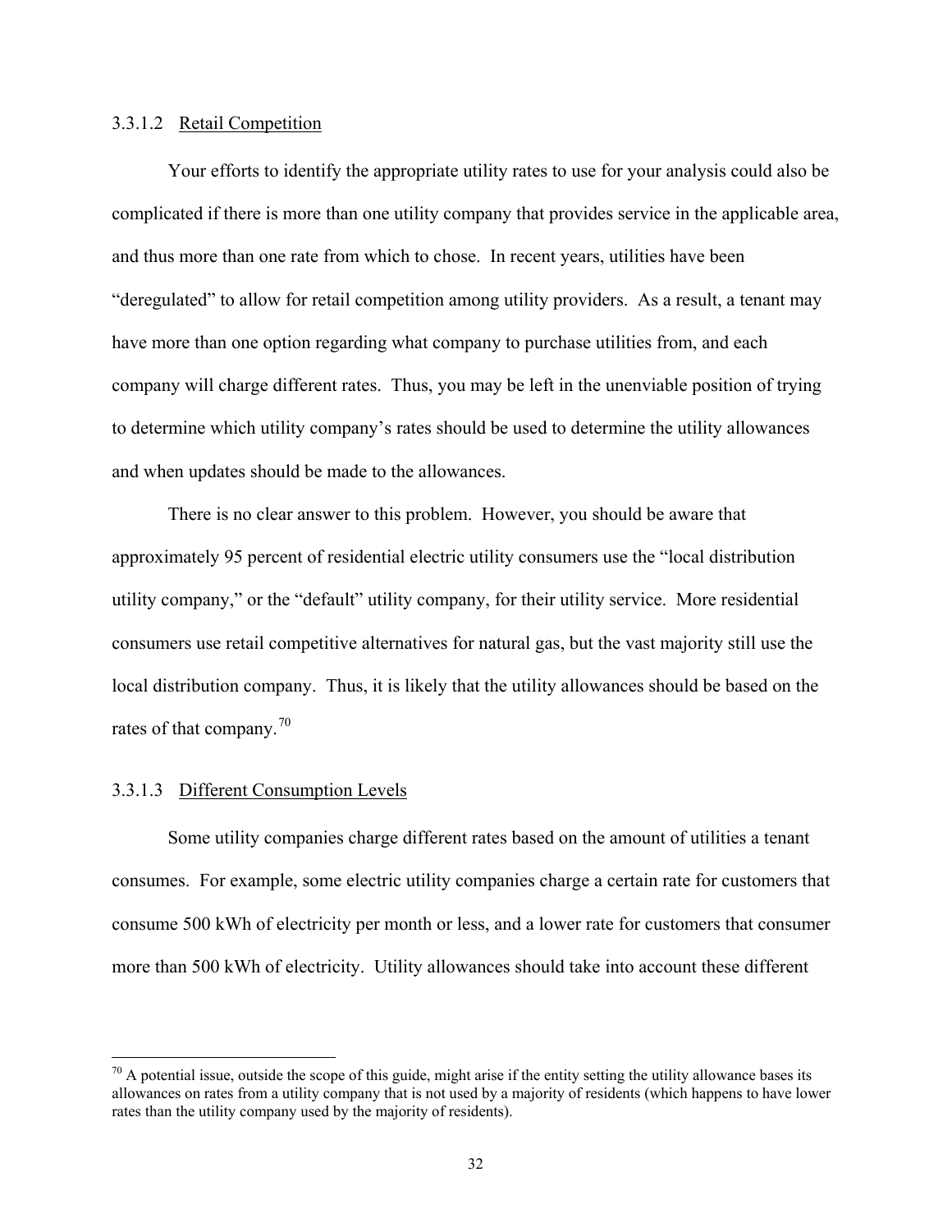#### 3.3.1.2 Retail Competition

Your efforts to identify the appropriate utility rates to use for your analysis could also be complicated if there is more than one utility company that provides service in the applicable area, and thus more than one rate from which to chose. In recent years, utilities have been "deregulated" to allow for retail competition among utility providers. As a result, a tenant may have more than one option regarding what company to purchase utilities from, and each company will charge different rates. Thus, you may be left in the unenviable position of trying to determine which utility company's rates should be used to determine the utility allowances and when updates should be made to the allowances.

There is no clear answer to this problem. However, you should be aware that approximately 95 percent of residential electric utility consumers use the "local distribution utility company," or the "default" utility company, for their utility service. More residential consumers use retail competitive alternatives for natural gas, but the vast majority still use the local distribution company. Thus, it is likely that the utility allowances should be based on the rates of that company.[70]

#### 3.3.1.3 Different Consumption Levels

Some utility companies charge different rates based on the amount of utilities a tenant consumes. For example, some electric utility companies charge a certain rate for customers that consume 500 kWh of electricity per month or less, and a lower rate for customers that consumer more than 500 kWh of electricity. Utility allowances should take into account these different

---

[70] A potential issue, outside the scope of this guide, might arise if the entity setting the utility allowance bases its allowances on rates from a utility company that is not used by a majority of residents (which happens to have lower rates than the utility company used by the majority of residents).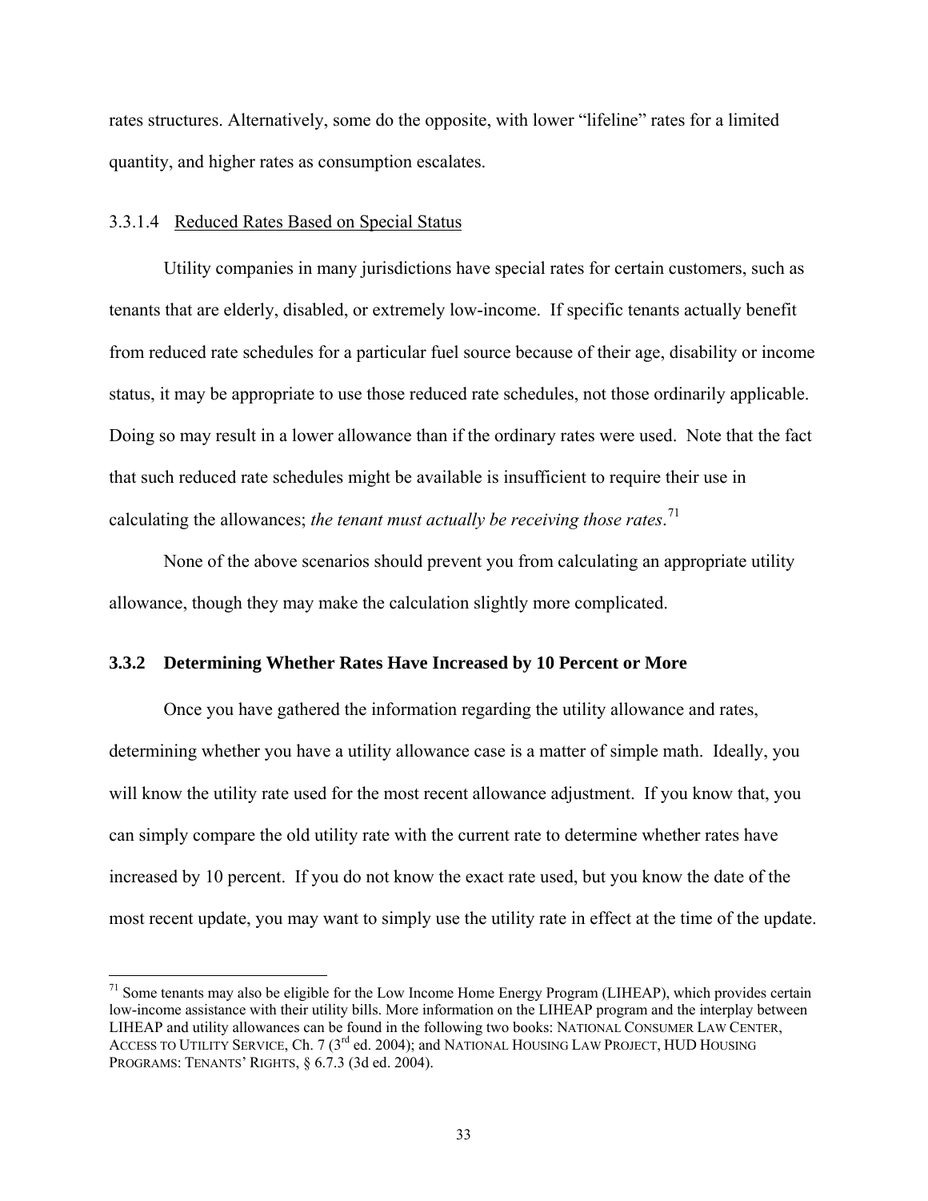rates structures. Alternatively, some do the opposite, with lower "lifeline" rates for a limited quantity, and higher rates as consumption escalates.

#### 3.3.1.4 Reduced Rates Based on Special Status

Utility companies in many jurisdictions have special rates for certain customers, such as tenants that are elderly, disabled, or extremely low-income. If specific tenants actually benefit from reduced rate schedules for a particular fuel source because of their age, disability or income status, it may be appropriate to use those reduced rate schedules, not those ordinarily applicable. Doing so may result in a lower allowance than if the ordinary rates were used. Note that the fact that such reduced rate schedules might be available is insufficient to require their use in calculating the allowances; *the tenant must actually be receiving those rates*.[71]

None of the above scenarios should prevent you from calculating an appropriate utility allowance, though they may make the calculation slightly more complicated.

### 3.3.2 Determining Whether Rates Have Increased by 10 Percent or More

Once you have gathered the information regarding the utility allowance and rates, determining whether you have a utility allowance case is a matter of simple math. Ideally, you will know the utility rate used for the most recent allowance adjustment. If you know that, you can simply compare the old utility rate with the current rate to determine whether rates have increased by 10 percent. If you do not know the exact rate used, but you know the date of the most recent update, you may want to simply use the utility rate in effect at the time of the update.

---

[71] Some tenants may also be eligible for the Low Income Home Energy Program (LIHEAP), which provides certain low-income assistance with their utility bills. More information on the LIHEAP program and the interplay between LIHEAP and utility allowances can be found in the following two books: NATIONAL CONSUMER LAW CENTER, ACCESS TO UTILITY SERVICE, Ch. 7 (3rd ed. 2004); and NATIONAL HOUSING LAW PROJECT, HUD HOUSING PROGRAMS: TENANTS' RIGHTS, § 6.7.3 (3d ed. 2004).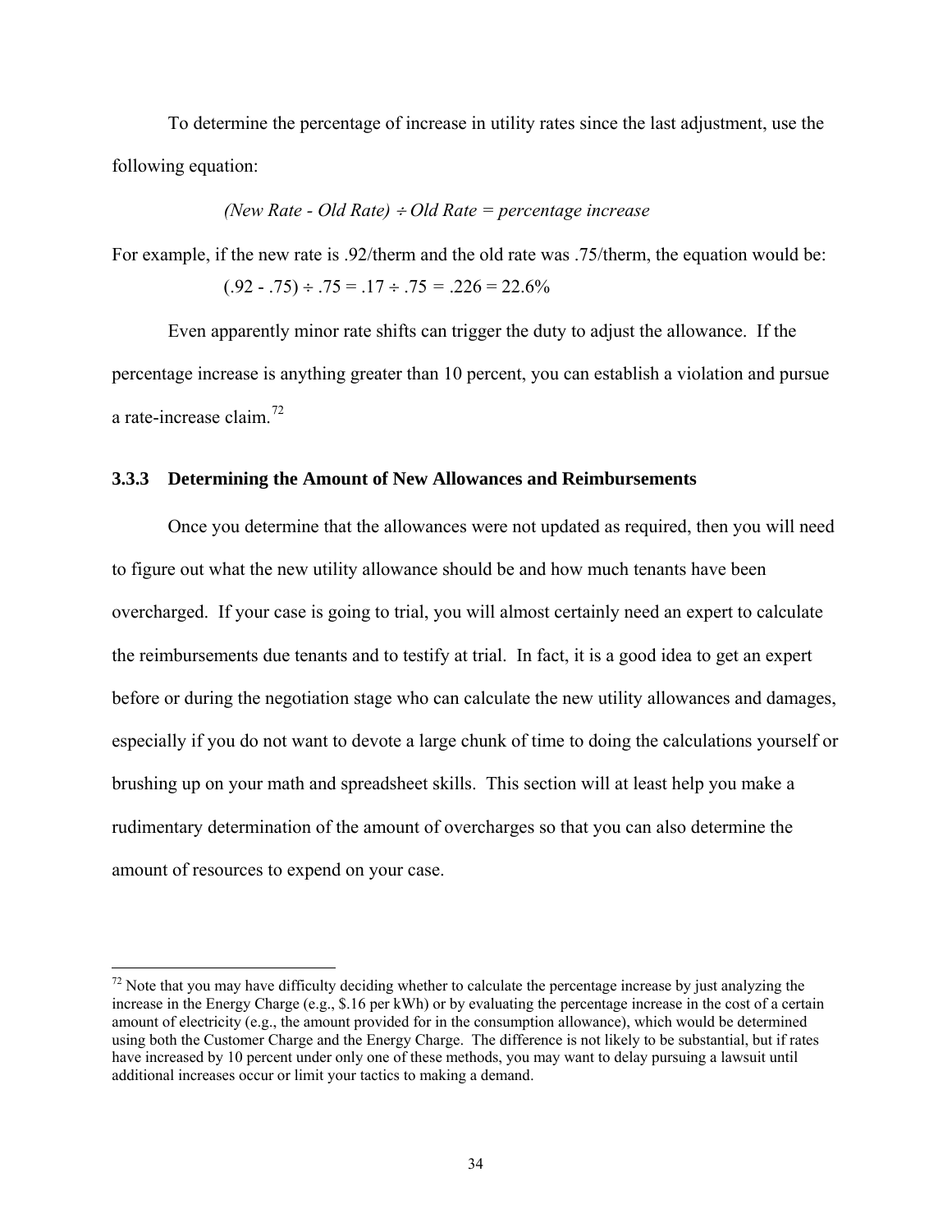To determine the percentage of increase in utility rates since the last adjustment, use the following equation:

*(New Rate - Old Rate) ÷ Old Rate = percentage increase*

For example, if the new rate is .92/therm and the old rate was .75/therm, the equation would be:

$(.92 - .75) \div .75 = .17 \div .75 = .226 = 22.6\%$

Even apparently minor rate shifts can trigger the duty to adjust the allowance. If the percentage increase is anything greater than 10 percent, you can establish a violation and pursue a rate-increase claim.[72]

### 3.3.3 Determining the Amount of New Allowances and Reimbursements

Once you determine that the allowances were not updated as required, then you will need to figure out what the new utility allowance should be and how much tenants have been overcharged. If your case is going to trial, you will almost certainly need an expert to calculate the reimbursements due tenants and to testify at trial. In fact, it is a good idea to get an expert before or during the negotiation stage who can calculate the new utility allowances and damages, especially if you do not want to devote a large chunk of time to doing the calculations yourself or brushing up on your math and spreadsheet skills. This section will at least help you make a rudimentary determination of the amount of overcharges so that you can also determine the amount of resources to expend on your case.

---

[72] Note that you may have difficulty deciding whether to calculate the percentage increase by just analyzing the increase in the Energy Charge (e.g., $.16 per kWh) or by evaluating the percentage increase in the cost of a certain amount of electricity (e.g., the amount provided for in the consumption allowance), which would be determined using both the Customer Charge and the Energy Charge. The difference is not likely to be substantial, but if rates have increased by 10 percent under only one of these methods, you may want to delay pursuing a lawsuit until additional increases occur or limit your tactics to making a demand.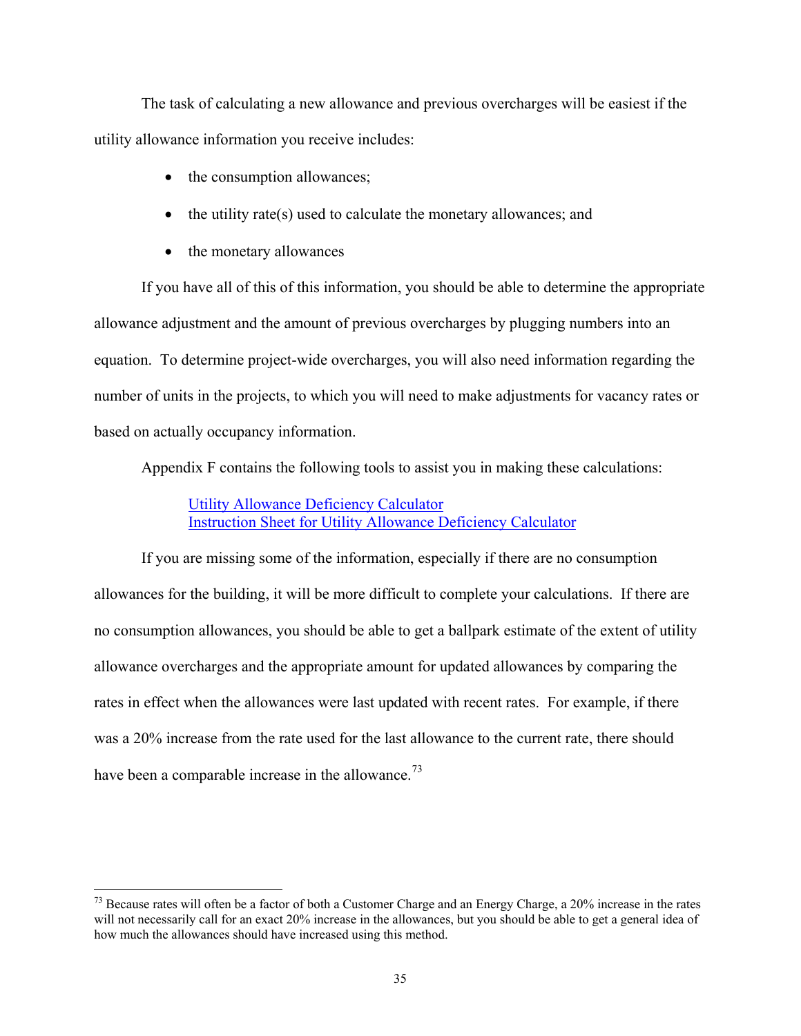The task of calculating a new allowance and previous overcharges will be easiest if the utility allowance information you receive includes:

- the consumption allowances;
- the utility rate(s) used to calculate the monetary allowances; and
- the monetary allowances

If you have all of this of this information, you should be able to determine the appropriate allowance adjustment and the amount of previous overcharges by plugging numbers into an equation. To determine project-wide overcharges, you will also need information regarding the number of units in the projects, to which you will need to make adjustments for vacancy rates or based on actually occupancy information.

Appendix F contains the following tools to assist you in making these calculations:

> Utility Allowance Deficiency Calculator
> Instruction Sheet for Utility Allowance Deficiency Calculator

If you are missing some of the information, especially if there are no consumption allowances for the building, it will be more difficult to complete your calculations. If there are no consumption allowances, you should be able to get a ballpark estimate of the extent of utility allowance overcharges and the appropriate amount for updated allowances by comparing the rates in effect when the allowances were last updated with recent rates. For example, if there was a 20% increase from the rate used for the last allowance to the current rate, there should have been a comparable increase in the allowance.[73]

---

[73] Because rates will often be a factor of both a Customer Charge and an Energy Charge, a 20% increase in the rates will not necessarily call for an exact 20% increase in the allowances, but you should be able to get a general idea of how much the allowances should have increased using this method.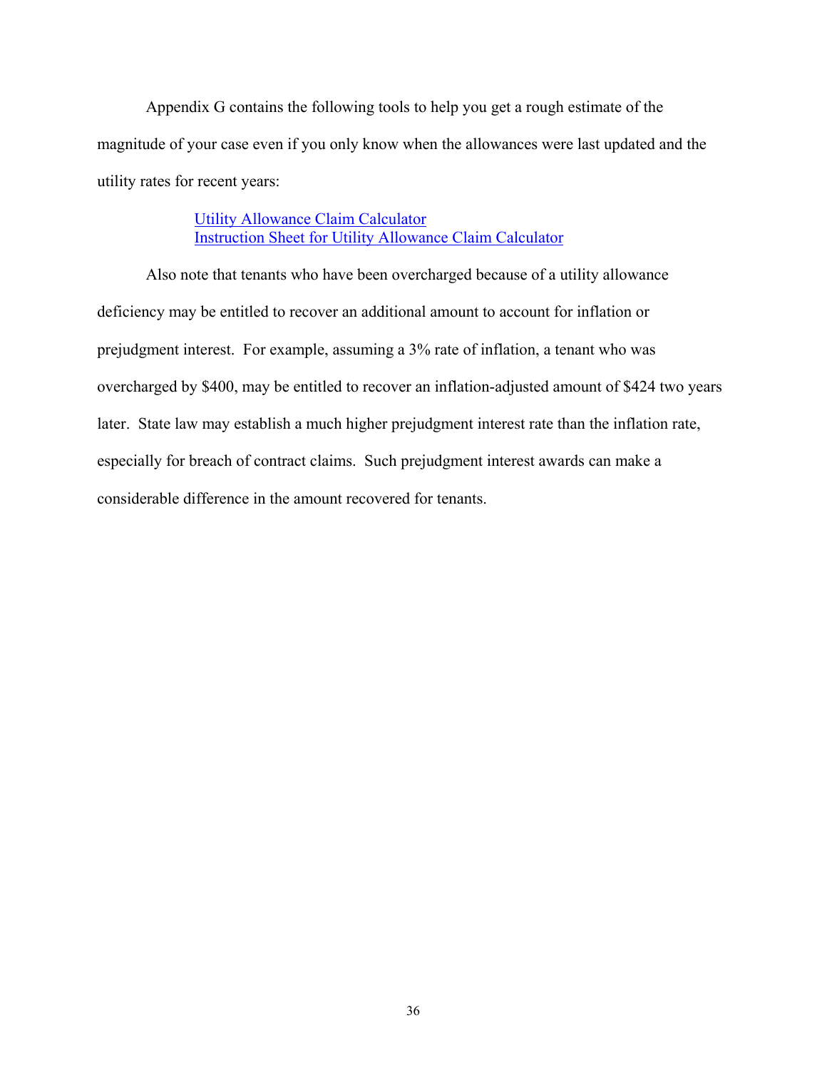Appendix G contains the following tools to help you get a rough estimate of the magnitude of your case even if you only know when the allowances were last updated and the utility rates for recent years:

Utility Allowance Claim Calculator
Instruction Sheet for Utility Allowance Claim Calculator

Also note that tenants who have been overcharged because of a utility allowance deficiency may be entitled to recover an additional amount to account for inflation or prejudgment interest. For example, assuming a 3% rate of inflation, a tenant who was overcharged by $400, may be entitled to recover an inflation-adjusted amount of $424 two years later. State law may establish a much higher prejudgment interest rate than the inflation rate, especially for breach of contract claims. Such prejudgment interest awards can make a considerable difference in the amount recovered for tenants.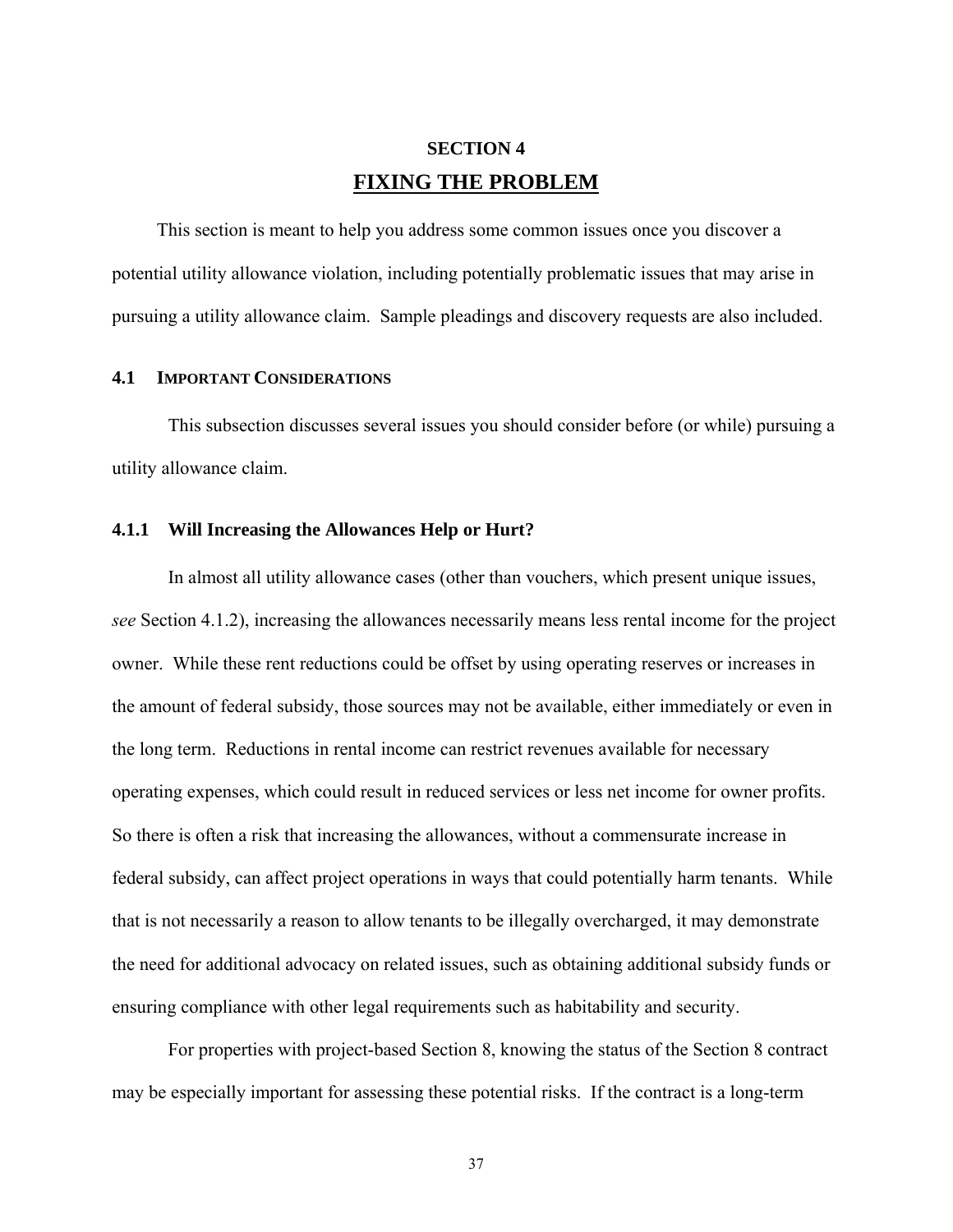## SECTION 4

# FIXING THE PROBLEM

This section is meant to help you address some common issues once you discover a potential utility allowance violation, including potentially problematic issues that may arise in pursuing a utility allowance claim. Sample pleadings and discovery requests are also included.

### 4.1 IMPORTANT CONSIDERATIONS

This subsection discusses several issues you should consider before (or while) pursuing a utility allowance claim.

#### 4.1.1 Will Increasing the Allowances Help or Hurt?

In almost all utility allowance cases (other than vouchers, which present unique issues, *see* Section 4.1.2), increasing the allowances necessarily means less rental income for the project owner. While these rent reductions could be offset by using operating reserves or increases in the amount of federal subsidy, those sources may not be available, either immediately or even in the long term. Reductions in rental income can restrict revenues available for necessary operating expenses, which could result in reduced services or less net income for owner profits. So there is often a risk that increasing the allowances, without a commensurate increase in federal subsidy, can affect project operations in ways that could potentially harm tenants. While that is not necessarily a reason to allow tenants to be illegally overcharged, it may demonstrate the need for additional advocacy on related issues, such as obtaining additional subsidy funds or ensuring compliance with other legal requirements such as habitability and security.

For properties with project-based Section 8, knowing the status of the Section 8 contract may be especially important for assessing these potential risks. If the contract is a long-term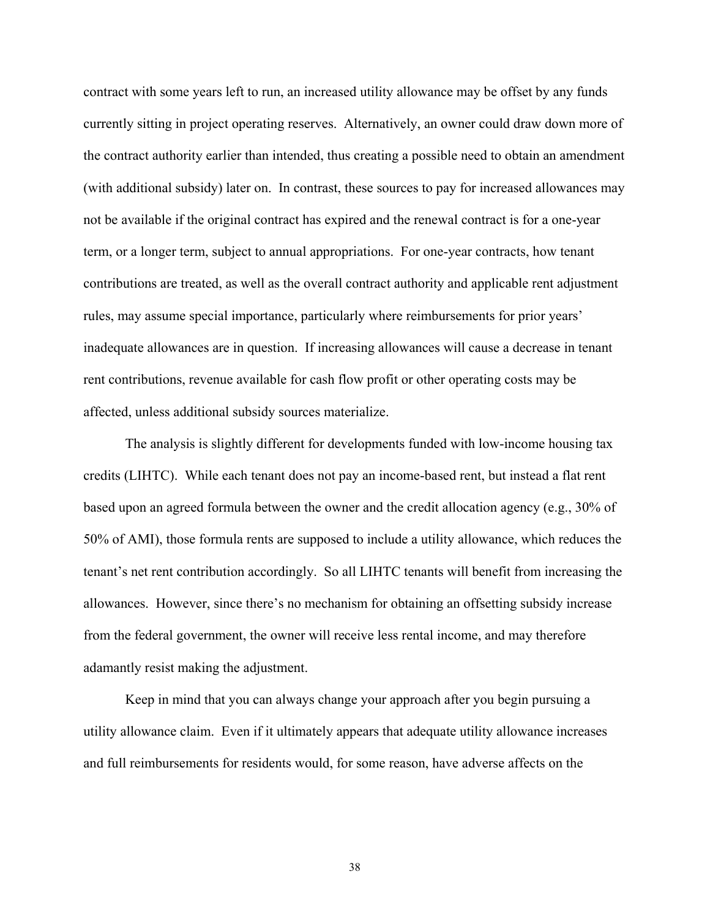contract with some years left to run, an increased utility allowance may be offset by any funds currently sitting in project operating reserves. Alternatively, an owner could draw down more of the contract authority earlier than intended, thus creating a possible need to obtain an amendment (with additional subsidy) later on. In contrast, these sources to pay for increased allowances may not be available if the original contract has expired and the renewal contract is for a one-year term, or a longer term, subject to annual appropriations. For one-year contracts, how tenant contributions are treated, as well as the overall contract authority and applicable rent adjustment rules, may assume special importance, particularly where reimbursements for prior years' inadequate allowances are in question. If increasing allowances will cause a decrease in tenant rent contributions, revenue available for cash flow profit or other operating costs may be affected, unless additional subsidy sources materialize.

The analysis is slightly different for developments funded with low-income housing tax credits (LIHTC). While each tenant does not pay an income-based rent, but instead a flat rent based upon an agreed formula between the owner and the credit allocation agency (e.g., 30% of 50% of AMI), those formula rents are supposed to include a utility allowance, which reduces the tenant's net rent contribution accordingly. So all LIHTC tenants will benefit from increasing the allowances. However, since there's no mechanism for obtaining an offsetting subsidy increase from the federal government, the owner will receive less rental income, and may therefore adamantly resist making the adjustment.

Keep in mind that you can always change your approach after you begin pursuing a utility allowance claim. Even if it ultimately appears that adequate utility allowance increases and full reimbursements for residents would, for some reason, have adverse affects on the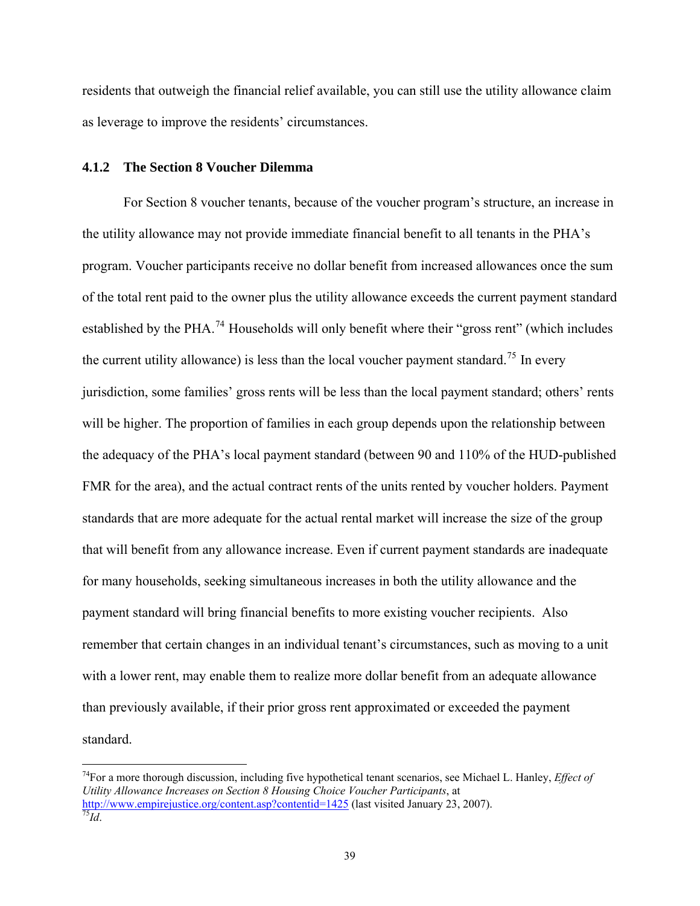residents that outweigh the financial relief available, you can still use the utility allowance claim as leverage to improve the residents' circumstances.

### 4.1.2 The Section 8 Voucher Dilemma

For Section 8 voucher tenants, because of the voucher program's structure, an increase in the utility allowance may not provide immediate financial benefit to all tenants in the PHA's program. Voucher participants receive no dollar benefit from increased allowances once the sum of the total rent paid to the owner plus the utility allowance exceeds the current payment standard established by the PHA.[74] Households will only benefit where their "gross rent" (which includes the current utility allowance) is less than the local voucher payment standard.[75] In every jurisdiction, some families' gross rents will be less than the local payment standard; others' rents will be higher. The proportion of families in each group depends upon the relationship between the adequacy of the PHA's local payment standard (between 90 and 110% of the HUD-published FMR for the area), and the actual contract rents of the units rented by voucher holders. Payment standards that are more adequate for the actual rental market will increase the size of the group that will benefit from any allowance increase. Even if current payment standards are inadequate for many households, seeking simultaneous increases in both the utility allowance and the payment standard will bring financial benefits to more existing voucher recipients. Also remember that certain changes in an individual tenant's circumstances, such as moving to a unit with a lower rent, may enable them to realize more dollar benefit from an adequate allowance than previously available, if their prior gross rent approximated or exceeded the payment standard.

---

[74] For a more thorough discussion, including five hypothetical tenant scenarios, see Michael L. Hanley, *Effect of Utility Allowance Increases on Section 8 Housing Choice Voucher Participants*, at http://www.empirejustice.org/content.asp?contentid=1425 (last visited January 23, 2007).

[75] *Id*.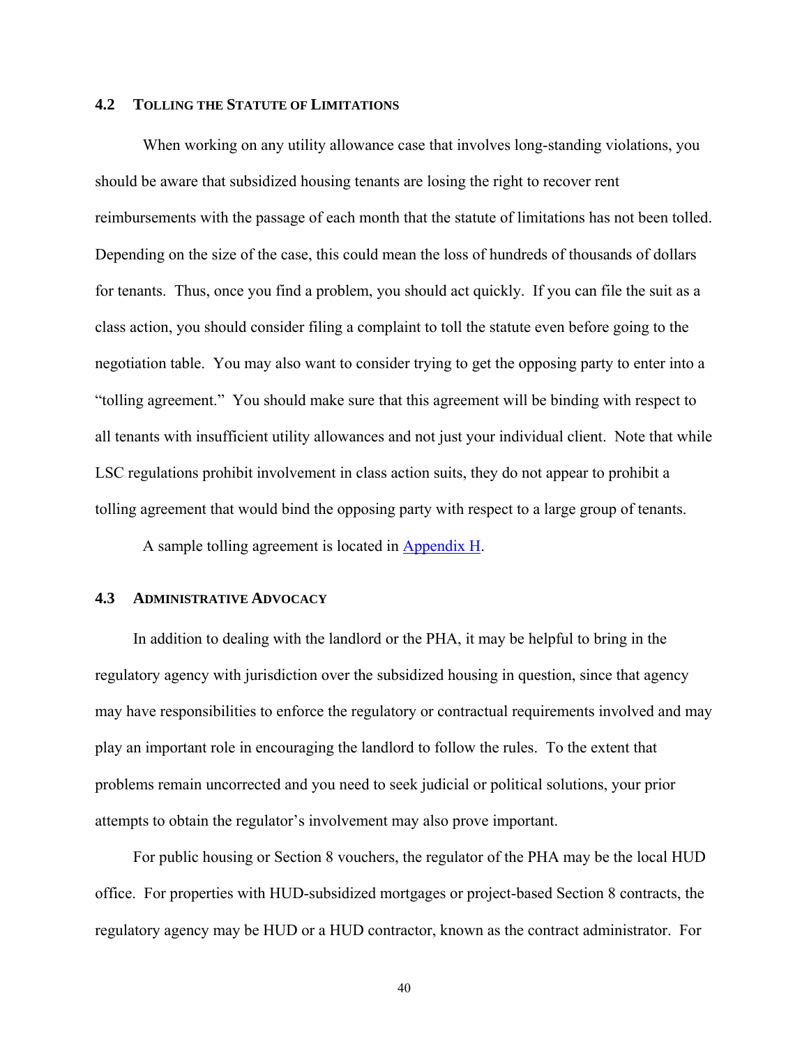## 4.2 TOLLING THE STATUTE OF LIMITATIONS

When working on any utility allowance case that involves long-standing violations, you should be aware that subsidized housing tenants are losing the right to recover rent reimbursements with the passage of each month that the statute of limitations has not been tolled. Depending on the size of the case, this could mean the loss of hundreds of thousands of dollars for tenants. Thus, once you find a problem, you should act quickly. If you can file the suit as a class action, you should consider filing a complaint to toll the statute even before going to the negotiation table. You may also want to consider trying to get the opposing party to enter into a "tolling agreement." You should make sure that this agreement will be binding with respect to all tenants with insufficient utility allowances and not just your individual client. Note that while LSC regulations prohibit involvement in class action suits, they do not appear to prohibit a tolling agreement that would bind the opposing party with respect to a large group of tenants.

A sample tolling agreement is located in Appendix H.

## 4.3 ADMINISTRATIVE ADVOCACY

In addition to dealing with the landlord or the PHA, it may be helpful to bring in the regulatory agency with jurisdiction over the subsidized housing in question, since that agency may have responsibilities to enforce the regulatory or contractual requirements involved and may play an important role in encouraging the landlord to follow the rules. To the extent that problems remain uncorrected and you need to seek judicial or political solutions, your prior attempts to obtain the regulator's involvement may also prove important.

For public housing or Section 8 vouchers, the regulator of the PHA may be the local HUD office. For properties with HUD-subsidized mortgages or project-based Section 8 contracts, the regulatory agency may be HUD or a HUD contractor, known as the contract administrator. For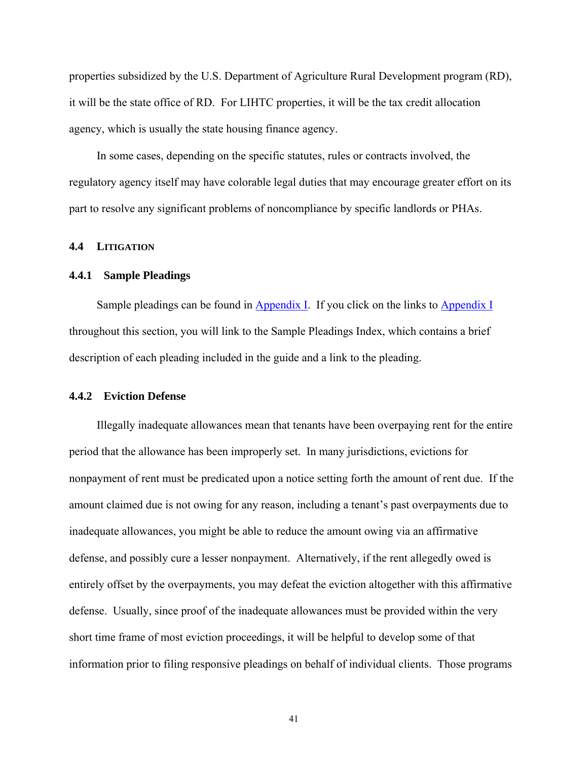properties subsidized by the U.S. Department of Agriculture Rural Development program (RD), it will be the state office of RD. For LIHTC properties, it will be the tax credit allocation agency, which is usually the state housing finance agency.

In some cases, depending on the specific statutes, rules or contracts involved, the regulatory agency itself may have colorable legal duties that may encourage greater effort on its part to resolve any significant problems of noncompliance by specific landlords or PHAs.

## 4.4 LITIGATION

### 4.4.1 Sample Pleadings

Sample pleadings can be found in Appendix I. If you click on the links to Appendix I throughout this section, you will link to the Sample Pleadings Index, which contains a brief description of each pleading included in the guide and a link to the pleading.

### 4.4.2 Eviction Defense

Illegally inadequate allowances mean that tenants have been overpaying rent for the entire period that the allowance has been improperly set. In many jurisdictions, evictions for nonpayment of rent must be predicated upon a notice setting forth the amount of rent due. If the amount claimed due is not owing for any reason, including a tenant's past overpayments due to inadequate allowances, you might be able to reduce the amount owing via an affirmative defense, and possibly cure a lesser nonpayment. Alternatively, if the rent allegedly owed is entirely offset by the overpayments, you may defeat the eviction altogether with this affirmative defense. Usually, since proof of the inadequate allowances must be provided within the very short time frame of most eviction proceedings, it will be helpful to develop some of that information prior to filing responsive pleadings on behalf of individual clients. Those programs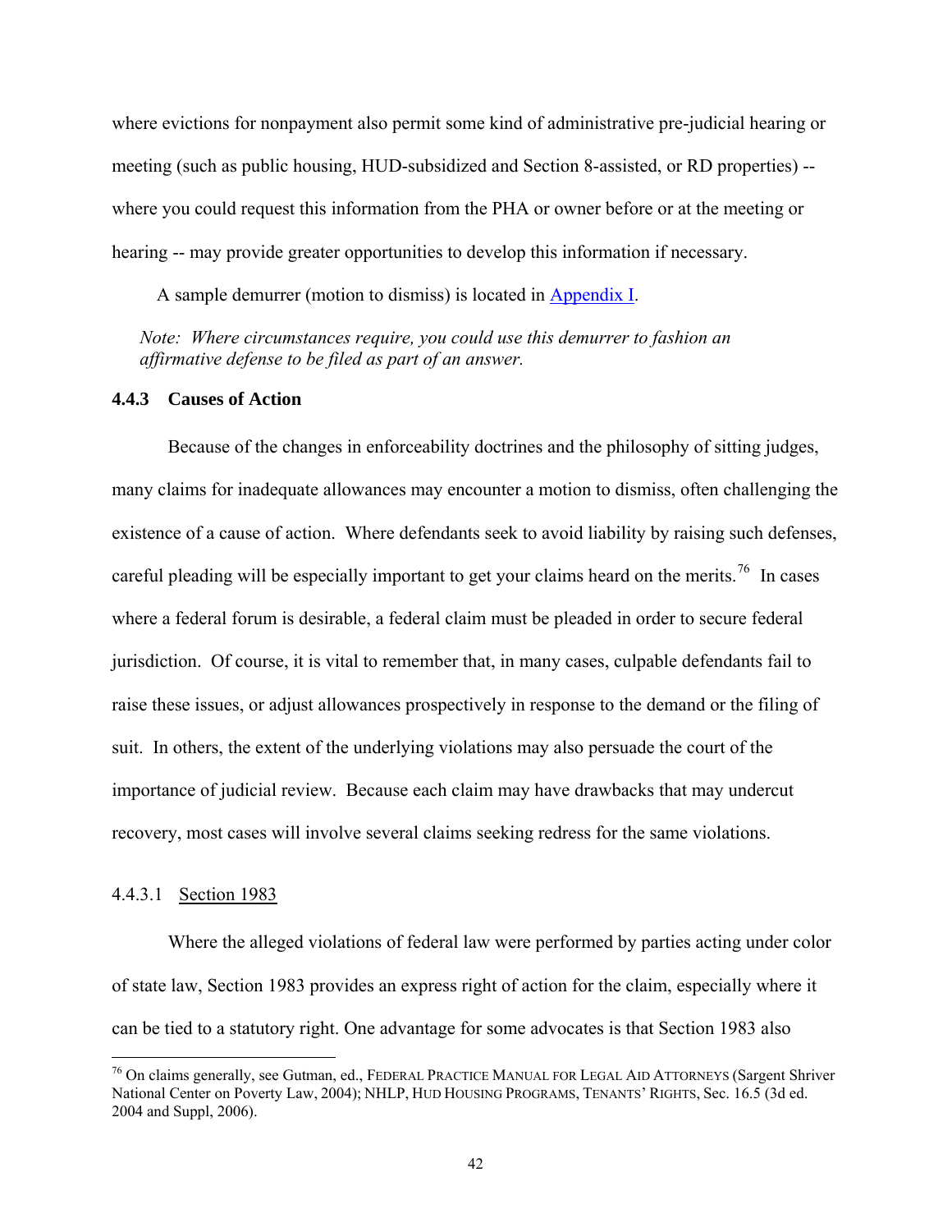where evictions for nonpayment also permit some kind of administrative pre-judicial hearing or meeting (such as public housing, HUD-subsidized and Section 8-assisted, or RD properties) -- where you could request this information from the PHA or owner before or at the meeting or hearing -- may provide greater opportunities to develop this information if necessary.

A sample demurrer (motion to dismiss) is located in Appendix I.

*Note: Where circumstances require, you could use this demurrer to fashion an affirmative defense to be filed as part of an answer.*

### 4.4.3 Causes of Action

Because of the changes in enforceability doctrines and the philosophy of sitting judges, many claims for inadequate allowances may encounter a motion to dismiss, often challenging the existence of a cause of action. Where defendants seek to avoid liability by raising such defenses, careful pleading will be especially important to get your claims heard on the merits.[76] In cases where a federal forum is desirable, a federal claim must be pleaded in order to secure federal jurisdiction. Of course, it is vital to remember that, in many cases, culpable defendants fail to raise these issues, or adjust allowances prospectively in response to the demand or the filing of suit. In others, the extent of the underlying violations may also persuade the court of the importance of judicial review. Because each claim may have drawbacks that may undercut recovery, most cases will involve several claims seeking redress for the same violations.

#### 4.4.3.1 Section 1983

Where the alleged violations of federal law were performed by parties acting under color of state law, Section 1983 provides an express right of action for the claim, especially where it can be tied to a statutory right. One advantage for some advocates is that Section 1983 also

---

[76] On claims generally, see Gutman, ed., FEDERAL PRACTICE MANUAL FOR LEGAL AID ATTORNEYS (Sargent Shriver National Center on Poverty Law, 2004); NHLP, HUD HOUSING PROGRAMS, TENANTS' RIGHTS, Sec. 16.5 (3d ed. 2004 and Suppl, 2006).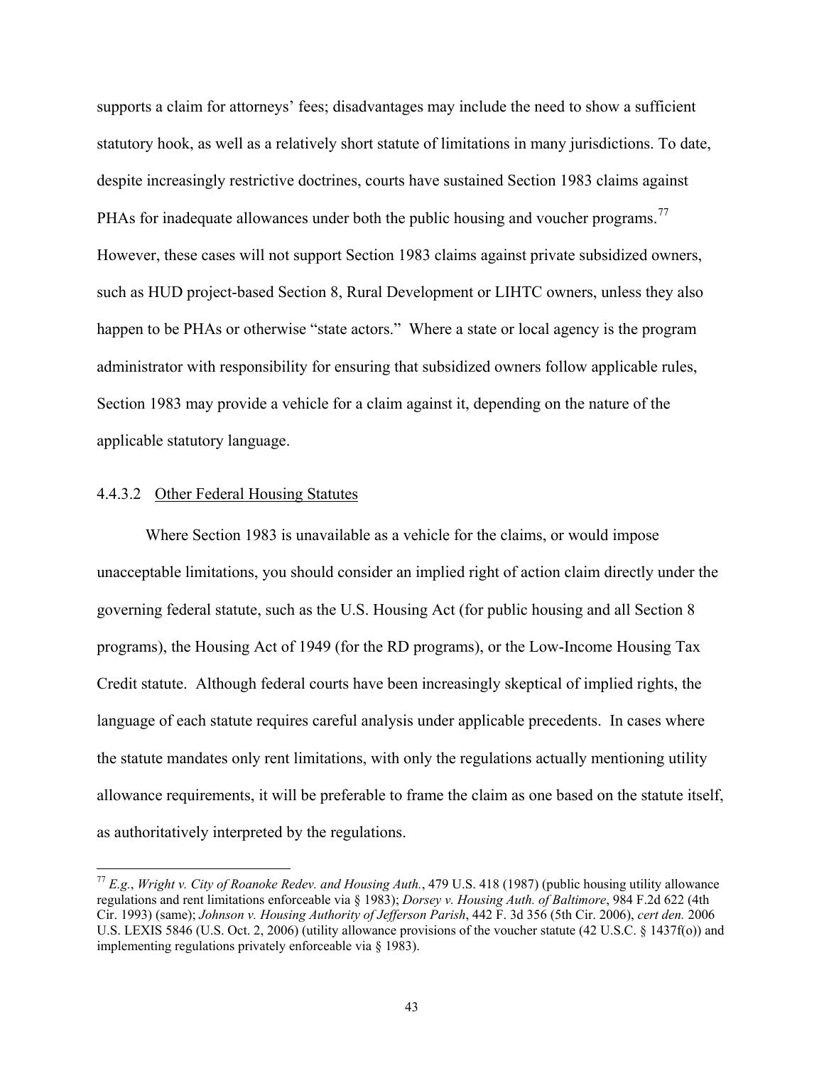supports a claim for attorneys' fees; disadvantages may include the need to show a sufficient statutory hook, as well as a relatively short statute of limitations in many jurisdictions. To date, despite increasingly restrictive doctrines, courts have sustained Section 1983 claims against PHAs for inadequate allowances under both the public housing and voucher programs.[77] However, these cases will not support Section 1983 claims against private subsidized owners, such as HUD project-based Section 8, Rural Development or LIHTC owners, unless they also happen to be PHAs or otherwise "state actors." Where a state or local agency is the program administrator with responsibility for ensuring that subsidized owners follow applicable rules, Section 1983 may provide a vehicle for a claim against it, depending on the nature of the applicable statutory language.

#### 4.4.3.2 Other Federal Housing Statutes

Where Section 1983 is unavailable as a vehicle for the claims, or would impose unacceptable limitations, you should consider an implied right of action claim directly under the governing federal statute, such as the U.S. Housing Act (for public housing and all Section 8 programs), the Housing Act of 1949 (for the RD programs), or the Low-Income Housing Tax Credit statute. Although federal courts have been increasingly skeptical of implied rights, the language of each statute requires careful analysis under applicable precedents. In cases where the statute mandates only rent limitations, with only the regulations actually mentioning utility allowance requirements, it will be preferable to frame the claim as one based on the statute itself, as authoritatively interpreted by the regulations.

[77] *E.g.*, *Wright v. City of Roanoke Redev. and Housing Auth.*, 479 U.S. 418 (1987) (public housing utility allowance regulations and rent limitations enforceable via § 1983); *Dorsey v. Housing Auth. of Baltimore*, 984 F.2d 622 (4th Cir. 1993) (same); *Johnson v. Housing Authority of Jefferson Parish*, 442 F. 3d 356 (5th Cir. 2006), *cert den.* 2006 U.S. LEXIS 5846 (U.S. Oct. 2, 2006) (utility allowance provisions of the voucher statute (42 U.S.C. § 1437f(o)) and implementing regulations privately enforceable via § 1983).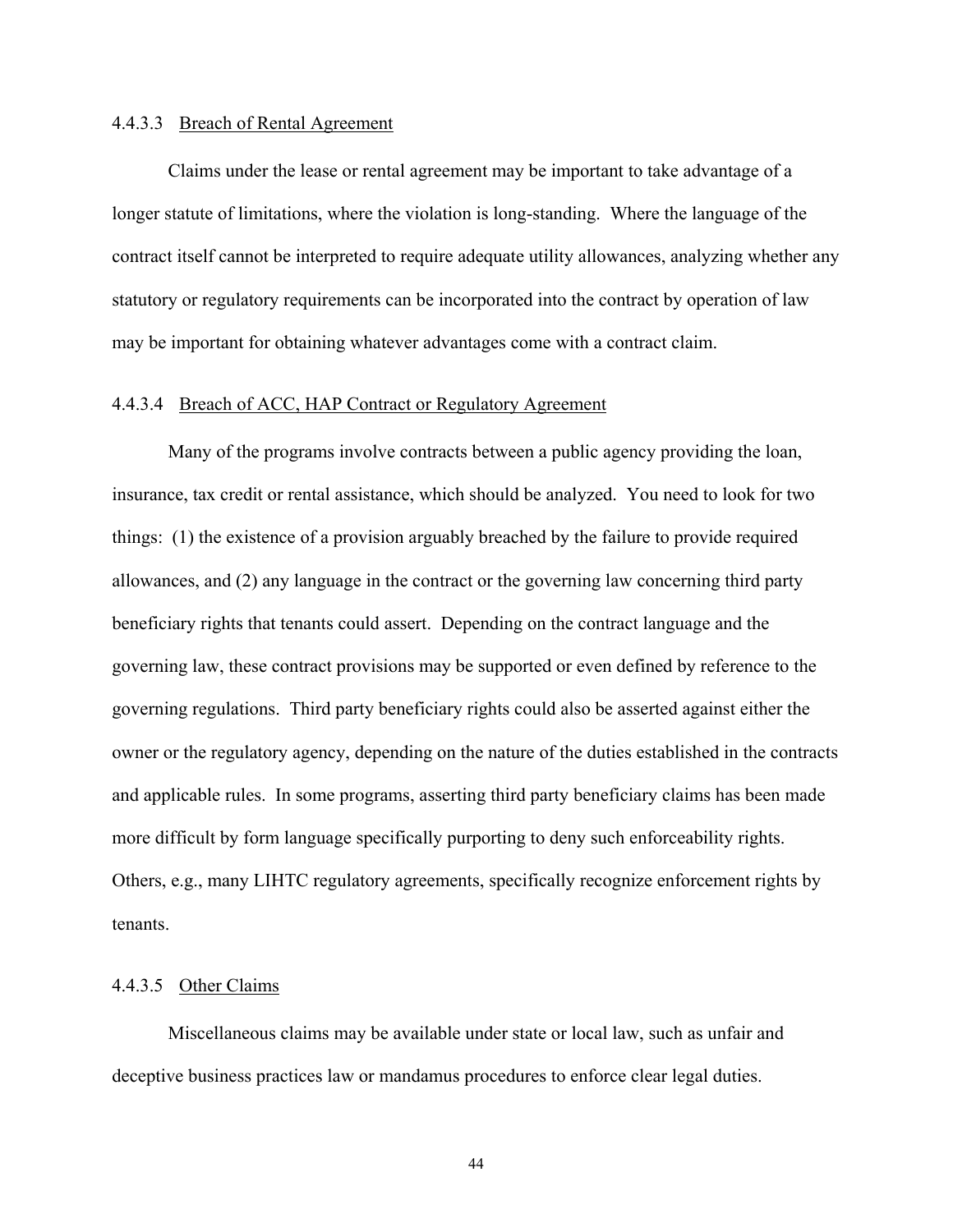#### 4.4.3.3 Breach of Rental Agreement

Claims under the lease or rental agreement may be important to take advantage of a longer statute of limitations, where the violation is long-standing. Where the language of the contract itself cannot be interpreted to require adequate utility allowances, analyzing whether any statutory or regulatory requirements can be incorporated into the contract by operation of law may be important for obtaining whatever advantages come with a contract claim.

#### 4.4.3.4 Breach of ACC, HAP Contract or Regulatory Agreement

Many of the programs involve contracts between a public agency providing the loan, insurance, tax credit or rental assistance, which should be analyzed. You need to look for two things: (1) the existence of a provision arguably breached by the failure to provide required allowances, and (2) any language in the contract or the governing law concerning third party beneficiary rights that tenants could assert. Depending on the contract language and the governing law, these contract provisions may be supported or even defined by reference to the governing regulations. Third party beneficiary rights could also be asserted against either the owner or the regulatory agency, depending on the nature of the duties established in the contracts and applicable rules. In some programs, asserting third party beneficiary claims has been made more difficult by form language specifically purporting to deny such enforceability rights. Others, e.g., many LIHTC regulatory agreements, specifically recognize enforcement rights by tenants.

#### 4.4.3.5 Other Claims

Miscellaneous claims may be available under state or local law, such as unfair and deceptive business practices law or mandamus procedures to enforce clear legal duties.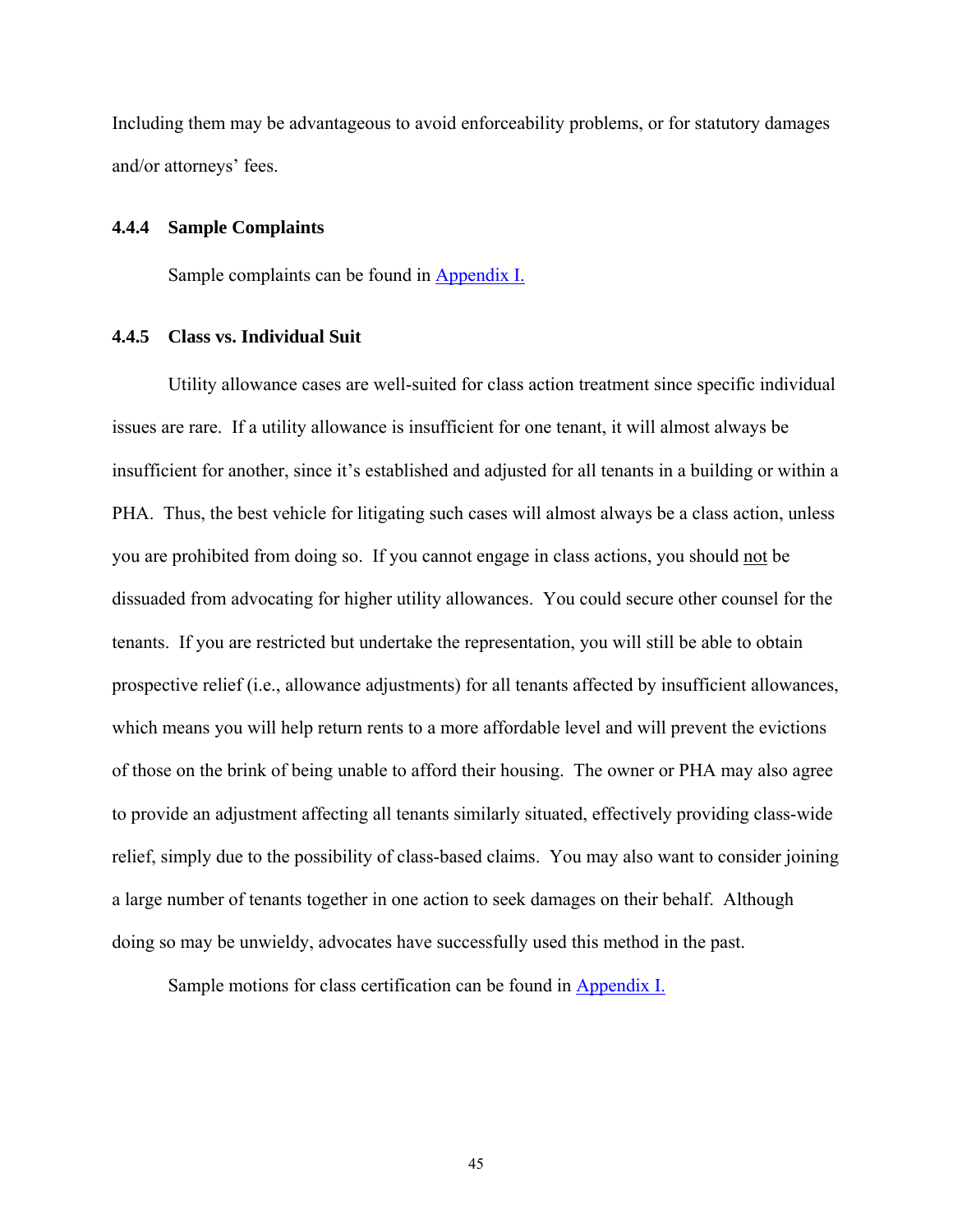Including them may be advantageous to avoid enforceability problems, or for statutory damages and/or attorneys' fees.

#### 4.4.4 Sample Complaints

Sample complaints can be found in Appendix I.

#### 4.4.5 Class vs. Individual Suit

Utility allowance cases are well-suited for class action treatment since specific individual issues are rare. If a utility allowance is insufficient for one tenant, it will almost always be insufficient for another, since it's established and adjusted for all tenants in a building or within a PHA. Thus, the best vehicle for litigating such cases will almost always be a class action, unless you are prohibited from doing so. If you cannot engage in class actions, you should not be dissuaded from advocating for higher utility allowances. You could secure other counsel for the tenants. If you are restricted but undertake the representation, you will still be able to obtain prospective relief (i.e., allowance adjustments) for all tenants affected by insufficient allowances, which means you will help return rents to a more affordable level and will prevent the evictions of those on the brink of being unable to afford their housing. The owner or PHA may also agree to provide an adjustment affecting all tenants similarly situated, effectively providing class-wide relief, simply due to the possibility of class-based claims. You may also want to consider joining a large number of tenants together in one action to seek damages on their behalf. Although doing so may be unwieldy, advocates have successfully used this method in the past.

Sample motions for class certification can be found in Appendix I.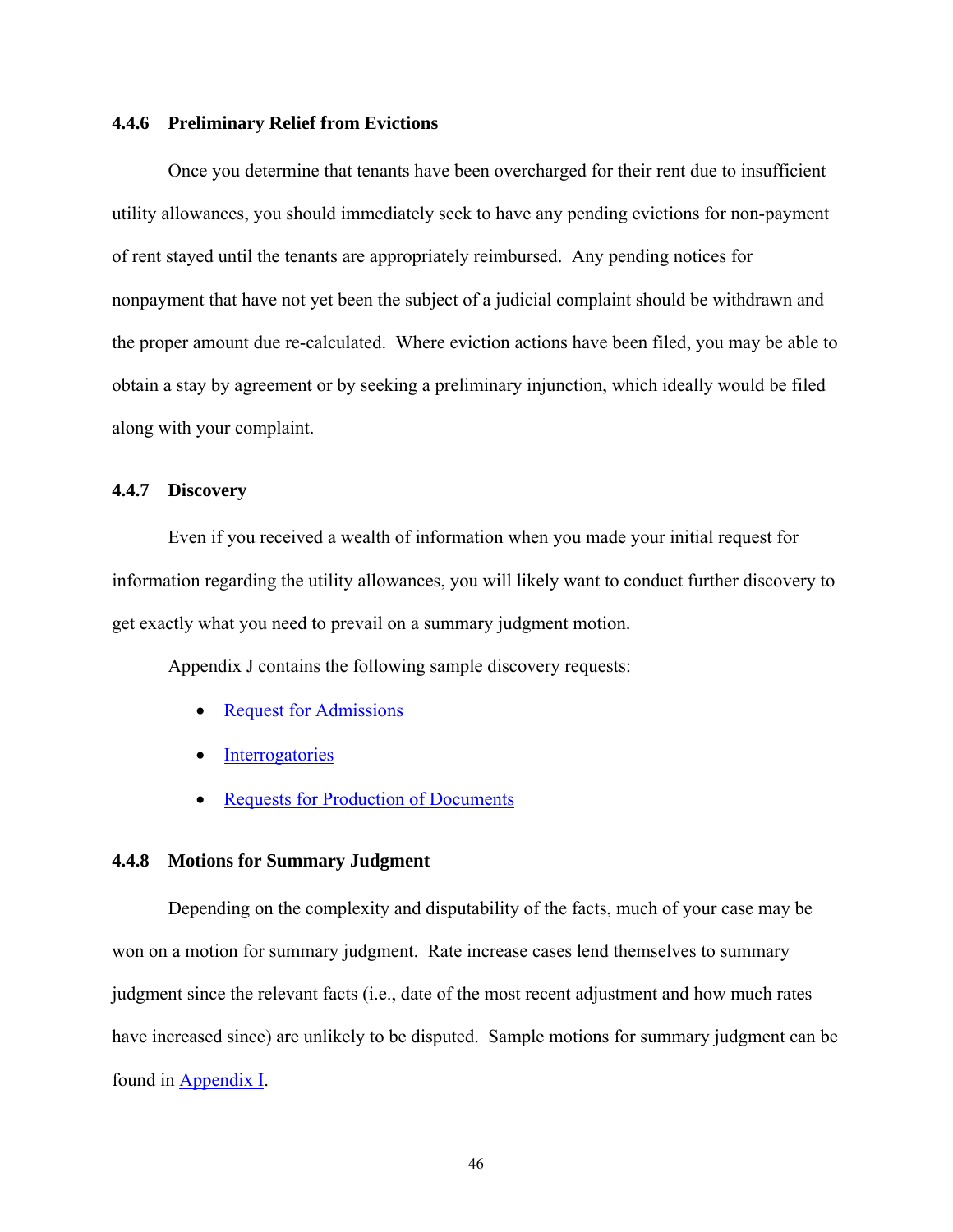### 4.4.6 Preliminary Relief from Evictions

Once you determine that tenants have been overcharged for their rent due to insufficient utility allowances, you should immediately seek to have any pending evictions for non-payment of rent stayed until the tenants are appropriately reimbursed. Any pending notices for nonpayment that have not yet been the subject of a judicial complaint should be withdrawn and the proper amount due re-calculated. Where eviction actions have been filed, you may be able to obtain a stay by agreement or by seeking a preliminary injunction, which ideally would be filed along with your complaint.

### 4.4.7 Discovery

Even if you received a wealth of information when you made your initial request for information regarding the utility allowances, you will likely want to conduct further discovery to get exactly what you need to prevail on a summary judgment motion.

Appendix J contains the following sample discovery requests:

- Request for Admissions
- Interrogatories
- Requests for Production of Documents

### 4.4.8 Motions for Summary Judgment

Depending on the complexity and disputability of the facts, much of your case may be won on a motion for summary judgment. Rate increase cases lend themselves to summary judgment since the relevant facts (i.e., date of the most recent adjustment and how much rates have increased since) are unlikely to be disputed. Sample motions for summary judgment can be found in Appendix I.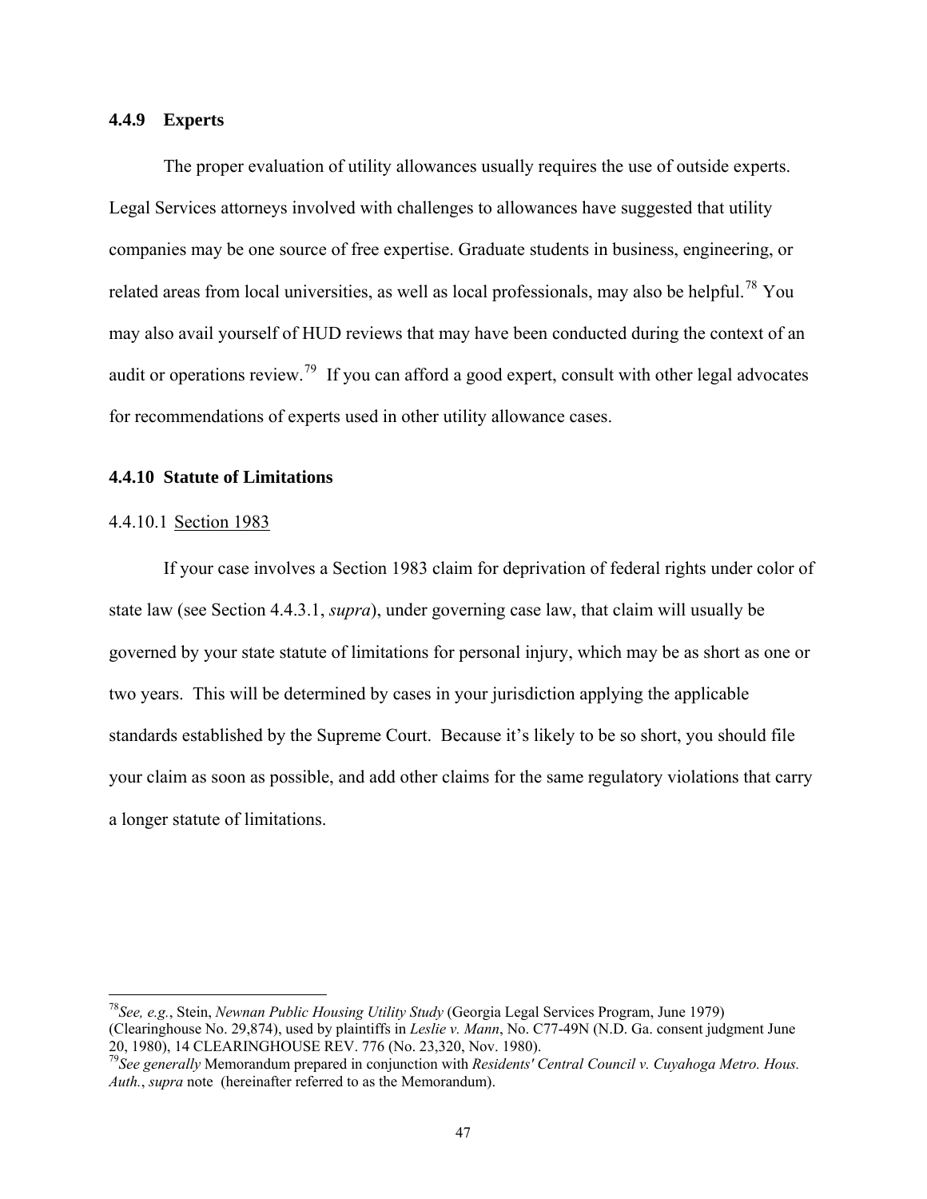### 4.4.9 Experts

The proper evaluation of utility allowances usually requires the use of outside experts. Legal Services attorneys involved with challenges to allowances have suggested that utility companies may be one source of free expertise. Graduate students in business, engineering, or related areas from local universities, as well as local professionals, may also be helpful.[78] You may also avail yourself of HUD reviews that may have been conducted during the context of an audit or operations review.[79] If you can afford a good expert, consult with other legal advocates for recommendations of experts used in other utility allowance cases.

### 4.4.10 Statute of Limitations

#### 4.4.10.1 Section 1983

If your case involves a Section 1983 claim for deprivation of federal rights under color of state law (see Section 4.4.3.1, *supra*), under governing case law, that claim will usually be governed by your state statute of limitations for personal injury, which may be as short as one or two years. This will be determined by cases in your jurisdiction applying the applicable standards established by the Supreme Court. Because it's likely to be so short, you should file your claim as soon as possible, and add other claims for the same regulatory violations that carry a longer statute of limitations.

---

[78] *See, e.g.*, Stein, *Newnan Public Housing Utility Study* (Georgia Legal Services Program, June 1979) (Clearinghouse No. 29,874), used by plaintiffs in *Leslie v. Mann*, No. C77-49N (N.D. Ga. consent judgment June 20, 1980), 14 CLEARINGHOUSE REV. 776 (No. 23,320, Nov. 1980).

[79] *See generally* Memorandum prepared in conjunction with *Residents' Central Council v. Cuyahoga Metro. Hous. Auth.*, *supra* note (hereinafter referred to as the Memorandum).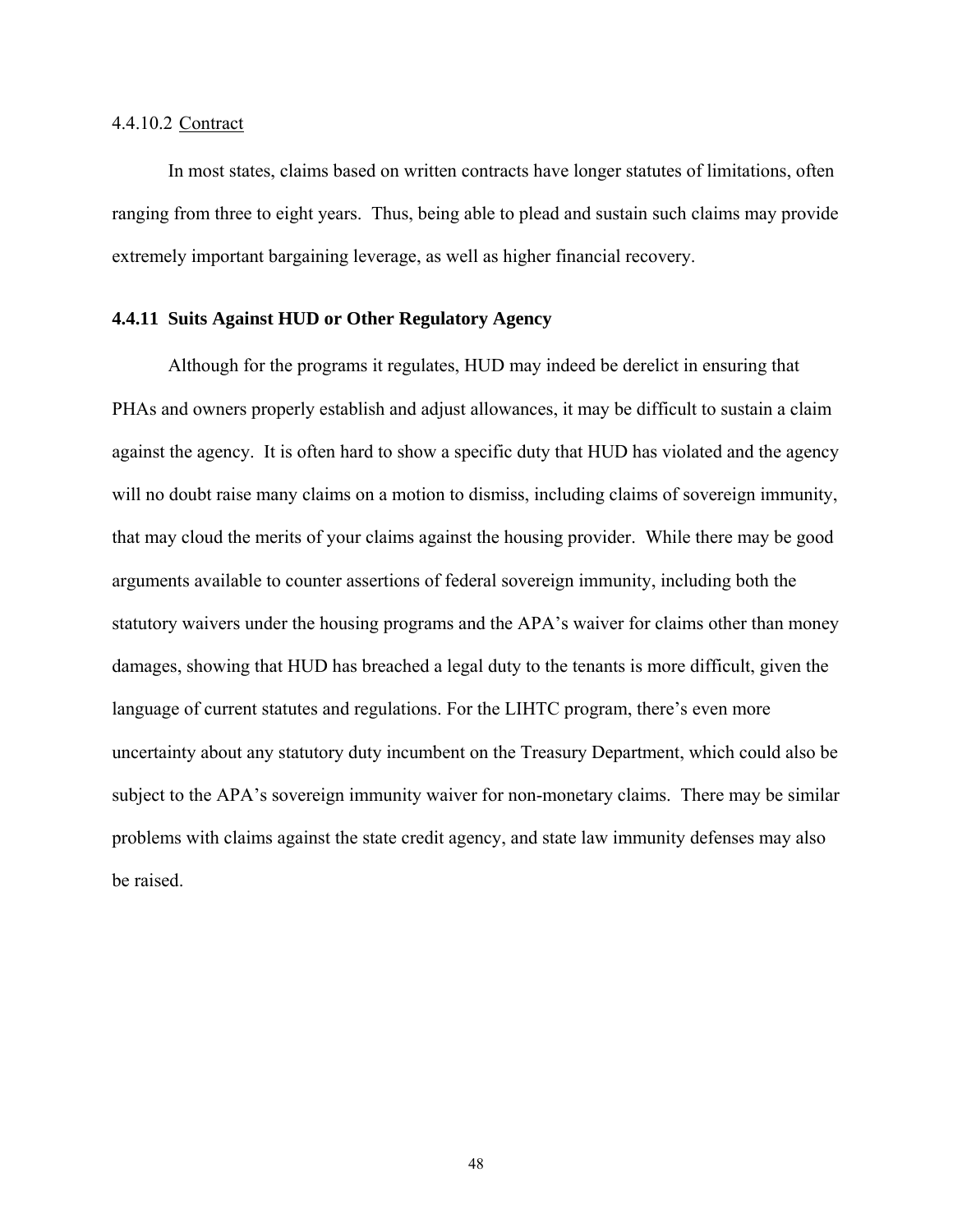#### 4.4.10.2 Contract

In most states, claims based on written contracts have longer statutes of limitations, often ranging from three to eight years. Thus, being able to plead and sustain such claims may provide extremely important bargaining leverage, as well as higher financial recovery.

### 4.4.11 Suits Against HUD or Other Regulatory Agency

Although for the programs it regulates, HUD may indeed be derelict in ensuring that PHAs and owners properly establish and adjust allowances, it may be difficult to sustain a claim against the agency. It is often hard to show a specific duty that HUD has violated and the agency will no doubt raise many claims on a motion to dismiss, including claims of sovereign immunity, that may cloud the merits of your claims against the housing provider. While there may be good arguments available to counter assertions of federal sovereign immunity, including both the statutory waivers under the housing programs and the APA's waiver for claims other than money damages, showing that HUD has breached a legal duty to the tenants is more difficult, given the language of current statutes and regulations. For the LIHTC program, there's even more uncertainty about any statutory duty incumbent on the Treasury Department, which could also be subject to the APA's sovereign immunity waiver for non-monetary claims. There may be similar problems with claims against the state credit agency, and state law immunity defenses may also be raised.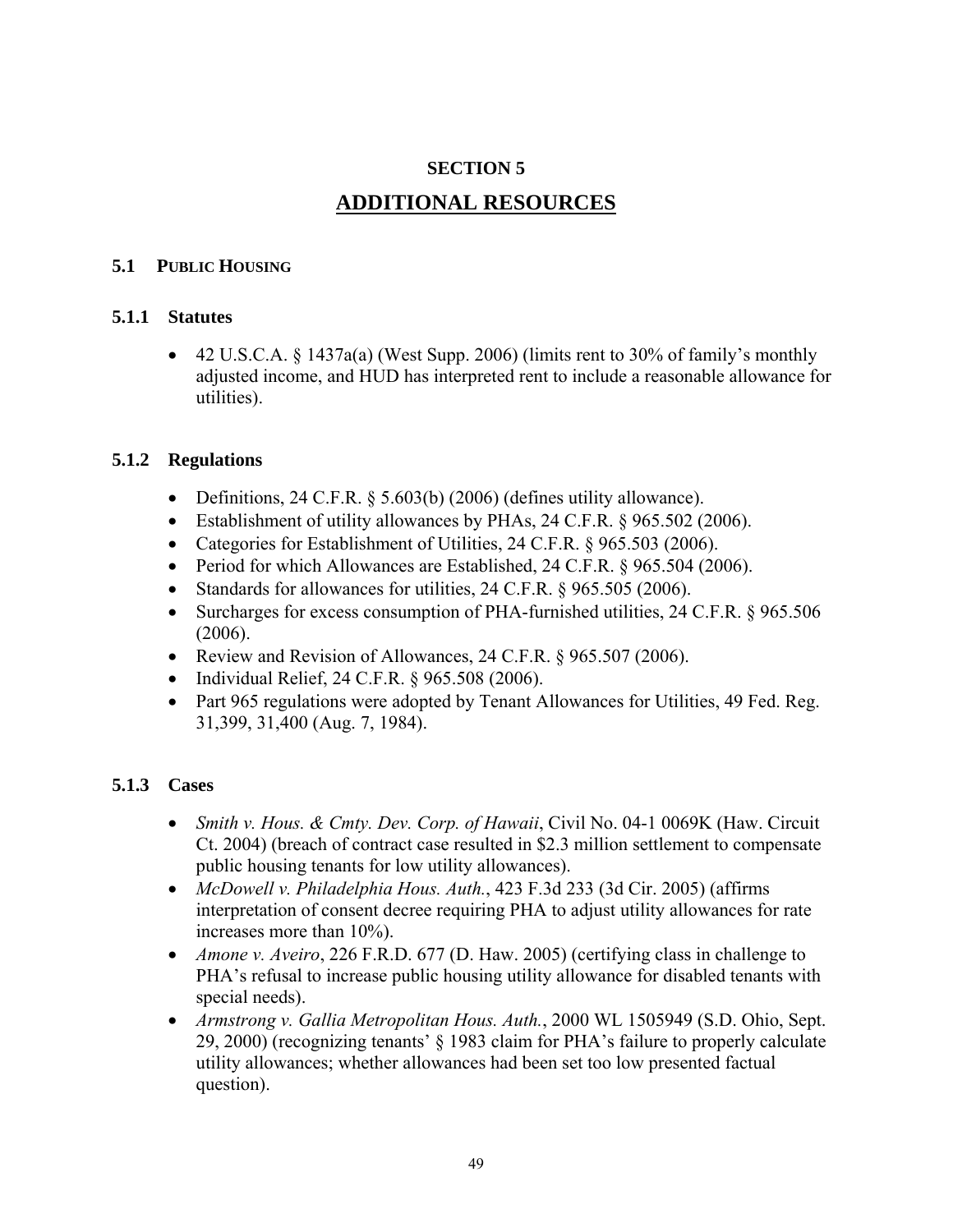# SECTION 5

# ADDITIONAL RESOURCES

## 5.1 PUBLIC HOUSING

### 5.1.1 Statutes

- 42 U.S.C.A. § 1437a(a) (West Supp. 2006) (limits rent to 30% of family's monthly adjusted income, and HUD has interpreted rent to include a reasonable allowance for utilities).

### 5.1.2 Regulations

- Definitions, 24 C.F.R. § 5.603(b) (2006) (defines utility allowance).
- Establishment of utility allowances by PHAs, 24 C.F.R. § 965.502 (2006).
- Categories for Establishment of Utilities, 24 C.F.R. § 965.503 (2006).
- Period for which Allowances are Established, 24 C.F.R. § 965.504 (2006).
- Standards for allowances for utilities, 24 C.F.R. § 965.505 (2006).
- Surcharges for excess consumption of PHA-furnished utilities, 24 C.F.R. § 965.506 (2006).
- Review and Revision of Allowances, 24 C.F.R. § 965.507 (2006).
- Individual Relief, 24 C.F.R. § 965.508 (2006).
- Part 965 regulations were adopted by Tenant Allowances for Utilities, 49 Fed. Reg. 31,399, 31,400 (Aug. 7, 1984).

### 5.1.3 Cases

- *Smith v. Hous. & Cmty. Dev. Corp. of Hawaii*, Civil No. 04-1 0069K (Haw. Circuit Ct. 2004) (breach of contract case resulted in $2.3 million settlement to compensate public housing tenants for low utility allowances).
- *McDowell v. Philadelphia Hous. Auth.*, 423 F.3d 233 (3d Cir. 2005) (affirms interpretation of consent decree requiring PHA to adjust utility allowances for rate increases more than 10%).
- *Amone v. Aveiro*, 226 F.R.D. 677 (D. Haw. 2005) (certifying class in challenge to PHA's refusal to increase public housing utility allowance for disabled tenants with special needs).
- *Armstrong v. Gallia Metropolitan Hous. Auth.*, 2000 WL 1505949 (S.D. Ohio, Sept. 29, 2000) (recognizing tenants' § 1983 claim for PHA's failure to properly calculate utility allowances; whether allowances had been set too low presented factual question).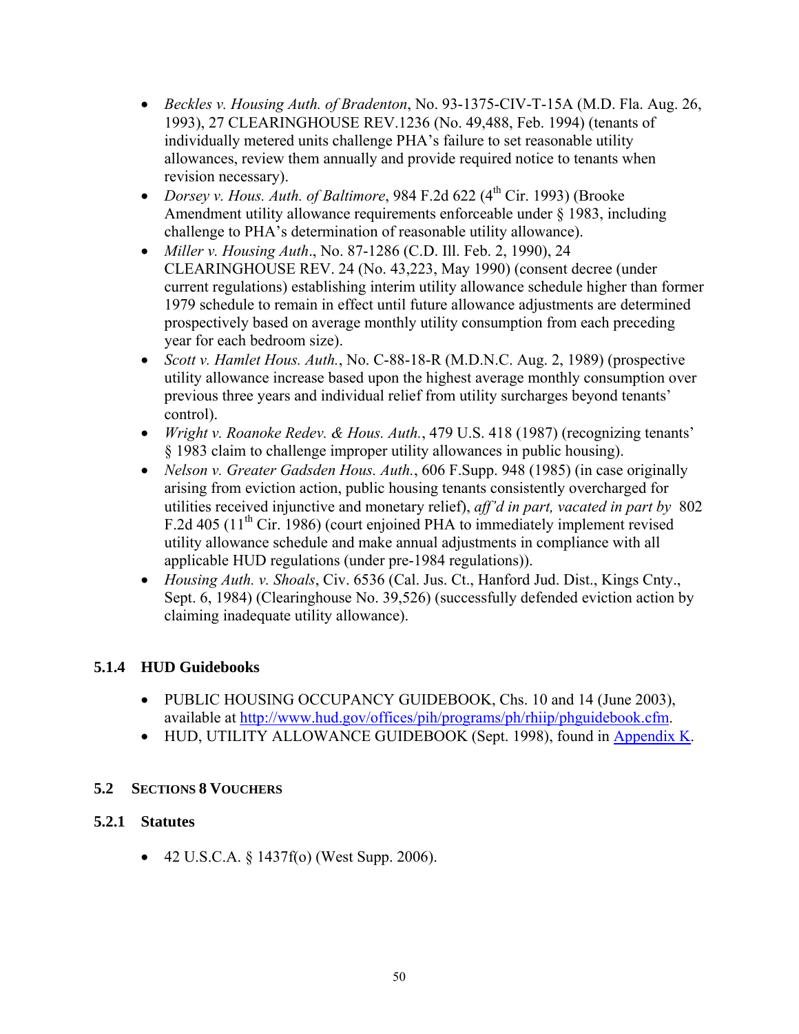- *Beckles v. Housing Auth. of Bradenton*, No. 93-1375-CIV-T-15A (M.D. Fla. Aug. 26, 1993), 27 CLEARINGHOUSE REV.1236 (No. 49,488, Feb. 1994) (tenants of individually metered units challenge PHA's failure to set reasonable utility allowances, review them annually and provide required notice to tenants when revision necessary).
- *Dorsey v. Hous. Auth. of Baltimore*, 984 F.2d 622 (4th Cir. 1993) (Brooke Amendment utility allowance requirements enforceable under § 1983, including challenge to PHA's determination of reasonable utility allowance).
- *Miller v. Housing Auth*., No. 87-1286 (C.D. Ill. Feb. 2, 1990), 24 CLEARINGHOUSE REV. 24 (No. 43,223, May 1990) (consent decree (under current regulations) establishing interim utility allowance schedule higher than former 1979 schedule to remain in effect until future allowance adjustments are determined prospectively based on average monthly utility consumption from each preceding year for each bedroom size).
- *Scott v. Hamlet Hous. Auth.*, No. C-88-18-R (M.D.N.C. Aug. 2, 1989) (prospective utility allowance increase based upon the highest average monthly consumption over previous three years and individual relief from utility surcharges beyond tenants' control).
- *Wright v. Roanoke Redev. & Hous. Auth.*, 479 U.S. 418 (1987) (recognizing tenants' § 1983 claim to challenge improper utility allowances in public housing).
- *Nelson v. Greater Gadsden Hous. Auth.*, 606 F.Supp. 948 (1985) (in case originally arising from eviction action, public housing tenants consistently overcharged for utilities received injunctive and monetary relief), *aff'd in part, vacated in part by* 802 F.2d 405 (11th Cir. 1986) (court enjoined PHA to immediately implement revised utility allowance schedule and make annual adjustments in compliance with all applicable HUD regulations (under pre-1984 regulations)).
- *Housing Auth. v. Shoals*, Civ. 6536 (Cal. Jus. Ct., Hanford Jud. Dist., Kings Cnty., Sept. 6, 1984) (Clearinghouse No. 39,526) (successfully defended eviction action by claiming inadequate utility allowance).

### 5.1.4 HUD Guidebooks

- PUBLIC HOUSING OCCUPANCY GUIDEBOOK, Chs. 10 and 14 (June 2003), available at http://www.hud.gov/offices/pih/programs/ph/rhiip/phguidebook.cfm.
- HUD, UTILITY ALLOWANCE GUIDEBOOK (Sept. 1998), found in Appendix K.

## 5.2 SECTIONS 8 VOUCHERS

### 5.2.1 Statutes

- 42 U.S.C.A. § 1437f(o) (West Supp. 2006).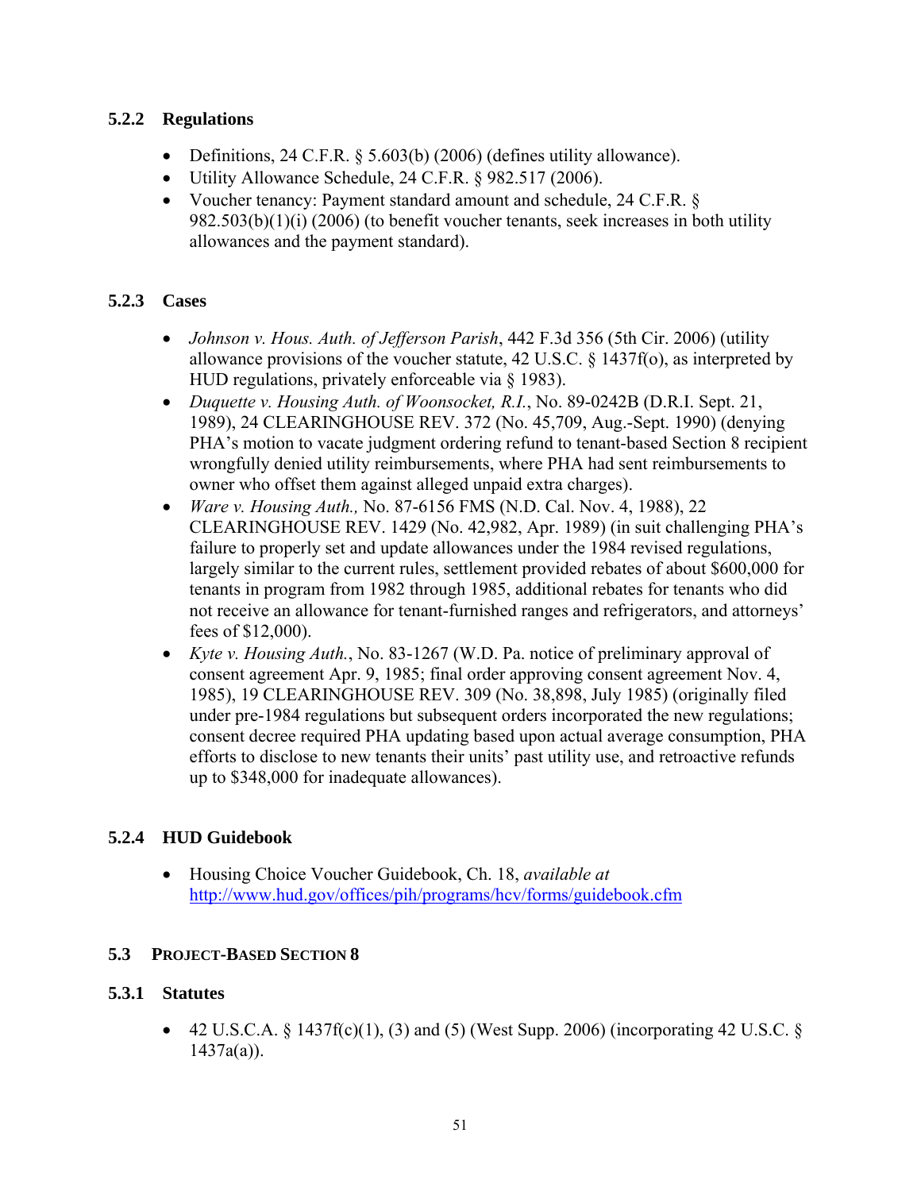### 5.2.2 Regulations

- Definitions, 24 C.F.R. § 5.603(b) (2006) (defines utility allowance).
- Utility Allowance Schedule, 24 C.F.R. § 982.517 (2006).
- Voucher tenancy: Payment standard amount and schedule, 24 C.F.R. § 982.503(b)(1)(i) (2006) (to benefit voucher tenants, seek increases in both utility allowances and the payment standard).

### 5.2.3 Cases

- *Johnson v. Hous. Auth. of Jefferson Parish*, 442 F.3d 356 (5th Cir. 2006) (utility allowance provisions of the voucher statute, 42 U.S.C. § 1437f(o), as interpreted by HUD regulations, privately enforceable via § 1983).
- *Duquette v. Housing Auth. of Woonsocket, R.I.*, No. 89-0242B (D.R.I. Sept. 21, 1989), 24 CLEARINGHOUSE REV. 372 (No. 45,709, Aug.-Sept. 1990) (denying PHA's motion to vacate judgment ordering refund to tenant-based Section 8 recipient wrongfully denied utility reimbursements, where PHA had sent reimbursements to owner who offset them against alleged unpaid extra charges).
- *Ware v. Housing Auth.,* No. 87-6156 FMS (N.D. Cal. Nov. 4, 1988), 22 CLEARINGHOUSE REV. 1429 (No. 42,982, Apr. 1989) (in suit challenging PHA's failure to properly set and update allowances under the 1984 revised regulations, largely similar to the current rules, settlement provided rebates of about $600,000 for tenants in program from 1982 through 1985, additional rebates for tenants who did not receive an allowance for tenant-furnished ranges and refrigerators, and attorneys' fees of $12,000).
- *Kyte v. Housing Auth.*, No. 83-1267 (W.D. Pa. notice of preliminary approval of consent agreement Apr. 9, 1985; final order approving consent agreement Nov. 4, 1985), 19 CLEARINGHOUSE REV. 309 (No. 38,898, July 1985) (originally filed under pre-1984 regulations but subsequent orders incorporated the new regulations; consent decree required PHA updating based upon actual average consumption, PHA efforts to disclose to new tenants their units' past utility use, and retroactive refunds up to $348,000 for inadequate allowances).

### 5.2.4 HUD Guidebook

- Housing Choice Voucher Guidebook, Ch. 18, *available at* http://www.hud.gov/offices/pih/programs/hcv/forms/guidebook.cfm

## 5.3 PROJECT-BASED SECTION 8

### 5.3.1 Statutes

- 42 U.S.C.A. § 1437f(c)(1), (3) and (5) (West Supp. 2006) (incorporating 42 U.S.C. § 1437a(a)).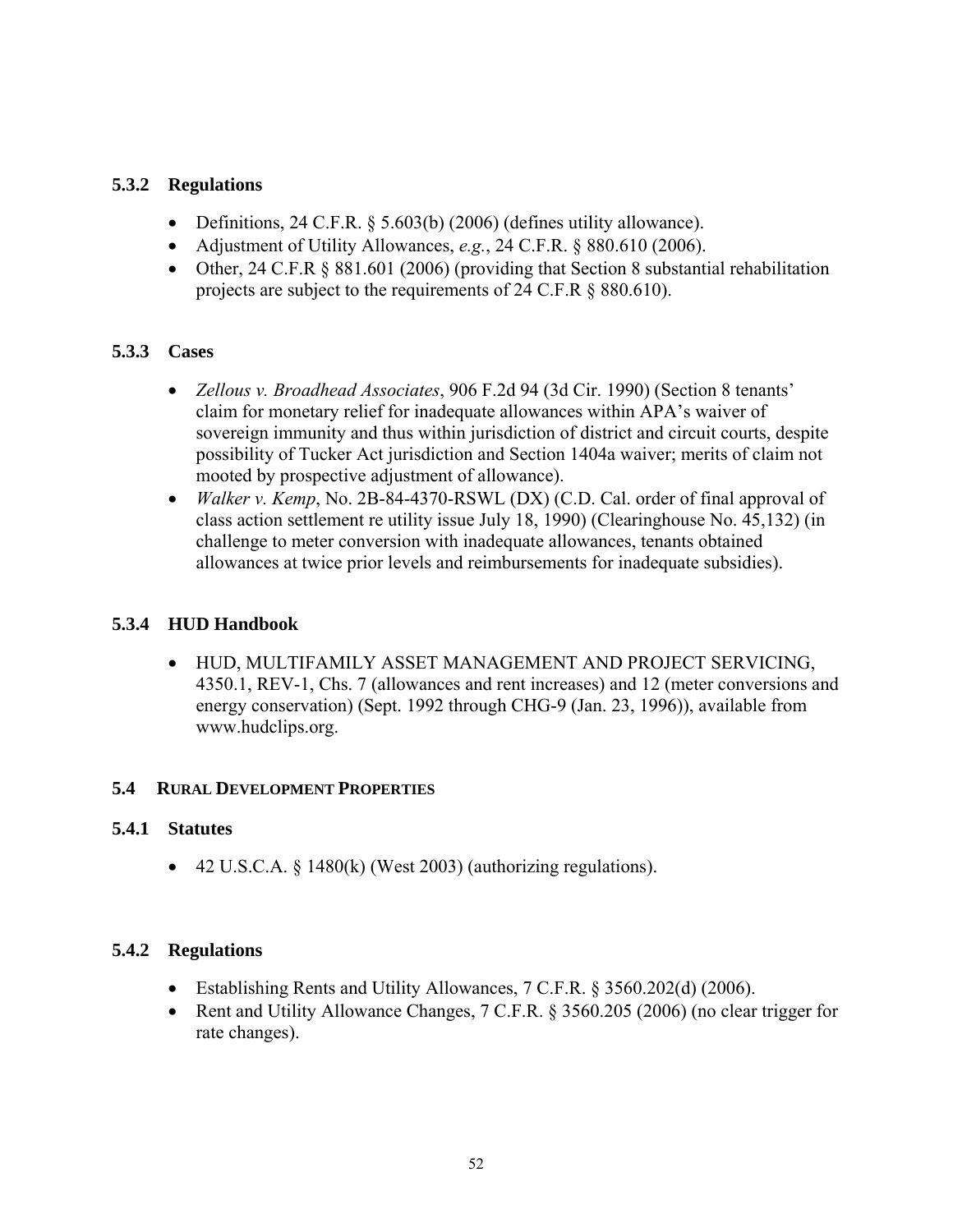### 5.3.2 Regulations

- Definitions, 24 C.F.R. § 5.603(b) (2006) (defines utility allowance).
- Adjustment of Utility Allowances, *e.g.*, 24 C.F.R. § 880.610 (2006).
- Other, 24 C.F.R § 881.601 (2006) (providing that Section 8 substantial rehabilitation projects are subject to the requirements of 24 C.F.R § 880.610).

### 5.3.3 Cases

- *Zellous v. Broadhead Associates*, 906 F.2d 94 (3d Cir. 1990) (Section 8 tenants' claim for monetary relief for inadequate allowances within APA's waiver of sovereign immunity and thus within jurisdiction of district and circuit courts, despite possibility of Tucker Act jurisdiction and Section 1404a waiver; merits of claim not mooted by prospective adjustment of allowance).
- *Walker v. Kemp*, No. 2B-84-4370-RSWL (DX) (C.D. Cal. order of final approval of class action settlement re utility issue July 18, 1990) (Clearinghouse No. 45,132) (in challenge to meter conversion with inadequate allowances, tenants obtained allowances at twice prior levels and reimbursements for inadequate subsidies).

### 5.3.4 HUD Handbook

- HUD, MULTIFAMILY ASSET MANAGEMENT AND PROJECT SERVICING, 4350.1, REV-1, Chs. 7 (allowances and rent increases) and 12 (meter conversions and energy conservation) (Sept. 1992 through CHG-9 (Jan. 23, 1996)), available from www.hudclips.org.

## 5.4 RURAL DEVELOPMENT PROPERTIES

### 5.4.1 Statutes

- 42 U.S.C.A. § 1480(k) (West 2003) (authorizing regulations).

### 5.4.2 Regulations

- Establishing Rents and Utility Allowances, 7 C.F.R. § 3560.202(d) (2006).
- Rent and Utility Allowance Changes, 7 C.F.R. § 3560.205 (2006) (no clear trigger for rate changes).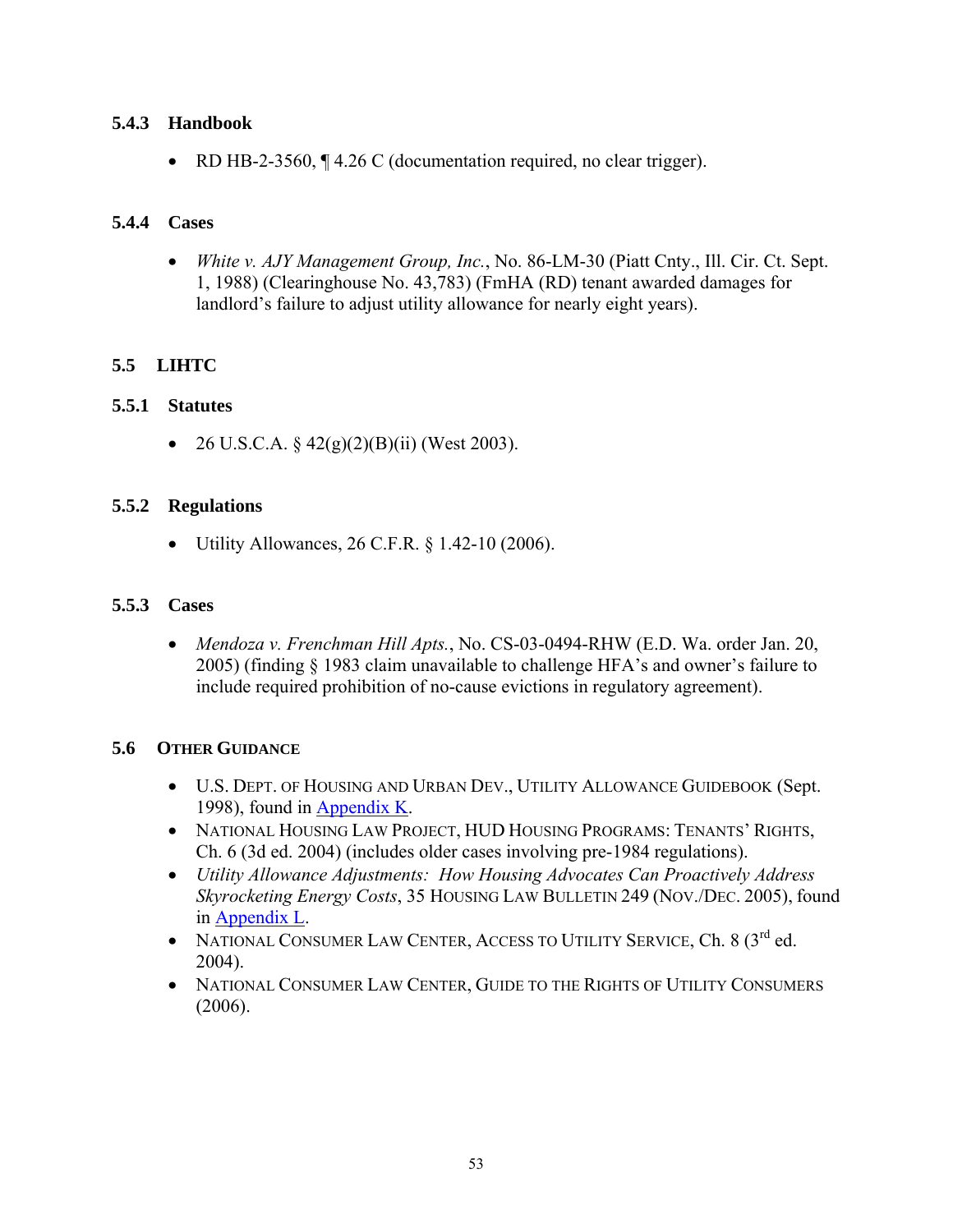### 5.4.3 Handbook

- RD HB-2-3560, ¶ 4.26 C (documentation required, no clear trigger).

### 5.4.4 Cases

- *White v. AJY Management Group, Inc.*, No. 86-LM-30 (Piatt Cnty., Ill. Cir. Ct. Sept. 1, 1988) (Clearinghouse No. 43,783) (FmHA (RD) tenant awarded damages for landlord's failure to adjust utility allowance for nearly eight years).

## 5.5 LIHTC

### 5.5.1 Statutes

- 26 U.S.C.A. § 42(g)(2)(B)(ii) (West 2003).

### 5.5.2 Regulations

- Utility Allowances, 26 C.F.R. § 1.42-10 (2006).

### 5.5.3 Cases

- *Mendoza v. Frenchman Hill Apts.*, No. CS-03-0494-RHW (E.D. Wa. order Jan. 20, 2005) (finding § 1983 claim unavailable to challenge HFA's and owner's failure to include required prohibition of no-cause evictions in regulatory agreement).

## 5.6 Other Guidance

- U.S. Dept. of Housing and Urban Dev., Utility Allowance Guidebook (Sept. 1998), found in Appendix K.
- National Housing Law Project, HUD Housing Programs: Tenants' Rights, Ch. 6 (3d ed. 2004) (includes older cases involving pre-1984 regulations).
- *Utility Allowance Adjustments: How Housing Advocates Can Proactively Address Skyrocketing Energy Costs*, 35 Housing Law Bulletin 249 (Nov./Dec. 2005), found in Appendix L.
- National Consumer Law Center, Access to Utility Service, Ch. 8 (3rd ed. 2004).
- National Consumer Law Center, Guide to the Rights of Utility Consumers (2006).